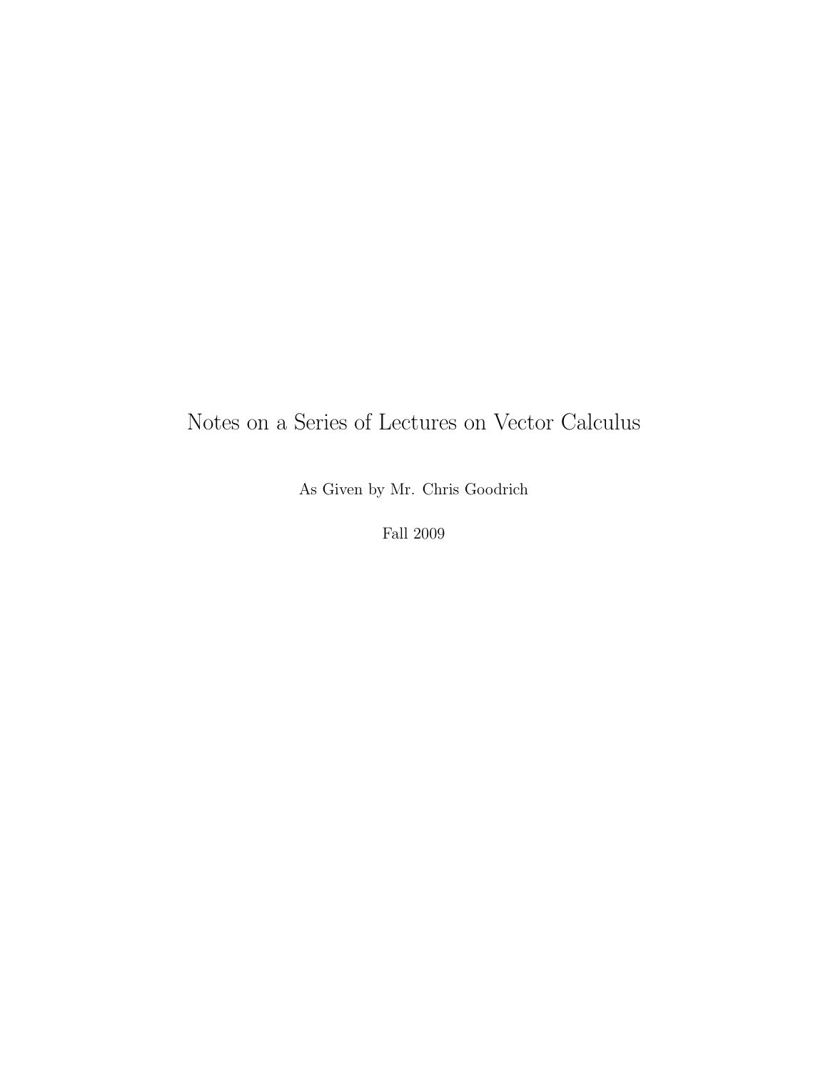# Notes on a Series of Lectures on Vector Calculus

As Given by Mr. Chris Goodrich

Fall 2009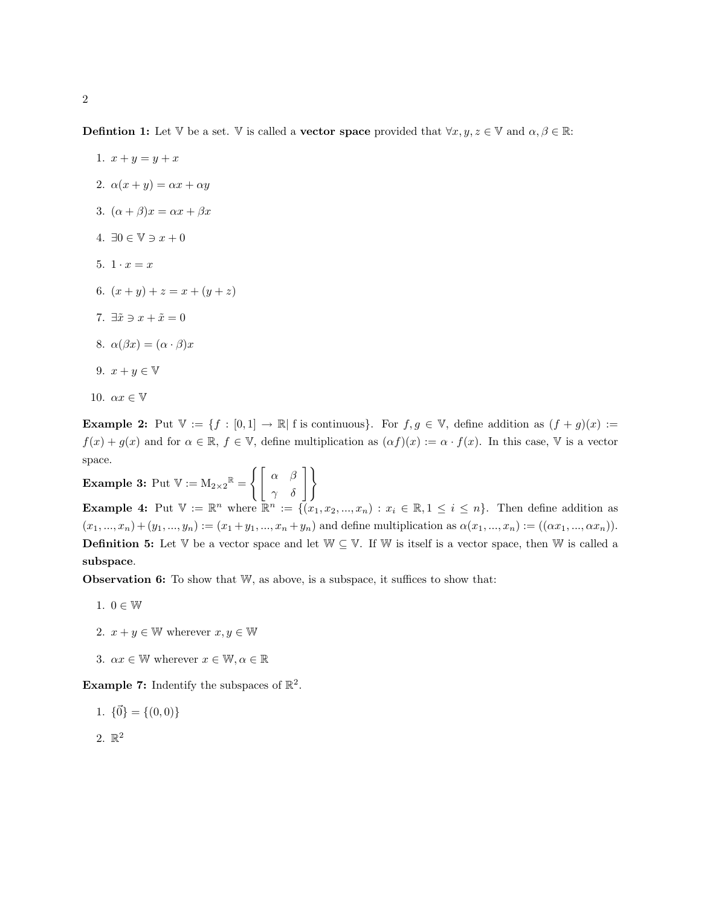**Defintion 1:** Let $\mathbb{V}$ be a set. $\mathbb{V}$ is called a **vector space** provided that $\forall x, y, z \in \mathbb{V}$ and $\alpha, \beta \in \mathbb{R}$:

1. $x + y = y + x$
2. $\alpha(x + y) = \alpha x + \alpha y$
3. $(\alpha + \beta)x = \alpha x + \beta x$
4. $\exists 0 \in \mathbb{V} \ni x + 0$
5. $1 \cdot x = x$
6. $(x + y) + z = x + (y + z)$
7. $\exists \tilde{x} \ni x + \tilde{x} = 0$
8. $\alpha(\beta x) = (\alpha \cdot \beta)x$
9. $x + y \in \mathbb{V}$
10. $\alpha x \in \mathbb{V}$

**Example 2:** Put $\mathbb{V} := \{f : [0,1] \to \mathbb{R} |$ f is continuous$\}$. For $f, g \in \mathbb{V}$, define addition as $(f + g)(x) := f(x) + g(x)$ and for $\alpha \in \mathbb{R}$, $f \in \mathbb{V}$, define multiplication as $(\alpha f)(x) := \alpha \cdot f(x)$. In this case, $\mathbb{V}$ is a vector space.

**Example 3:** Put $\mathbb{V} := \mathrm{M}_{2\times 2}{}^{\mathbb{R}} = \left\{ \begin{bmatrix} \alpha & \beta \\ \gamma & \delta \end{bmatrix} \right\}$

**Example 4:** Put $\mathbb{V} := \mathbb{R}^n$ where $\mathbb{R}^n := \{(x_1, x_2, ..., x_n) : x_i \in \mathbb{R}, 1 \leq i \leq n\}$. Then define addition as $(x_1, ..., x_n) + (y_1, ..., y_n) := (x_1 + y_1, ..., x_n + y_n)$ and define multiplication as $\alpha(x_1, ..., x_n) := ((\alpha x_1, ..., \alpha x_n))$.

**Definition 5:** Let $\mathbb{V}$ be a vector space and let $\mathbb{W} \subseteq \mathbb{V}$. If $\mathbb{W}$ is itself is a vector space, then $\mathbb{W}$ is called a **subspace**.

**Observation 6:** To show that $\mathbb{W}$, as above, is a subspace, it suffices to show that:

1. $0 \in \mathbb{W}$
2. $x + y \in \mathbb{W}$ wherever $x, y \in \mathbb{W}$
3. $\alpha x \in \mathbb{W}$ wherever $x \in \mathbb{W}, \alpha \in \mathbb{R}$

**Example 7:** Indentify the subspaces of $\mathbb{R}^2$.

1. $\{\vec{0}\} = \{(0,0)\}$
2. $\mathbb{R}^2$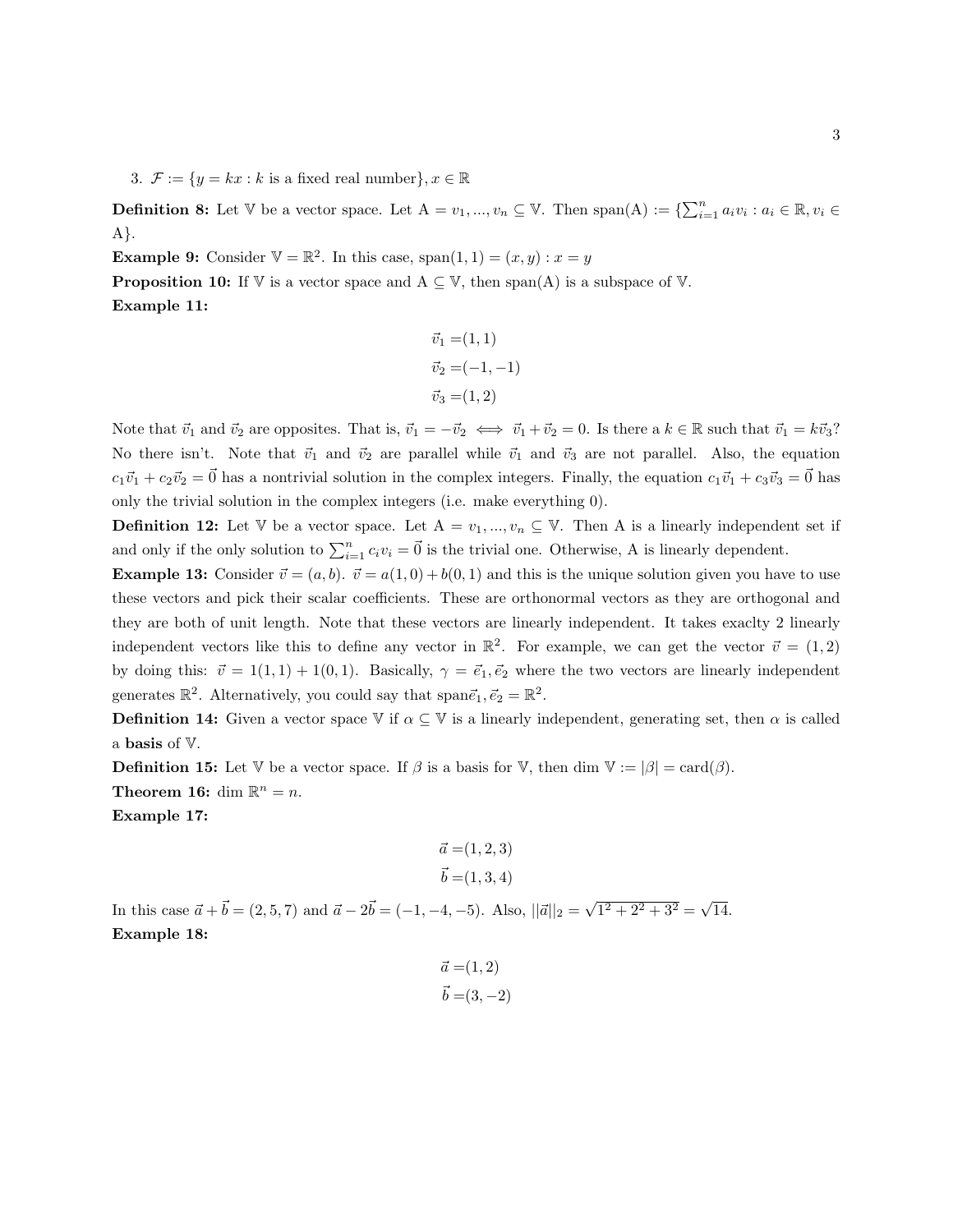3. $\mathcal{F} := \{y = kx : k \text{ is a fixed real number}\}, x \in \mathbb{R}$

**Definition 8:** Let $\mathbb{V}$ be a vector space. Let $\text{A} = v_1, ..., v_n \subseteq \mathbb{V}$. Then $\text{span(A)} := \{\sum_{i=1}^{n} a_i v_i : a_i \in \mathbb{R}, v_i \in \text{A}\}$.

**Example 9:** Consider $\mathbb{V} = \mathbb{R}^2$. In this case, $\text{span}(1, 1) = (x, y) : x = y$

**Proposition 10:** If $\mathbb{V}$ is a vector space and $\text{A} \subseteq \mathbb{V}$, then span(A) is a subspace of $\mathbb{V}$.

**Example 11:**

$$\begin{aligned}
\vec{v}_1 &= (1, 1) \\
\vec{v}_2 &= (-1, -1) \\
\vec{v}_3 &= (1, 2)
\end{aligned}$$

Note that $\vec{v}_1$ and $\vec{v}_2$ are opposites. That is, $\vec{v}_1 = -\vec{v}_2 \iff \vec{v}_1 + \vec{v}_2 = 0$. Is there a $k \in \mathbb{R}$ such that $\vec{v}_1 = k\vec{v}_3$? No there isn't. Note that $\vec{v}_1$ and $\vec{v}_2$ are parallel while $\vec{v}_1$ and $\vec{v}_3$ are not parallel. Also, the equation $c_1\vec{v}_1 + c_2\vec{v}_2 = \vec{0}$ has a nontrivial solution in the complex integers. Finally, the equation $c_1\vec{v}_1 + c_3\vec{v}_3 = \vec{0}$ has only the trivial solution in the complex integers (i.e. make everything 0).

**Definition 12:** Let $\mathbb{V}$ be a vector space. Let $\text{A} = v_1, ..., v_n \subseteq \mathbb{V}$. Then A is a linearly independent set if and only if the only solution to $\sum_{i=1}^{n} c_i v_i = \vec{0}$ is the trivial one. Otherwise, A is linearly dependent.

**Example 13:** Consider $\vec{v} = (a, b)$. $\vec{v} = a(1, 0) + b(0, 1)$ and this is the unique solution given you have to use these vectors and pick their scalar coefficients. These are orthonormal vectors as they are orthogonal and they are both of unit length. Note that these vectors are linearly independent. It takes exaclty 2 linearly independent vectors like this to define any vector in $\mathbb{R}^2$. For example, we can get the vector $\vec{v} = (1, 2)$ by doing this: $\vec{v} = 1(1, 1) + 1(0, 1)$. Basically, $\gamma = \vec{e}_1, \vec{e}_2$ where the two vectors are linearly independent generates $\mathbb{R}^2$. Alternatively, you could say that $\text{span}\vec{e}_1, \vec{e}_2 = \mathbb{R}^2$.

**Definition 14:** Given a vector space $\mathbb{V}$ if $\alpha \subseteq \mathbb{V}$ is a linearly independent, generating set, then $\alpha$ is called a **basis** of $\mathbb{V}$.

**Definition 15:** Let $\mathbb{V}$ be a vector space. If $\beta$ is a basis for $\mathbb{V}$, then $\dim \mathbb{V} := |\beta| = \text{card}(\beta)$.

**Theorem 16:** $\dim \mathbb{R}^n = n$.

**Example 17:**

$$\begin{aligned}
\vec{a} &= (1, 2, 3) \\
\vec{b} &= (1, 3, 4)
\end{aligned}$$

In this case $\vec{a} + \vec{b} = (2, 5, 7)$ and $\vec{a} - 2\vec{b} = (-1, -4, -5)$. Also, $||\vec{a}||_2 = \sqrt{1^2 + 2^2 + 3^2} = \sqrt{14}$.

**Example 18:**

$$\begin{aligned}
\vec{a} &= (1, 2) \\
\vec{b} &= (3, -2)
\end{aligned}$$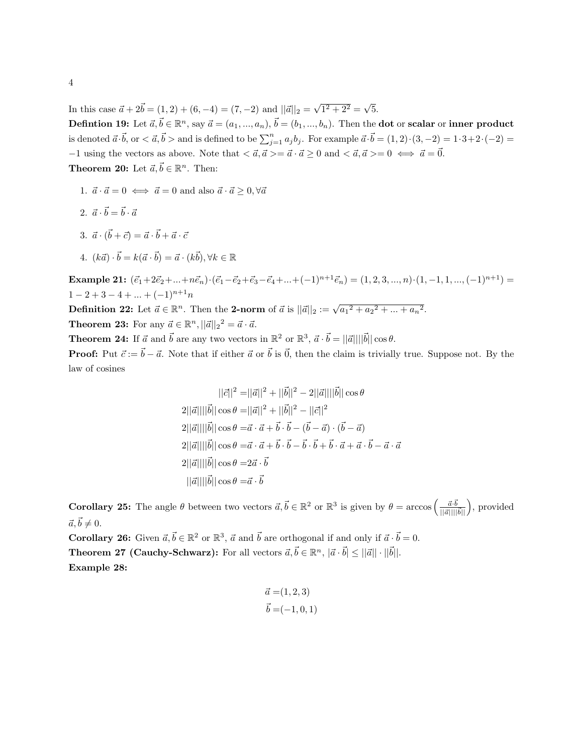In this case $\vec{a}+2\vec{b}=(1,2)+(6,-4)=(7,-2)$ and $||\vec{a}||_2=\sqrt{1^2+2^2}=\sqrt{5}$.

**Defintion 19:** Let $\vec{a},\vec{b}\in\mathbb{R}^n$, say $\vec{a}=(a_1,...,a_n)$, $\vec{b}=(b_1,...,b_n)$. Then the **dot** or **scalar** or **inner product** is denoted $\vec{a}\cdot\vec{b}$, or $<\vec{a},\vec{b}>$ and is defined to be $\sum_{j=1}^n a_j b_j$. For example $\vec{a}\cdot\vec{b}=(1,2)\cdot(3,-2)=1\cdot 3+2\cdot(-2)=-1$ using the vectors as above. Note that $<\vec{a},\vec{a}>=\vec{a}\cdot\vec{a}\geq 0$ and $<\vec{a},\vec{a}>=0 \iff \vec{a}=\vec{0}$.

**Theorem 20:** Let $\vec{a},\vec{b}\in\mathbb{R}^n$. Then:

1. $\vec{a}\cdot\vec{a}=0 \iff \vec{a}=0$ and also $\vec{a}\cdot\vec{a}\geq 0,\forall\vec{a}$
2. $\vec{a}\cdot\vec{b}=\vec{b}\cdot\vec{a}$
3. $\vec{a}\cdot(\vec{b}+\vec{c})=\vec{a}\cdot\vec{b}+\vec{a}\cdot\vec{c}$
4. $(k\vec{a})\cdot\vec{b}=k(\vec{a}\cdot\vec{b})=\vec{a}\cdot(k\vec{b}),\forall k\in\mathbb{R}$

**Example 21:** $(\vec{e}_1+2\vec{e}_2+...+n\vec{e}_n)\cdot(\vec{e}_1-\vec{e}_2+\vec{e}_3-\vec{e}_4+...+(-1)^{n+1}\vec{e}_n)=(1,2,3,...,n)\cdot(1,-1,1,...,(-1)^{n+1})=1-2+3-4+...+(-1)^{n+1}n$

**Definition 22:** Let $\vec{a}\in\mathbb{R}^n$. Then the **2-norm** of $\vec{a}$ is $||\vec{a}||_2:=\sqrt{{a_1}^2+{a_2}^2+...+{a_n}^2}$.

**Theorem 23:** For any $\vec{a}\in\mathbb{R}^n, {||\vec{a}||_2}^2=\vec{a}\cdot\vec{a}$.

**Theorem 24:** If $\vec{a}$ and $\vec{b}$ are any two vectors in $\mathbb{R}^2$ or $\mathbb{R}^3$, $\vec{a}\cdot\vec{b}=||\vec{a}||||\vec{b}||\cos\theta$.

**Proof:** Put $\vec{c}:=\vec{b}-\vec{a}$. Note that if either $\vec{a}$ or $\vec{b}$ is $\vec{0}$, then the claim is trivially true. Suppose not. By the law of cosines

$$
\begin{aligned}
||\vec{c}||^2 =& ||\vec{a}||^2+||\vec{b}||^2-2||\vec{a}||||\vec{b}||\cos\theta\\
2||\vec{a}||||\vec{b}||\cos\theta =& ||\vec{a}||^2+||\vec{b}||^2-||\vec{c}||^2\\
2||\vec{a}||||\vec{b}||\cos\theta =& \vec{a}\cdot\vec{a}+\vec{b}\cdot\vec{b}-(\vec{b}-\vec{a})\cdot(\vec{b}-\vec{a})\\
2||\vec{a}||||\vec{b}||\cos\theta =& \vec{a}\cdot\vec{a}+\vec{b}\cdot\vec{b}-\vec{b}\cdot\vec{b}+\vec{b}\cdot\vec{a}+\vec{a}\cdot\vec{b}-\vec{a}\cdot\vec{a}\\
2||\vec{a}||||\vec{b}||\cos\theta =& 2\vec{a}\cdot\vec{b}\\
||\vec{a}||||\vec{b}||\cos\theta =& \vec{a}\cdot\vec{b}
\end{aligned}
$$

**Corollary 25:** The angle $\theta$ between two vectors $\vec{a},\vec{b}\in\mathbb{R}^2$ or $\mathbb{R}^3$ is given by $\theta=\arccos\left(\frac{\vec{a}\cdot\vec{b}}{||\vec{a}||||\vec{b}||}\right)$, provided $\vec{a},\vec{b}\neq 0$.

**Corollary 26:** Given $\vec{a},\vec{b}\in\mathbb{R}^2$ or $\mathbb{R}^3$, $\vec{a}$ and $\vec{b}$ are orthogonal if and only if $\vec{a}\cdot\vec{b}=0$.

**Theorem 27 (Cauchy-Schwarz):** For all vectors $\vec{a},\vec{b}\in\mathbb{R}^n$, $|\vec{a}\cdot\vec{b}|\leq||\vec{a}||\cdot||\vec{b}||$.

**Example 28:**

$$
\begin{aligned}
\vec{a} =& (1,2,3)\\
\vec{b} =& (-1,0,1)
\end{aligned}
$$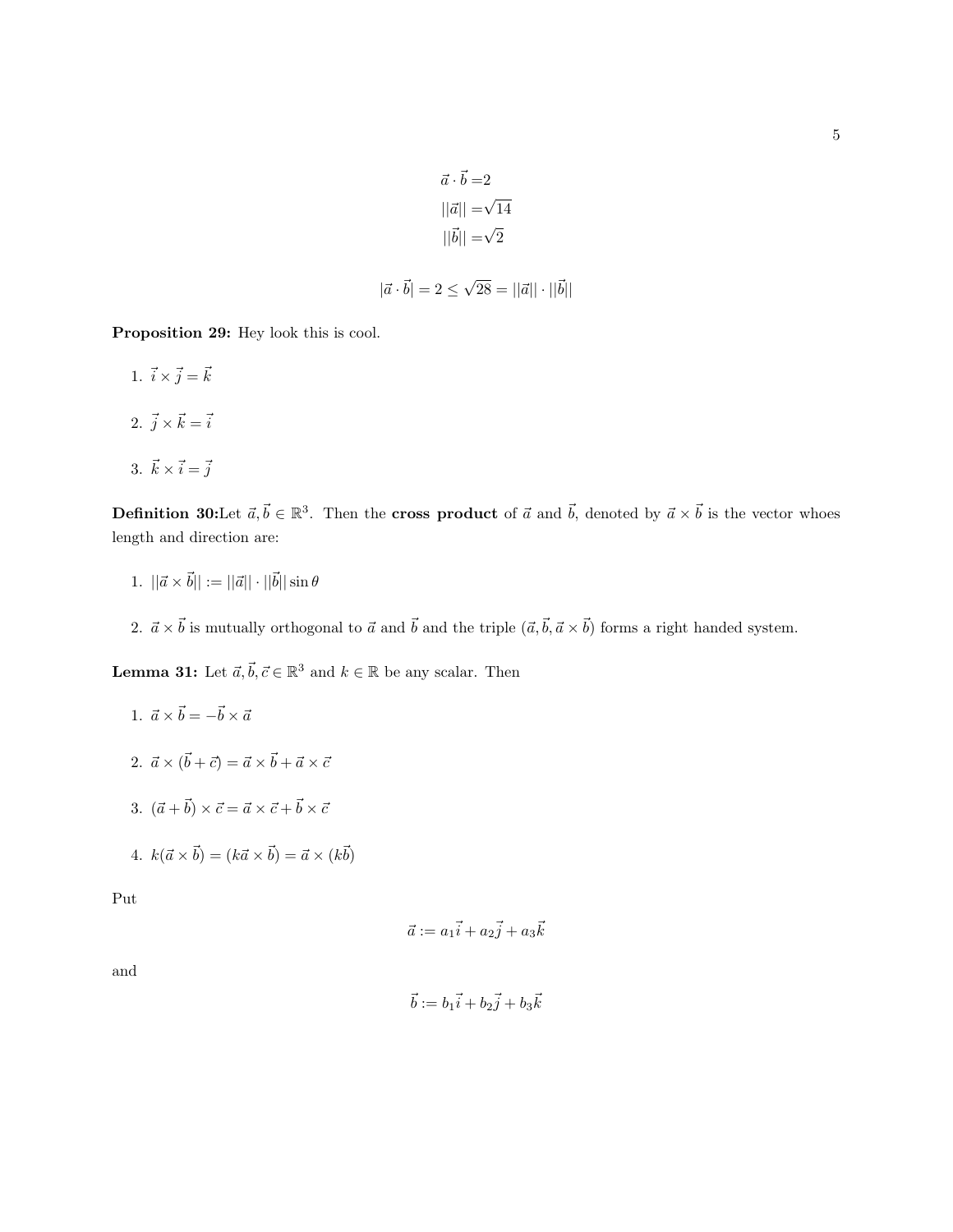$$\vec{a} \cdot \vec{b} = 2$$
$$||\vec{a}|| = \sqrt{14}$$
$$||\vec{b}|| = \sqrt{2}$$

$$|\vec{a} \cdot \vec{b}| = 2 \leq \sqrt{28} = ||\vec{a}|| \cdot ||\vec{b}||$$

**Proposition 29:** Hey look this is cool.

1. $\vec{i} \times \vec{j} = \vec{k}$

2. $\vec{j} \times \vec{k} = \vec{i}$

3. $\vec{k} \times \vec{i} = \vec{j}$

**Definition 30:**Let $\vec{a}, \vec{b} \in \mathbb{R}^3$. Then the **cross product** of $\vec{a}$ and $\vec{b}$, denoted by $\vec{a} \times \vec{b}$ is the vector whoes length and direction are:

1. $||\vec{a} \times \vec{b}|| := ||\vec{a}|| \cdot ||\vec{b}|| \sin \theta$

2. $\vec{a} \times \vec{b}$ is mutually orthogonal to $\vec{a}$ and $\vec{b}$ and the triple $(\vec{a}, \vec{b}, \vec{a} \times \vec{b})$ forms a right handed system.

**Lemma 31:** Let $\vec{a}, \vec{b}, \vec{c} \in \mathbb{R}^3$ and $k \in \mathbb{R}$ be any scalar. Then

1. $\vec{a} \times \vec{b} = -\vec{b} \times \vec{a}$

2. $\vec{a} \times (\vec{b} + \vec{c}) = \vec{a} \times \vec{b} + \vec{a} \times \vec{c}$

3. $(\vec{a} + \vec{b}) \times \vec{c} = \vec{a} \times \vec{c} + \vec{b} \times \vec{c}$

4. $k(\vec{a} \times \vec{b}) = (k\vec{a} \times \vec{b}) = \vec{a} \times (k\vec{b})$

Put

$$\vec{a} := a_1\vec{i} + a_2\vec{j} + a_3\vec{k}$$

and

$$\vec{b} := b_1\vec{i} + b_2\vec{j} + b_3\vec{k}$$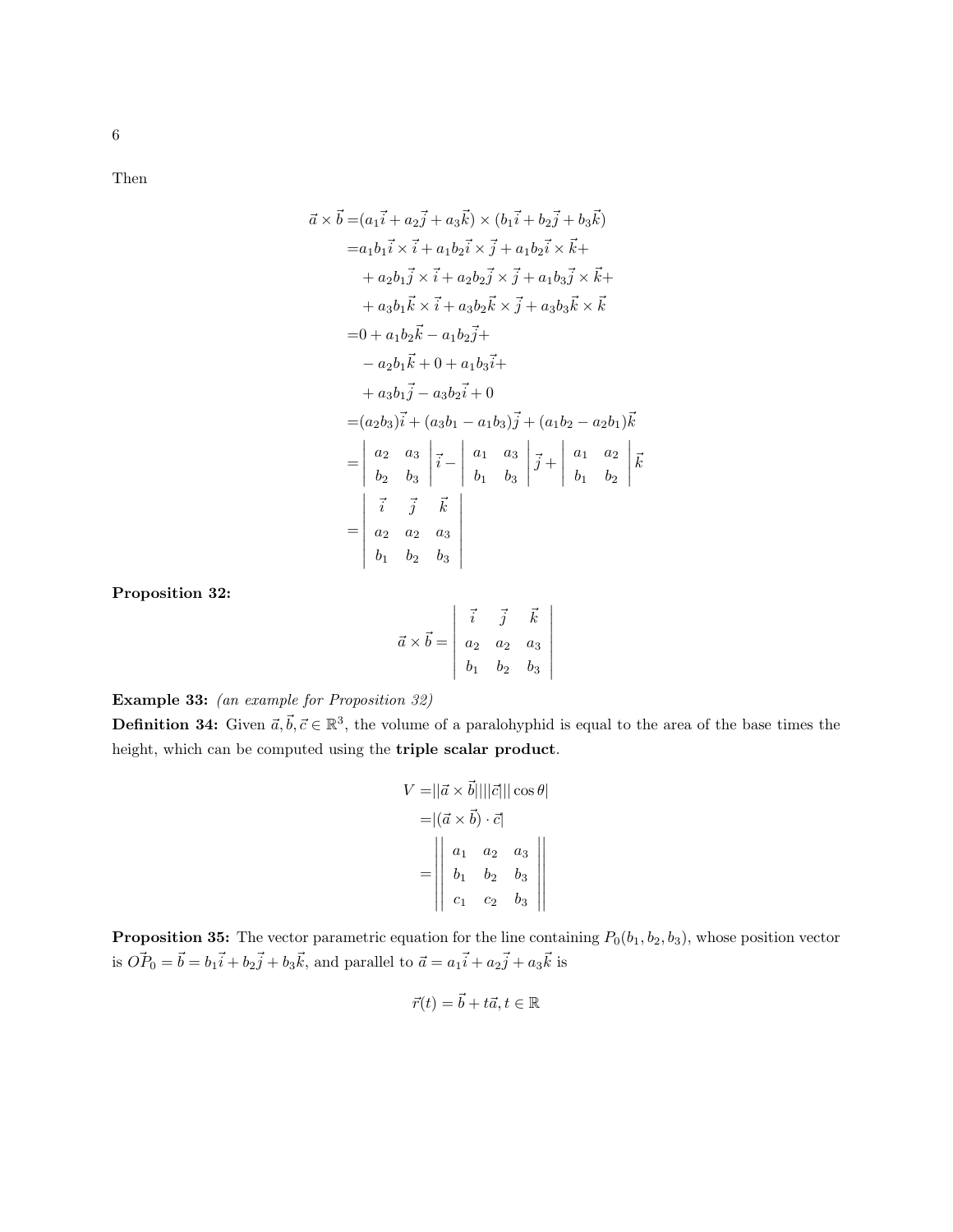Then

$$
\begin{aligned}
\vec{a} \times \vec{b} =& (a_1\vec{i} + a_2\vec{j} + a_3\vec{k}) \times (b_1\vec{i} + b_2\vec{j} + b_3\vec{k}) \\
=& a_1b_1\vec{i} \times \vec{i} + a_1b_2\vec{i} \times \vec{j} + a_1b_2\vec{i} \times \vec{k} + \\
& + a_2b_1\vec{j} \times \vec{i} + a_2b_2\vec{j} \times \vec{j} + a_1b_3\vec{j} \times \vec{k} + \\
& + a_3b_1\vec{k} \times \vec{i} + a_3b_2\vec{k} \times \vec{j} + a_3b_3\vec{k} \times \vec{k} \\
=& 0 + a_1b_2\vec{k} - a_1b_2\vec{j} + \\
& - a_2b_1\vec{k} + 0 + a_1b_3\vec{i} + \\
& + a_3b_1\vec{j} - a_3b_2\vec{i} + 0 \\
=& (a_2b_3)\vec{i} + (a_3b_1 - a_1b_3)\vec{j} + (a_1b_2 - a_2b_1)\vec{k} \\
=& \begin{vmatrix} a_2 & a_3 \\ b_2 & b_3 \end{vmatrix} \vec{i} - \begin{vmatrix} a_1 & a_3 \\ b_1 & b_3 \end{vmatrix} \vec{j} + \begin{vmatrix} a_1 & a_2 \\ b_1 & b_2 \end{vmatrix} \vec{k} \\
=& \begin{vmatrix} \vec{i} & \vec{j} & \vec{k} \\ a_2 & a_2 & a_3 \\ b_1 & b_2 & b_3 \end{vmatrix}
\end{aligned}
$$

**Proposition 32:**

$$
\vec{a} \times \vec{b} = \begin{vmatrix} \vec{i} & \vec{j} & \vec{k} \\ a_2 & a_2 & a_3 \\ b_1 & b_2 & b_3 \end{vmatrix}
$$

**Example 33:** *(an example for Proposition 32)*

**Definition 34:** Given $\vec{a}, \vec{b}, \vec{c} \in \mathbb{R}^3$, the volume of a paralohyphid is equal to the area of the base times the height, which can be computed using the **triple scalar product**.

$$
\begin{aligned}
V =& ||\vec{a} \times \vec{b}|| ||\vec{c}|| |\cos\theta| \\
=& |(\vec{a} \times \vec{b}) \cdot \vec{c}| \\
=& \left| \begin{vmatrix} a_1 & a_2 & a_3 \\ b_1 & b_2 & b_3 \\ c_1 & c_2 & b_3 \end{vmatrix} \right|
\end{aligned}
$$

**Proposition 35:** The vector parametric equation for the line containing $P_0(b_1, b_2, b_3)$, whose position vector is $O\vec{P}_0 = \vec{b} = b_1\vec{i} + b_2\vec{j} + b_3\vec{k}$, and parallel to $\vec{a} = a_1\vec{i} + a_2\vec{j} + a_3\vec{k}$ is

$$
\vec{r}(t) = \vec{b} + t\vec{a}, t \in \mathbb{R}
$$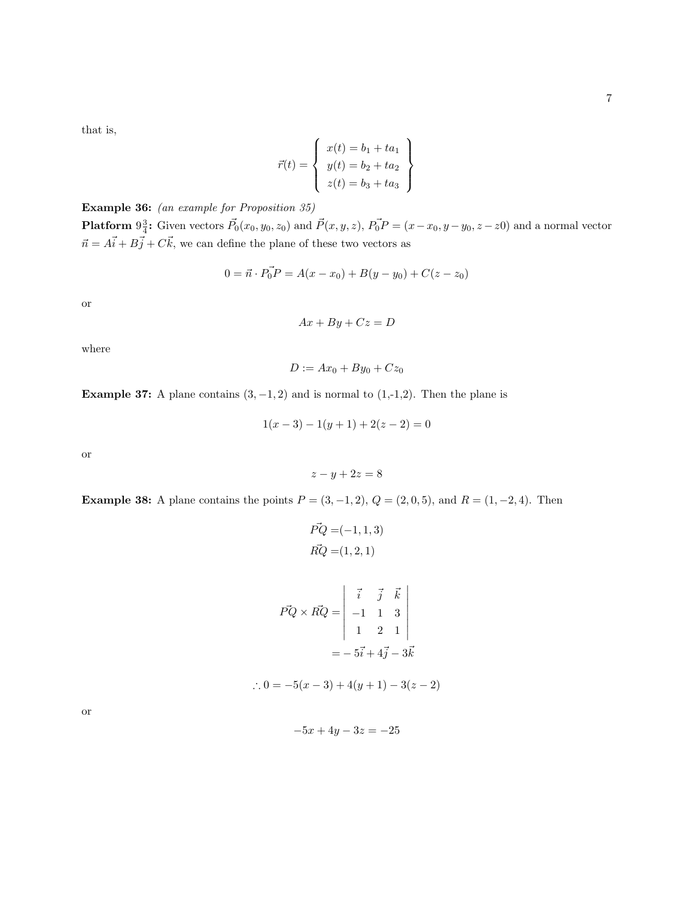that is,

$$\vec{r}(t) = \left\{ \begin{array}{l} x(t) = b_1 + ta_1 \\ y(t) = b_2 + ta_2 \\ z(t) = b_3 + ta_3 \end{array} \right\}$$

**Example 36:** *(an example for Proposition 35)*

**Platform $9\frac{3}{4}$:** Given vectors $\vec{P_0}(x_0, y_0, z_0)$ and $\vec{P}(x, y, z)$, $\vec{P_0P} = (x - x_0, y - y_0, z - z0)$ and a normal vector $\vec{n} = A\vec{i} + B\vec{j} + C\vec{k}$, we can define the plane of these two vectors as

$$0 = \vec{n} \cdot \vec{P_0P} = A(x - x_0) + B(y - y_0) + C(z - z_0)$$

or

$$Ax + By + Cz = D$$

where

$$D := Ax_0 + By_0 + Cz_0$$

**Example 37:** A plane contains $(3, -1, 2)$ and is normal to (1,-1,2). Then the plane is

$$1(x - 3) - 1(y + 1) + 2(z - 2) = 0$$

or

$$z - y + 2z = 8$$

**Example 38:** A plane contains the points $P = (3, -1, 2)$, $Q = (2, 0, 5)$, and $R = (1, -2, 4)$. Then

$$\begin{aligned} \vec{PQ} =& (-1, 1, 3) \\ \vec{RQ} =& (1, 2, 1) \end{aligned}$$

$$\begin{aligned} \vec{PQ} \times \vec{RQ} =& \begin{vmatrix} \vec{i} & \vec{j} & \vec{k} \\ -1 & 1 & 3 \\ 1 & 2 & 1 \end{vmatrix} \\ =& -5\vec{i} + 4\vec{j} - 3\vec{k} \end{aligned}$$

$$\therefore 0 = -5(x - 3) + 4(y + 1) - 3(z - 2)$$

or

$$-5x + 4y - 3z = -25$$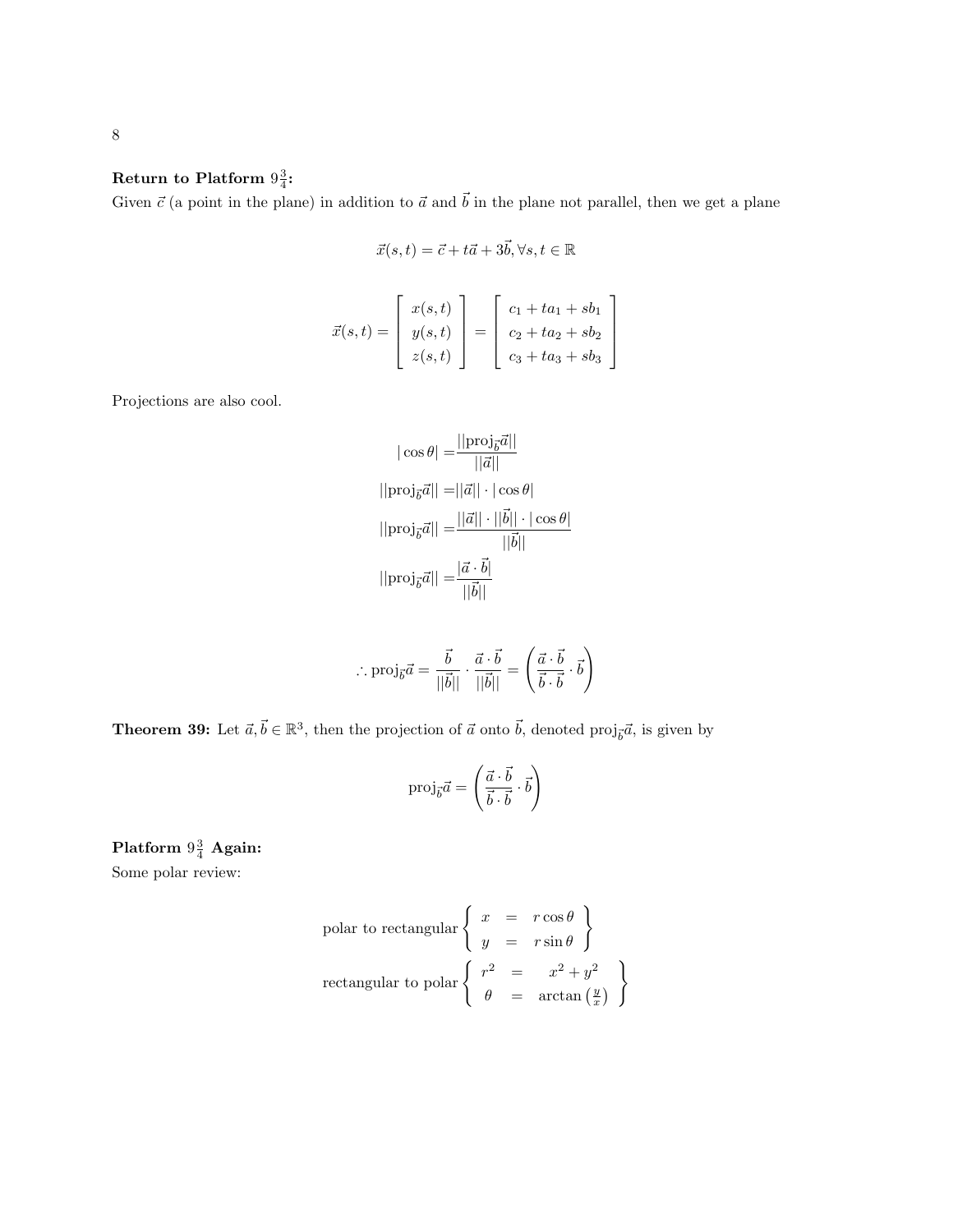**Return to Platform $9\frac{3}{4}$:**

Given $\vec{c}$ (a point in the plane) in addition to $\vec{a}$ and $\vec{b}$ in the plane not parallel, then we get a plane

$$\vec{x}(s,t) = \vec{c} + t\vec{a} + 3\vec{b}, \forall s,t \in \mathbb{R}$$

$$\vec{x}(s,t) = \begin{bmatrix} x(s,t) \\ y(s,t) \\ z(s,t) \end{bmatrix} = \begin{bmatrix} c_1 + ta_1 + sb_1 \\ c_2 + ta_2 + sb_2 \\ c_3 + ta_3 + sb_3 \end{bmatrix}$$

Projections are also cool.

$$\begin{aligned}
|\cos\theta| &= \frac{||\text{proj}_{\vec{b}}\vec{a}||}{||\vec{a}||} \\
||\text{proj}_{\vec{b}}\vec{a}|| &= ||\vec{a}|| \cdot |\cos\theta| \\
||\text{proj}_{\vec{b}}\vec{a}|| &= \frac{||\vec{a}|| \cdot ||\vec{b}|| \cdot |\cos\theta|}{||\vec{b}||} \\
||\text{proj}_{\vec{b}}\vec{a}|| &= \frac{|\vec{a} \cdot \vec{b}|}{||\vec{b}||}
\end{aligned}$$

$$\therefore \text{proj}_{\vec{b}}\vec{a} = \frac{\vec{b}}{||\vec{b}||} \cdot \frac{\vec{a} \cdot \vec{b}}{||\vec{b}||} = \left( \frac{\vec{a} \cdot \vec{b}}{\vec{b} \cdot \vec{b}} \cdot \vec{b} \right)$$

**Theorem 39:** Let $\vec{a}, \vec{b} \in \mathbb{R}^3$, then the projection of $\vec{a}$ onto $\vec{b}$, denoted $\text{proj}_{\vec{b}}\vec{a}$, is given by

$$\text{proj}_{\vec{b}}\vec{a} = \left( \frac{\vec{a} \cdot \vec{b}}{\vec{b} \cdot \vec{b}} \cdot \vec{b} \right)$$

**Platform $9\frac{3}{4}$ Again:**

Some polar review:

$$\text{polar to rectangular} \left\{ \begin{array}{rcl} x &=& r\cos\theta \\ y &=& r\sin\theta \end{array} \right\}$$

$$\text{rectangular to polar} \left\{ \begin{array}{rcl} r^2 &=& x^2 + y^2 \\ \theta &=& \arctan\left(\frac{y}{x}\right) \end{array} \right\}$$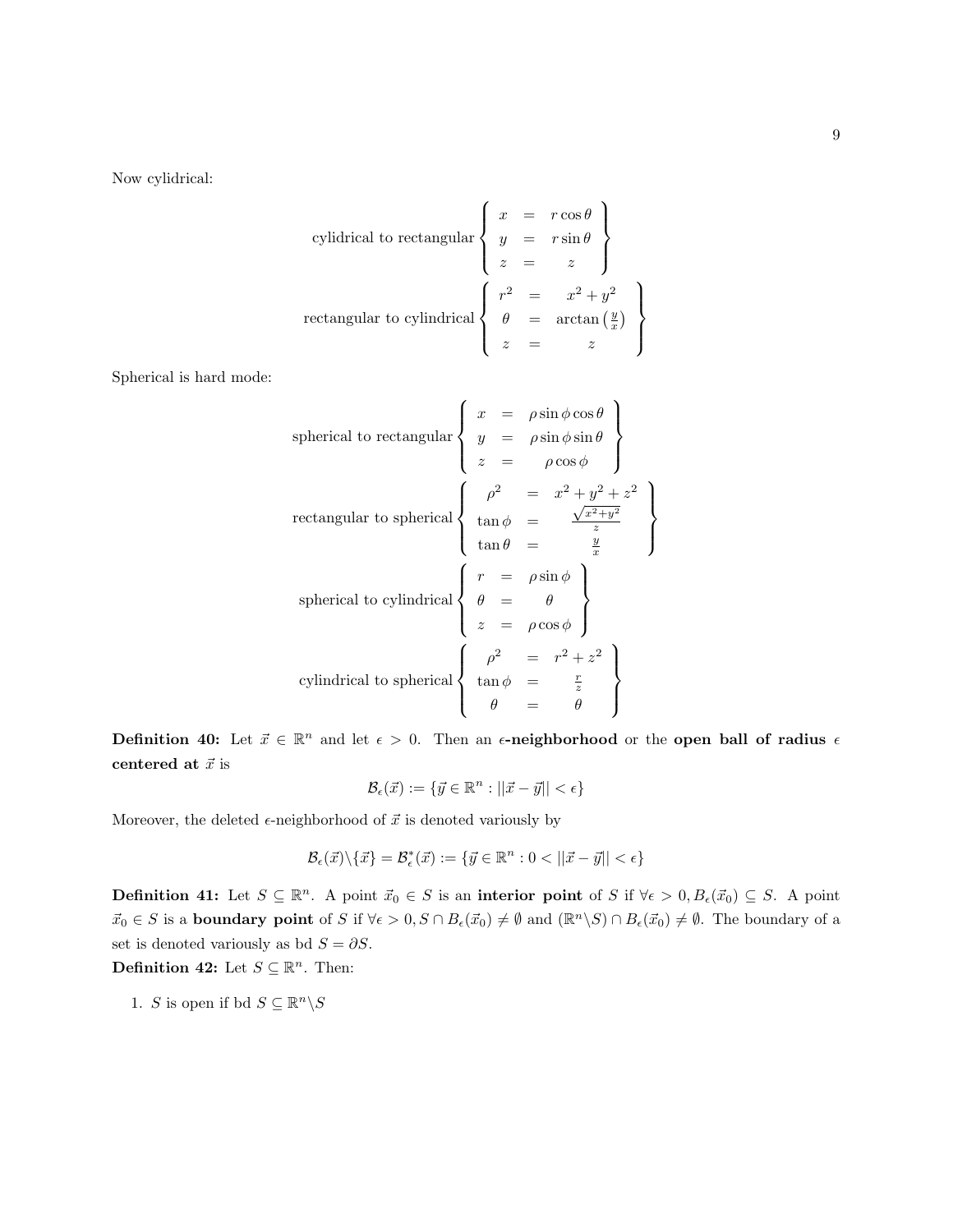Now cylidrical:

$$\text{cylidrical to rectangular}\left\{\begin{array}{ccc} x & = & r\cos\theta \\ y & = & r\sin\theta \\ z & = & z \end{array}\right\}$$

$$\text{rectangular to cylindrical}\left\{\begin{array}{ccc} r^2 & = & x^2+y^2 \\ \theta & = & \arctan\left(\frac{y}{x}\right) \\ z & = & z \end{array}\right\}$$

Spherical is hard mode:

$$\text{spherical to rectangular}\left\{\begin{array}{ccc} x & = & \rho\sin\phi\cos\theta \\ y & = & \rho\sin\phi\sin\theta \\ z & = & \rho\cos\phi \end{array}\right\}$$

$$\text{rectangular to spherical}\left\{\begin{array}{ccc} \rho^2 & = & x^2+y^2+z^2 \\ \tan\phi & = & \frac{\sqrt{x^2+y^2}}{z} \\ \tan\theta & = & \frac{y}{x} \end{array}\right\}$$

$$\text{spherical to cylindrical}\left\{\begin{array}{ccc} r & = & \rho\sin\phi \\ \theta & = & \theta \\ z & = & \rho\cos\phi \end{array}\right\}$$

$$\text{cylindrical to spherical}\left\{\begin{array}{ccc} \rho^2 & = & r^2+z^2 \\ \tan\phi & = & \frac{r}{z} \\ \theta & = & \theta \end{array}\right\}$$

**Definition 40:** Let $\vec{x}\in\mathbb{R}^n$ and let $\epsilon>0$. Then an **$\epsilon$-neighborhood** or the **open ball of radius $\epsilon$ centered at $\vec{x}$** is

$$\mathcal{B}_\epsilon(\vec{x}) := \{\vec{y}\in\mathbb{R}^n : ||\vec{x}-\vec{y}|| < \epsilon\}$$

Moreover, the deleted $\epsilon$-neighborhood of $\vec{x}$ is denoted variously by

$$\mathcal{B}_\epsilon(\vec{x})\backslash\{\vec{x}\} = \mathcal{B}^*_\epsilon(\vec{x}) := \{\vec{y}\in\mathbb{R}^n : 0 < ||\vec{x}-\vec{y}|| < \epsilon\}$$

**Definition 41:** Let $S\subseteq\mathbb{R}^n$. A point $\vec{x}_0\in S$ is an **interior point** of $S$ if $\forall\epsilon>0, B_\epsilon(\vec{x}_0)\subseteq S$. A point $\vec{x}_0\in S$ is a **boundary point** of $S$ if $\forall\epsilon>0, S\cap B_\epsilon(\vec{x}_0)\neq\emptyset$ and $(\mathbb{R}^n\backslash S)\cap B_\epsilon(\vec{x}_0)\neq\emptyset$. The boundary of a set is denoted variously as bd $S=\partial S$.

**Definition 42:** Let $S\subseteq\mathbb{R}^n$. Then:

1. $S$ is open if bd $S\subseteq\mathbb{R}^n\backslash S$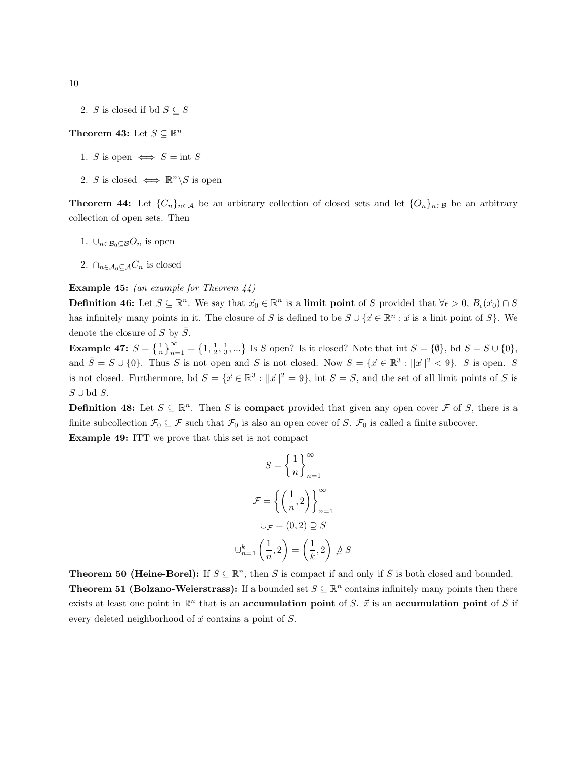2. $S$ is closed if bd $S \subseteq S$

**Theorem 43:** Let $S \subseteq \mathbb{R}^n$

1. $S$ is open $\iff S = \text{int } S$

2. $S$ is closed $\iff \mathbb{R}^n \backslash S$ is open

**Theorem 44:** Let $\{C_n\}_{n \in \mathcal{A}}$ be an arbitrary collection of closed sets and let $\{O_n\}_{n \in \mathcal{B}}$ be an arbitrary collection of open sets. Then

1. $\cup_{n \in \mathcal{B}_0 \subseteq \mathcal{B}} O_n$ is open

2. $\cap_{n \in \mathcal{A}_0 \subseteq \mathcal{A}} C_n$ is closed

**Example 45:** *(an example for Theorem 44)*

**Definition 46:** Let $S \subseteq \mathbb{R}^n$. We say that $\vec{x}_0 \in \mathbb{R}^n$ is a **limit point** of $S$ provided that $\forall \epsilon > 0$, $B_\epsilon(\vec{x}_0) \cap S$ has infinitely many points in it. The closure of $S$ is defined to be $S \cup \{\vec{x} \in \mathbb{R}^n : \vec{x} \text{ is a linit point of } S\}$. We denote the closure of $S$ by $\bar{S}$.

**Example 47:** $S = \left\{\frac{1}{n}\right\}_{n=1}^{\infty} = \left\{1, \frac{1}{2}, \frac{1}{3}, ...\right\}$ Is $S$ open? Is it closed? Note that int $S = \{\emptyset\}$, bd $S = S \cup \{0\}$, and $\bar{S} = S \cup \{0\}$. Thus $S$ is not open and $S$ is not closed. Now $S = \{\vec{x} \in \mathbb{R}^3 : ||\vec{x}||^2 < 9\}$. $S$ is open. $S$ is not closed. Furthermore, bd $S = \{\vec{x} \in \mathbb{R}^3 : ||\vec{x}||^2 = 9\}$, int $S = S$, and the set of all limit points of $S$ is $S \cup \text{bd } S$.

**Definition 48:** Let $S \subseteq \mathbb{R}^n$. Then $S$ is **compact** provided that given any open cover $\mathcal{F}$ of $S$, there is a finite subcollection $\mathcal{F}_0 \subseteq \mathcal{F}$ such that $\mathcal{F}_0$ is also an open cover of $S$. $\mathcal{F}_0$ is called a finite subcover.

**Example 49:** ITT we prove that this set is not compact

$$S = \left\{\frac{1}{n}\right\}_{n=1}^{\infty}$$

$$\mathcal{F} = \left\{\left(\frac{1}{n}, 2\right)\right\}_{n=1}^{\infty}$$

$$\cup_{\mathcal{F}} = (0, 2) \supseteq S$$

$$\cup_{n=1}^{k}\left(\frac{1}{n}, 2\right) = \left(\frac{1}{k}, 2\right) \not\supseteq S$$

**Theorem 50 (Heine-Borel):** If $S \subseteq \mathbb{R}^n$, then $S$ is compact if and only if $S$ is both closed and bounded.

**Theorem 51 (Bolzano-Weierstrass):** If a bounded set $S \subseteq \mathbb{R}^n$ contains infinitely many points then there exists at least one point in $\mathbb{R}^n$ that is an **accumulation point** of $S$. $\vec{x}$ is an **accumulation point** of $S$ if every deleted neighborhood of $\vec{x}$ contains a point of $S$.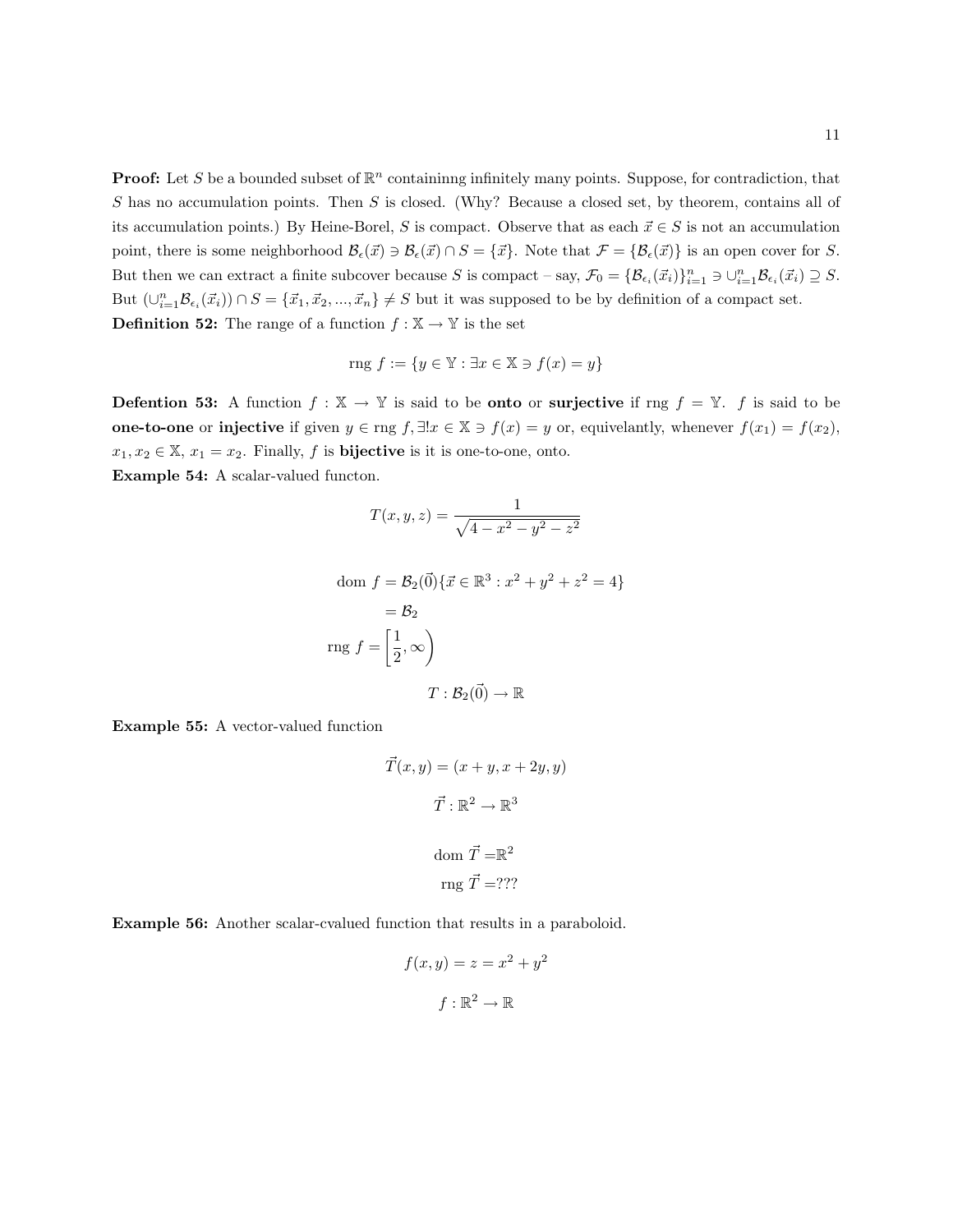**Proof:** Let $S$ be a bounded subset of $\mathbb{R}^n$ containinng infinitely many points. Suppose, for contradiction, that $S$ has no accumulation points. Then $S$ is closed. (Why? Because a closed set, by theorem, contains all of its accumulation points.) By Heine-Borel, $S$ is compact. Observe that as each $\vec{x} \in S$ is not an accumulation point, there is some neighborhood $\mathcal{B}_\epsilon(\vec{x}) \ni \mathcal{B}_\epsilon(\vec{x}) \cap S = \{\vec{x}\}$. Note that $\mathcal{F} = \{\mathcal{B}_\epsilon(\vec{x})\}$ is an open cover for $S$. But then we can extract a finite subcover because $S$ is compact – say, $\mathcal{F}_0 = \{\mathcal{B}_{\epsilon_i}(\vec{x}_i)\}_{i=1}^n \ni \cup_{i=1}^n \mathcal{B}_{\epsilon_i}(\vec{x}_i) \supseteq S$. But $(\cup_{i=1}^n \mathcal{B}_{\epsilon_i}(\vec{x}_i)) \cap S = \{\vec{x}_1, \vec{x}_2, ..., \vec{x}_n\} \neq S$ but it was supposed to be by definition of a compact set.

**Definition 52:** The range of a function $f : \mathbb{X} \to \mathbb{Y}$ is the set

$$\text{rng } f := \{y \in \mathbb{Y} : \exists x \in \mathbb{X} \ni f(x) = y\}$$

**Defention 53:** A function $f : \mathbb{X} \to \mathbb{Y}$ is said to be **onto** or **surjective** if rng $f = \mathbb{Y}$. $f$ is said to be **one-to-one** or **injective** if given $y \in \text{rng } f, \exists! x \in \mathbb{X} \ni f(x) = y$ or, equivelantly, whenever $f(x_1) = f(x_2)$, $x_1, x_2 \in \mathbb{X}$, $x_1 = x_2$. Finally, $f$ is **bijective** is it is one-to-one, onto.

**Example 54:** A scalar-valued functon.

$$T(x, y, z) = \frac{1}{\sqrt{4 - x^2 - y^2 - z^2}}$$

$$\begin{aligned}
\text{dom } f &= \mathcal{B}_2(\vec{0})\{\vec{x} \in \mathbb{R}^3 : x^2 + y^2 + z^2 = 4\} \\
&= \mathcal{B}_2 \\
\text{rng } f &= \left[\frac{1}{2}, \infty\right)
\end{aligned}$$

$$T : \mathcal{B}_2(\vec{0}) \to \mathbb{R}$$

**Example 55:** A vector-valued function

$$\vec{T}(x, y) = (x + y, x + 2y, y)$$

$$\vec{T} : \mathbb{R}^2 \to \mathbb{R}^3$$

$$\begin{aligned}
\text{dom } \vec{T} &= \mathbb{R}^2 \\
\text{rng } \vec{T} &= ???
\end{aligned}$$

**Example 56:** Another scalar-cvalued function that results in a paraboloid.

$$f(x, y) = z = x^2 + y^2$$

$$f : \mathbb{R}^2 \to \mathbb{R}$$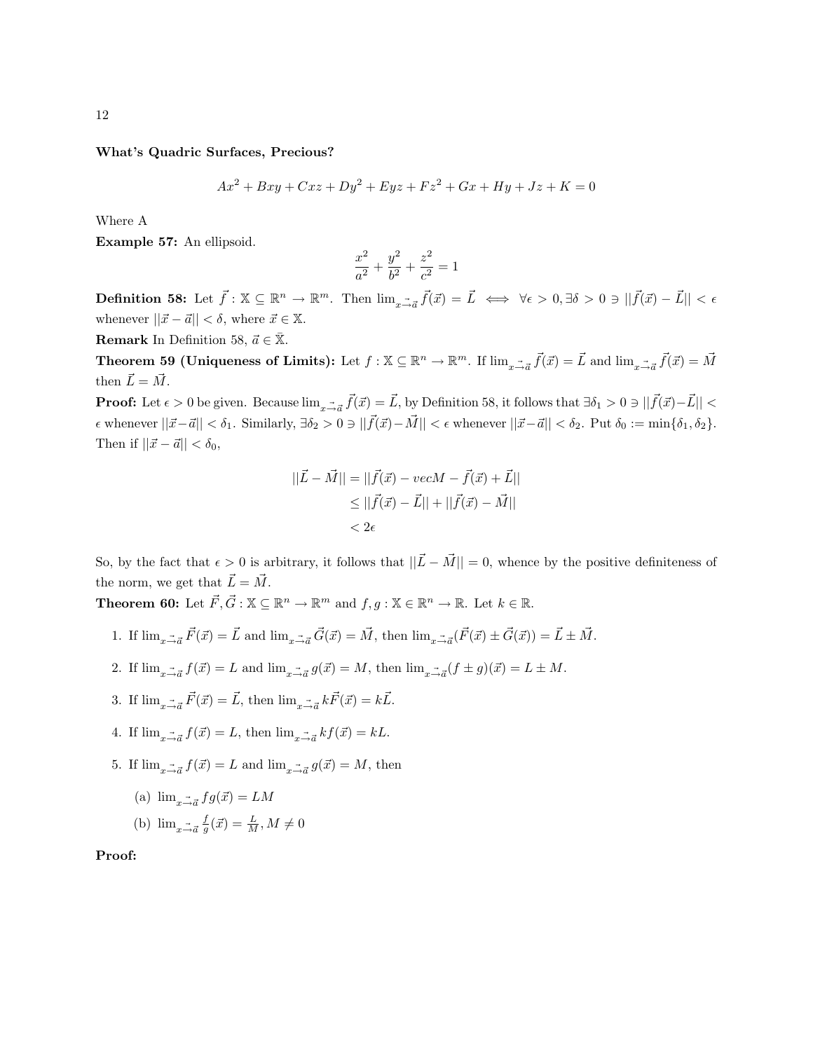**What's Quadric Surfaces, Precious?**

$$Ax^2 + Bxy + Cxz + Dy^2 + Eyz + Fz^2 + Gx + Hy + Jz + K = 0$$

Where A

**Example 57:** An ellipsoid.

$$\frac{x^2}{a^2} + \frac{y^2}{b^2} + \frac{z^2}{c^2} = 1$$

**Definition 58:** Let $\vec{f} : \mathbb{X} \subseteq \mathbb{R}^n \to \mathbb{R}^m$. Then $\lim_{\vec{x}\to\vec{a}} \vec{f}(\vec{x}) = \vec{L} \iff \forall \epsilon > 0, \exists \delta > 0 \ni ||\vec{f}(\vec{x}) - \vec{L}|| < \epsilon$ whenever $||\vec{x} - \vec{a}|| < \delta$, where $\vec{x} \in \mathbb{X}$.

**Remark** In Definition 58, $\vec{a} \in \bar{\mathbb{X}}$.

**Theorem 59 (Uniqueness of Limits):** Let $f : \mathbb{X} \subseteq \mathbb{R}^n \to \mathbb{R}^m$. If $\lim_{\vec{x}\to\vec{a}} \vec{f}(\vec{x}) = \vec{L}$ and $\lim_{\vec{x}\to\vec{a}} \vec{f}(\vec{x}) = \vec{M}$ then $\vec{L} = \vec{M}$.

**Proof:** Let $\epsilon > 0$ be given. Because $\lim_{\vec{x}\to\vec{a}} \vec{f}(\vec{x}) = \vec{L}$, by Definition 58, it follows that $\exists \delta_1 > 0 \ni ||\vec{f}(\vec{x}) - \vec{L}|| < \epsilon$ whenever $||\vec{x} - \vec{a}|| < \delta_1$. Similarly, $\exists \delta_2 > 0 \ni ||\vec{f}(\vec{x}) - \vec{M}|| < \epsilon$ whenever $||\vec{x} - \vec{a}|| < \delta_2$. Put $\delta_0 := \min\{\delta_1, \delta_2\}$. Then if $||\vec{x} - \vec{a}|| < \delta_0$,

$$\begin{aligned}
||\vec{L} - \vec{M}|| &= ||\vec{f}(\vec{x}) - vecM - \vec{f}(\vec{x}) + \vec{L}|| \\
&\leq ||\vec{f}(\vec{x}) - \vec{L}|| + ||\vec{f}(\vec{x}) - \vec{M}|| \\
&< 2\epsilon
\end{aligned}$$

So, by the fact that $\epsilon > 0$ is arbitrary, it follows that $||\vec{L} - \vec{M}|| = 0$, whence by the positive definiteness of the norm, we get that $\vec{L} = \vec{M}$.

**Theorem 60:** Let $\vec{F}, \vec{G} : \mathbb{X} \subseteq \mathbb{R}^n \to \mathbb{R}^m$ and $f, g : \mathbb{X} \in \mathbb{R}^n \to \mathbb{R}$. Let $k \in \mathbb{R}$.

1. If $\lim_{\vec{x}\to\vec{a}} \vec{F}(\vec{x}) = \vec{L}$ and $\lim_{\vec{x}\to\vec{a}} \vec{G}(\vec{x}) = \vec{M}$, then $\lim_{\vec{x}\to\vec{a}} (\vec{F}(\vec{x}) \pm \vec{G}(\vec{x})) = \vec{L} \pm \vec{M}$.
2. If $\lim_{\vec{x}\to\vec{a}} f(\vec{x}) = L$ and $\lim_{\vec{x}\to\vec{a}} g(\vec{x}) = M$, then $\lim_{\vec{x}\to\vec{a}} (f \pm g)(\vec{x}) = L \pm M$.
3. If $\lim_{\vec{x}\to\vec{a}} \vec{F}(\vec{x}) = \vec{L}$, then $\lim_{\vec{x}\to\vec{a}} k\vec{F}(\vec{x}) = k\vec{L}$.
4. If $\lim_{\vec{x}\to\vec{a}} f(\vec{x}) = L$, then $\lim_{\vec{x}\to\vec{a}} kf(\vec{x}) = kL$.
5. If $\lim_{\vec{x}\to\vec{a}} f(\vec{x}) = L$ and $\lim_{\vec{x}\to\vec{a}} g(\vec{x}) = M$, then
   (a) $\lim_{\vec{x}\to\vec{a}} fg(\vec{x}) = LM$
   (b) $\lim_{\vec{x}\to\vec{a}} \frac{f}{g}(\vec{x}) = \frac{L}{M}, M \neq 0$

**Proof:**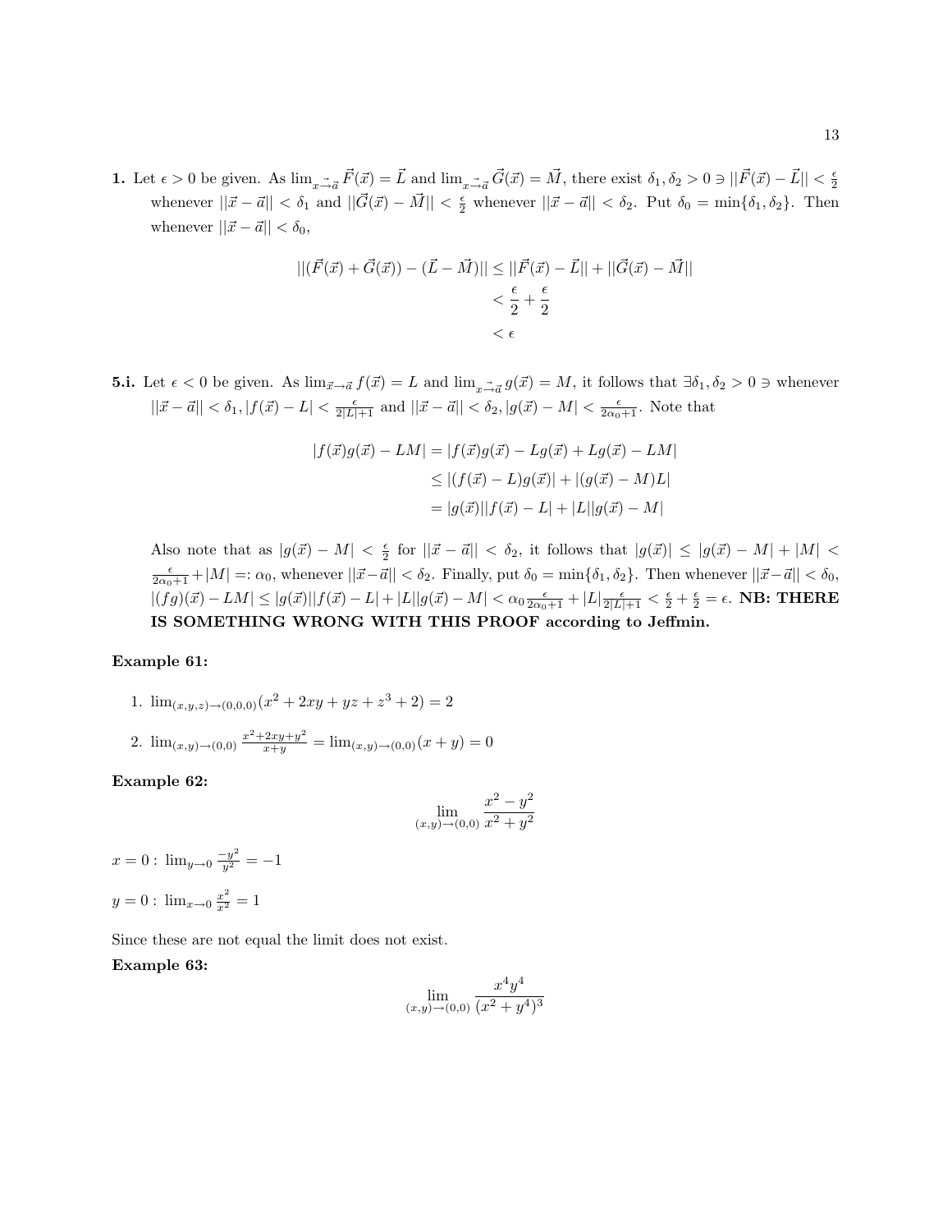**1.** Let $\epsilon > 0$ be given. As $\lim_{\vec{x}\to\vec{a}} \vec{F}(\vec{x}) = \vec{L}$ and $\lim_{\vec{x}\to\vec{a}} \vec{G}(\vec{x}) = \vec{M}$, there exist $\delta_1, \delta_2 > 0 \ni ||\vec{F}(\vec{x}) - \vec{L}|| < \frac{\epsilon}{2}$ whenever $||\vec{x} - \vec{a}|| < \delta_1$ and $||\vec{G}(\vec{x}) - \vec{M}|| < \frac{\epsilon}{2}$ whenever $||\vec{x} - \vec{a}|| < \delta_2$. Put $\delta_0 = \min\{\delta_1, \delta_2\}$. Then whenever $||\vec{x} - \vec{a}|| < \delta_0$,

$$
\begin{aligned}
||(\vec{F}(\vec{x}) + \vec{G}(\vec{x})) - (\vec{L} - \vec{M})|| &\leq ||\vec{F}(\vec{x}) - \vec{L}|| + ||\vec{G}(\vec{x}) - \vec{M}|| \\
&< \frac{\epsilon}{2} + \frac{\epsilon}{2} \\
&< \epsilon
\end{aligned}
$$

**5.i.** Let $\epsilon < 0$ be given. As $\lim_{\vec{x}\to\vec{a}} f(\vec{x}) = L$ and $\lim_{\vec{x}\to\vec{a}} g(\vec{x}) = M$, it follows that $\exists \delta_1, \delta_2 > 0 \ni$ whenever $||\vec{x} - \vec{a}|| < \delta_1, |f(\vec{x}) - L| < \frac{\epsilon}{2|L|+1}$ and $||\vec{x} - \vec{a}|| < \delta_2, |g(\vec{x}) - M| < \frac{\epsilon}{2\alpha_0+1}$. Note that

$$
\begin{aligned}
|f(\vec{x})g(\vec{x}) - LM| &= |f(\vec{x})g(\vec{x}) - Lg(\vec{x}) + Lg(\vec{x}) - LM| \\
&\leq |(f(\vec{x}) - L)g(\vec{x})| + |(g(\vec{x}) - M)L| \\
&= |g(\vec{x})||f(\vec{x}) - L| + |L||g(\vec{x}) - M|
\end{aligned}
$$

Also note that as $|g(\vec{x}) - M| < \frac{\epsilon}{2}$ for $||\vec{x} - \vec{a}|| < \delta_2$, it follows that $|g(\vec{x})| \leq |g(\vec{x}) - M| + |M| < \frac{\epsilon}{2\alpha_0+1} + |M| =: \alpha_0$, whenever $||\vec{x} - \vec{a}|| < \delta_2$. Finally, put $\delta_0 = \min\{\delta_1, \delta_2\}$. Then whenever $||\vec{x} - \vec{a}|| < \delta_0$, $|(fg)(\vec{x}) - LM| \leq |g(\vec{x})||f(\vec{x}) - L| + |L||g(\vec{x}) - M| < \alpha_0 \frac{\epsilon}{2\alpha_0+1} + |L| \frac{\epsilon}{2|L|+1} < \frac{\epsilon}{2} + \frac{\epsilon}{2} = \epsilon$. **NB: THERE IS SOMETHING WRONG WITH THIS PROOF according to Jeffmin.**

**Example 61:**

1. $\lim_{(x,y,z)\to(0,0,0)}(x^2 + 2xy + yz + z^3 + 2) = 2$

2. $\lim_{(x,y)\to(0,0)} \frac{x^2+2xy+y^2}{x+y} = \lim_{(x,y)\to(0,0)}(x + y) = 0$

**Example 62:**

$$
\lim_{(x,y)\to(0,0)} \frac{x^2 - y^2}{x^2 + y^2}
$$

$x = 0 :\ \lim_{y\to 0} \frac{-y^2}{y^2} = -1$

$y = 0 :\ \lim_{x\to 0} \frac{x^2}{x^2} = 1$

Since these are not equal the limit does not exist.

**Example 63:**

$$
\lim_{(x,y)\to(0,0)} \frac{x^4 y^4}{(x^2 + y^4)^3}
$$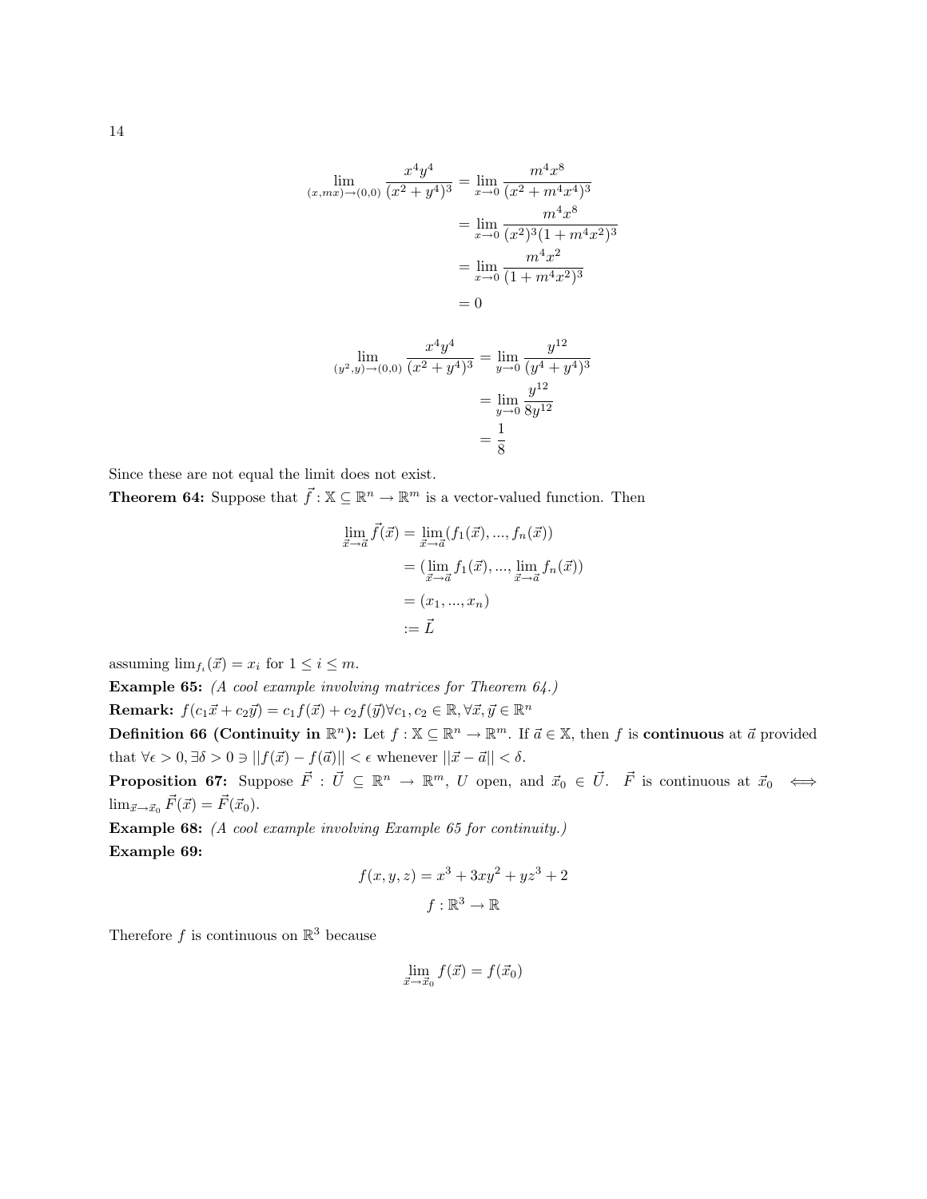$$
\begin{aligned}
\lim_{(x,mx)\to(0,0)} \frac{x^4y^4}{(x^2+y^4)^3} &= \lim_{x\to 0} \frac{m^4x^8}{(x^2+m^4x^4)^3} \\
&= \lim_{x\to 0} \frac{m^4x^8}{(x^2)^3(1+m^4x^2)^3} \\
&= \lim_{x\to 0} \frac{m^4x^2}{(1+m^4x^2)^3} \\
&= 0
\end{aligned}
$$

$$
\begin{aligned}
\lim_{(y^2,y)\to(0,0)} \frac{x^4y^4}{(x^2+y^4)^3} &= \lim_{y\to 0} \frac{y^{12}}{(y^4+y^4)^3} \\
&= \lim_{y\to 0} \frac{y^{12}}{8y^{12}} \\
&= \frac{1}{8}
\end{aligned}
$$

Since these are not equal the limit does not exist.

**Theorem 64:** Suppose that $\vec{f} : \mathbb{X} \subseteq \mathbb{R}^n \to \mathbb{R}^m$ is a vector-valued function. Then

$$
\begin{aligned}
\lim_{\vec{x}\to\vec{a}} \vec{f}(\vec{x}) &= \lim_{\vec{x}\to\vec{a}} (f_1(\vec{x}), ..., f_n(\vec{x})) \\
&= (\lim_{\vec{x}\to\vec{a}} f_1(\vec{x}), ..., \lim_{\vec{x}\to\vec{a}} f_n(\vec{x})) \\
&= (x_1, ..., x_n) \\
&:= \vec{L}
\end{aligned}
$$

assuming $\lim_{f_i}(\vec{x}) = x_i$ for $1 \leq i \leq m$.

**Example 65:** *(A cool example involving matrices for Theorem 64.)*

**Remark:** $f(c_1\vec{x} + c_2\vec{y}) = c_1 f(\vec{x}) + c_2 f(\vec{y}) \forall c_1, c_2 \in \mathbb{R}, \forall \vec{x}, \vec{y} \in \mathbb{R}^n$

**Definition 66 (Continuity in $\mathbb{R}^n$):** Let $f : \mathbb{X} \subseteq \mathbb{R}^n \to \mathbb{R}^m$. If $\vec{a} \in \mathbb{X}$, then $f$ is **continuous** at $\vec{a}$ provided that $\forall \epsilon > 0, \exists \delta > 0 \ni ||f(\vec{x}) - f(\vec{a})|| < \epsilon$ whenever $||\vec{x} - \vec{a}|| < \delta$.

**Proposition 67:** Suppose $\vec{F} : \vec{U} \subseteq \mathbb{R}^n \to \mathbb{R}^m$, $U$ open, and $\vec{x}_0 \in \vec{U}$. $\vec{F}$ is continuous at $\vec{x}_0 \iff \lim_{\vec{x}\to\vec{x}_0} \vec{F}(\vec{x}) = \vec{F}(\vec{x}_0)$.

**Example 68:** *(A cool example involving Example 65 for continuity.)*

**Example 69:**

$$f(x, y, z) = x^3 + 3xy^2 + yz^3 + 2$$

$$f : \mathbb{R}^3 \to \mathbb{R}$$

Therefore $f$ is continuous on $\mathbb{R}^3$ because

$$\lim_{\vec{x}\to\vec{x}_0} f(\vec{x}) = f(\vec{x}_0)$$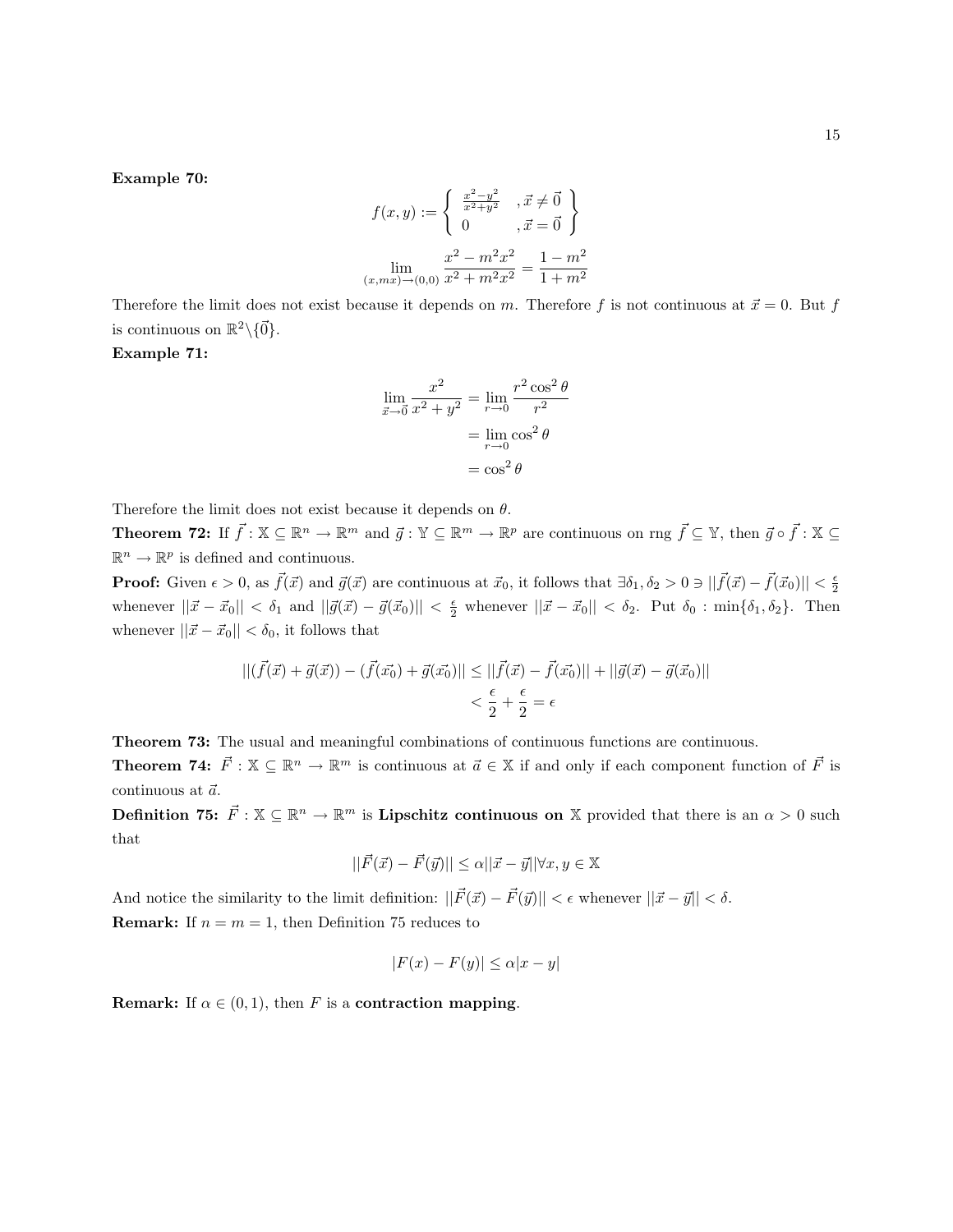**Example 70:**

$$f(x,y) := \left\{ \begin{array}{ll} \frac{x^2-y^2}{x^2+y^2} & ,\vec{x} \neq \vec{0} \\ 0 & ,\vec{x} = \vec{0} \end{array} \right\}$$

$$\lim_{(x,mx)\to(0,0)} \frac{x^2 - m^2x^2}{x^2 + m^2x^2} = \frac{1-m^2}{1+m^2}$$

Therefore the limit does not exist because it depends on $m$. Therefore $f$ is not continuous at $\vec{x} = 0$. But $f$ is continuous on $\mathbb{R}^2 \backslash \{\vec{0}\}$.

**Example 71:**

$$\begin{aligned} \lim_{\vec{x}\to\vec{0}} \frac{x^2}{x^2+y^2} &= \lim_{r\to 0} \frac{r^2\cos^2\theta}{r^2} \\ &= \lim_{r\to 0} \cos^2\theta \\ &= \cos^2\theta \end{aligned}$$

Therefore the limit does not exist because it depends on $\theta$.

**Theorem 72:** If $\vec{f} : \mathbb{X} \subseteq \mathbb{R}^n \to \mathbb{R}^m$ and $\vec{g} : \mathbb{Y} \subseteq \mathbb{R}^m \to \mathbb{R}^p$ are continuous on rng $\vec{f} \subseteq \mathbb{Y}$, then $\vec{g} \circ \vec{f} : \mathbb{X} \subseteq \mathbb{R}^n \to \mathbb{R}^p$ is defined and continuous.

**Proof:** Given $\epsilon > 0$, as $\vec{f}(\vec{x})$ and $\vec{g}(\vec{x})$ are continuous at $\vec{x}_0$, it follows that $\exists \delta_1, \delta_2 > 0 \ni ||\vec{f}(\vec{x}) - \vec{f}(\vec{x}_0)|| < \frac{\epsilon}{2}$ whenever $||\vec{x} - \vec{x}_0|| < \delta_1$ and $||\vec{g}(\vec{x}) - \vec{g}(\vec{x}_0)|| < \frac{\epsilon}{2}$ whenever $||\vec{x} - \vec{x}_0|| < \delta_2$. Put $\delta_0 : \min\{\delta_1, \delta_2\}$. Then whenever $||\vec{x} - \vec{x}_0|| < \delta_0$, it follows that

$$\begin{aligned} ||(\vec{f}(\vec{x}) + \vec{g}(\vec{x})) - (\vec{f}(\vec{x_0}) + \vec{g}(\vec{x_0})|| &\leq ||\vec{f}(\vec{x}) - \vec{f}(\vec{x_0})|| + ||\vec{g}(\vec{x}) - \vec{g}(\vec{x}_0)|| \\ &< \frac{\epsilon}{2} + \frac{\epsilon}{2} = \epsilon \end{aligned}$$

**Theorem 73:** The usual and meaningful combinations of continuous functions are continuous.

**Theorem 74:** $\vec{F} : \mathbb{X} \subseteq \mathbb{R}^n \to \mathbb{R}^m$ is continuous at $\vec{a} \in \mathbb{X}$ if and only if each component function of $\vec{F}$ is continuous at $\vec{a}$.

**Definition 75:** $\vec{F} : \mathbb{X} \subseteq \mathbb{R}^n \to \mathbb{R}^m$ is **Lipschitz continuous on** $\mathbb{X}$ provided that there is an $\alpha > 0$ such that

$$||\vec{F}(\vec{x}) - \vec{F}(\vec{y})|| \leq \alpha ||\vec{x} - \vec{y}|| \forall x, y \in \mathbb{X}$$

And notice the similarity to the limit definition: $||\vec{F}(\vec{x}) - \vec{F}(\vec{y})|| < \epsilon$ whenever $||\vec{x} - \vec{y}|| < \delta$.

**Remark:** If $n = m = 1$, then Definition 75 reduces to

$$|F(x) - F(y)| \leq \alpha |x - y|$$

**Remark:** If $\alpha \in (0,1)$, then $F$ is a **contraction mapping**.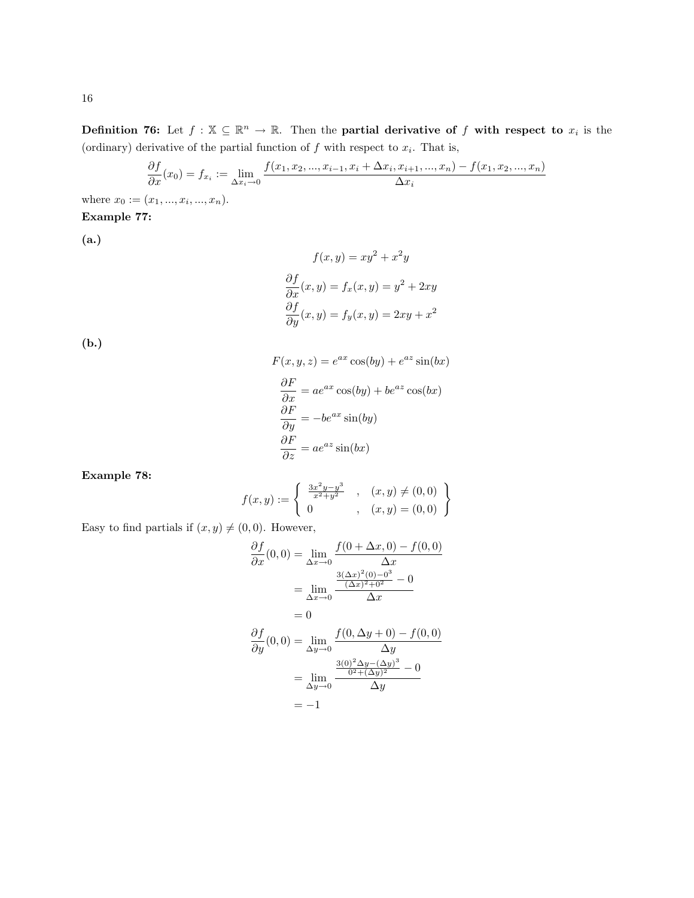**Definition 76:** Let $f : \mathbb{X} \subseteq \mathbb{R}^n \to \mathbb{R}$. Then the **partial derivative of $f$ with respect to $x_i$** is the (ordinary) derivative of the partial function of $f$ with respect to $x_i$. That is,

$$\frac{\partial f}{\partial x}(x_0) = f_{x_i} := \lim_{\Delta x_i \to 0} \frac{f(x_1, x_2, ..., x_{i-1}, x_i + \Delta x_i, x_{i+1}, ..., x_n) - f(x_1, x_2, ..., x_n)}{\Delta x_i}$$

where $x_0 := (x_1, ..., x_i, ..., x_n)$.

**Example 77:**

**(a.)**

$$f(x,y) = xy^2 + x^2 y$$

$$\frac{\partial f}{\partial x}(x,y) = f_x(x,y) = y^2 + 2xy$$
$$\frac{\partial f}{\partial y}(x,y) = f_y(x,y) = 2xy + x^2$$

**(b.)**

$$F(x,y,z) = e^{ax}\cos(by) + e^{az}\sin(bx)$$

$$\frac{\partial F}{\partial x} = ae^{ax}\cos(by) + be^{az}\cos(bx)$$
$$\frac{\partial F}{\partial y} = -be^{ax}\sin(by)$$
$$\frac{\partial F}{\partial z} = ae^{az}\sin(bx)$$

**Example 78:**

$$f(x,y) := \left\{ \begin{array}{lll} \frac{3x^2y - y^3}{x^2+y^2} & , & (x,y) \neq (0,0) \\ 0 & , & (x,y) = (0,0) \end{array} \right\}$$

Easy to find partials if $(x,y) \neq (0,0)$. However,

$$\begin{aligned}
\frac{\partial f}{\partial x}(0,0) &= \lim_{\Delta x \to 0} \frac{f(0 + \Delta x, 0) - f(0,0)}{\Delta x} \\
&= \lim_{\Delta x \to 0} \frac{\frac{3(\Delta x)^2(0) - 0^3}{(\Delta x)^2 + 0^2} - 0}{\Delta x} \\
&= 0 \\
\frac{\partial f}{\partial y}(0,0) &= \lim_{\Delta y \to 0} \frac{f(0, \Delta y + 0) - f(0,0)}{\Delta y} \\
&= \lim_{\Delta y \to 0} \frac{\frac{3(0)^2\Delta y - (\Delta y)^3}{0^2 + (\Delta y)^2} - 0}{\Delta y} \\
&= -1
\end{aligned}$$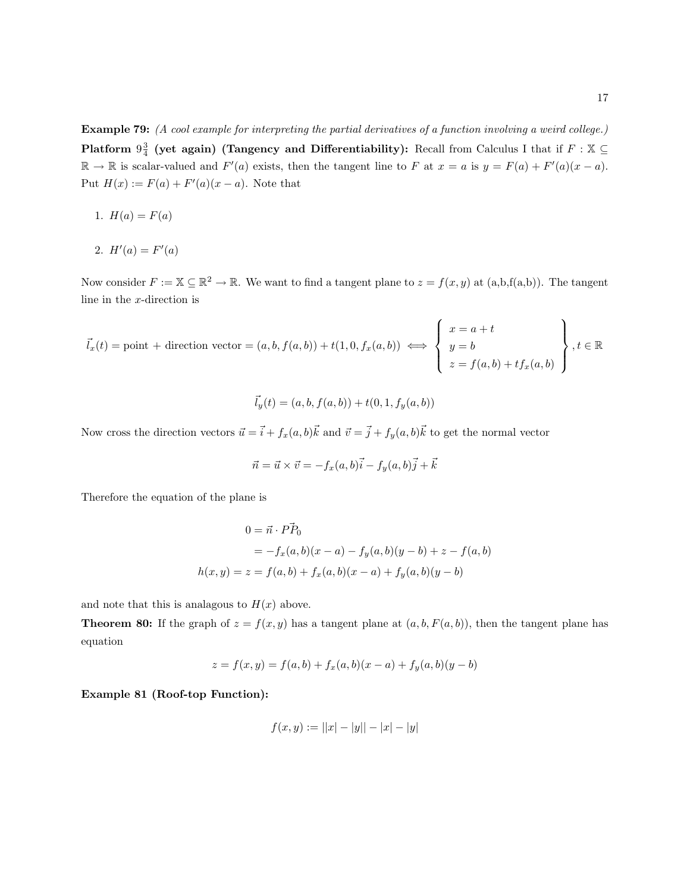**Example 79:** *(A cool example for interpreting the partial derivatives of a function involving a weird college.)*

**Platform $9\frac{3}{4}$ (yet again) (Tangency and Differentiability):** Recall from Calculus I that if $F : \mathbb{X} \subseteq \mathbb{R} \to \mathbb{R}$ is scalar-valued and $F'(a)$ exists, then the tangent line to $F$ at $x = a$ is $y = F(a) + F'(a)(x - a)$. Put $H(x) := F(a) + F'(a)(x - a)$. Note that

1. $H(a) = F(a)$

2. $H'(a) = F'(a)$

Now consider $F := \mathbb{X} \subseteq \mathbb{R}^2 \to \mathbb{R}$. We want to find a tangent plane to $z = f(x, y)$ at (a,b,f(a,b)). The tangent line in the $x$-direction is

$$\vec{l}_x(t) = \text{point} + \text{direction vector} = (a, b, f(a, b)) + t(1, 0, f_x(a, b)) \iff \left\{ \begin{array}{l} x = a + t \\ y = b \\ z = f(a, b) + t f_x(a, b) \end{array} \right\}, t \in \mathbb{R}$$

$$\vec{l}_y(t) = (a, b, f(a, b)) + t(0, 1, f_y(a, b))$$

Now cross the direction vectors $\vec{u} = \vec{i} + f_x(a, b)\vec{k}$ and $\vec{v} = \vec{j} + f_y(a, b)\vec{k}$ to get the normal vector

$$\vec{n} = \vec{u} \times \vec{v} = -f_x(a, b)\vec{i} - f_y(a, b)\vec{j} + \vec{k}$$

Therefore the equation of the plane is

$$\begin{aligned} 0 &= \vec{n} \cdot \vec{PP_0} \\ &= -f_x(a, b)(x - a) - f_y(a, b)(y - b) + z - f(a, b) \\ h(x, y) = z &= f(a, b) + f_x(a, b)(x - a) + f_y(a, b)(y - b) \end{aligned}$$

and note that this is analagous to $H(x)$ above.

**Theorem 80:** If the graph of $z = f(x, y)$ has a tangent plane at $(a, b, F(a, b))$, then the tangent plane has equation

$$z = f(x, y) = f(a, b) + f_x(a, b)(x - a) + f_y(a, b)(y - b)$$

**Example 81 (Roof-top Function):**

$$f(x, y) := ||x| - |y|| - |x| - |y|$$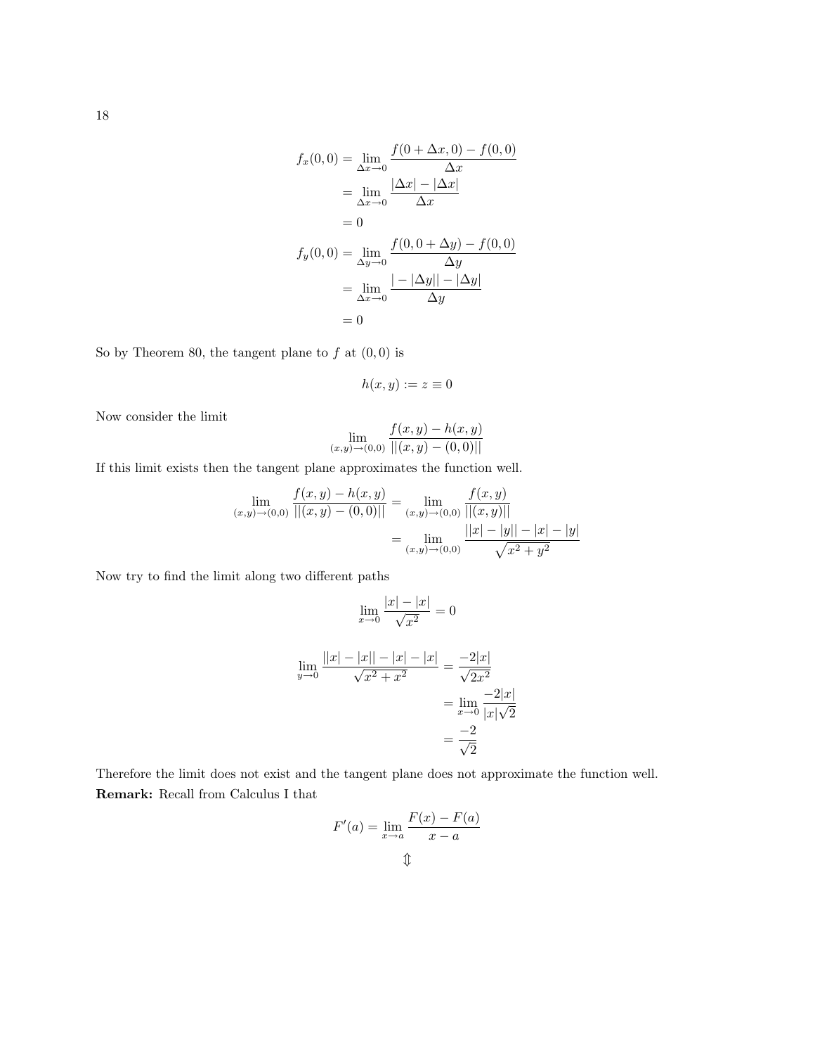$$
\begin{aligned}
f_x(0,0) &= \lim_{\Delta x \to 0} \frac{f(0+\Delta x, 0) - f(0,0)}{\Delta x} \\
&= \lim_{\Delta x \to 0} \frac{|\Delta x| - |\Delta x|}{\Delta x} \\
&= 0 \\
f_y(0,0) &= \lim_{\Delta y \to 0} \frac{f(0, 0+\Delta y) - f(0,0)}{\Delta y} \\
&= \lim_{\Delta x \to 0} \frac{|-|\Delta y|| - |\Delta y|}{\Delta y} \\
&= 0
\end{aligned}
$$

So by Theorem 80, the tangent plane to $f$ at $(0,0)$ is

$$
h(x,y) := z \equiv 0
$$

Now consider the limit

$$
\lim_{(x,y)\to(0,0)} \frac{f(x,y) - h(x,y)}{||(x,y) - (0,0)||}
$$

If this limit exists then the tangent plane approximates the function well.

$$
\begin{aligned}
\lim_{(x,y)\to(0,0)} \frac{f(x,y) - h(x,y)}{||(x,y) - (0,0)||} &= \lim_{(x,y)\to(0,0)} \frac{f(x,y)}{||(x,y)||} \\
&= \lim_{(x,y)\to(0,0)} \frac{||x| - |y|| - |x| - |y|}{\sqrt{x^2+y^2}}
\end{aligned}
$$

Now try to find the limit along two different paths

$$
\lim_{x \to 0} \frac{|x| - |x|}{\sqrt{x^2}} = 0
$$

$$
\begin{aligned}
\lim_{y \to 0} \frac{||x| - |x|| - |x| - |x|}{\sqrt{x^2+x^2}} &= \frac{-2|x|}{\sqrt{2x^2}} \\
&= \lim_{x \to 0} \frac{-2|x|}{|x|\sqrt{2}} \\
&= \frac{-2}{\sqrt{2}}
\end{aligned}
$$

Therefore the limit does not exist and the tangent plane does not approximate the function well.

**Remark:** Recall from Calculus I that

$$
F'(a) = \lim_{x \to a} \frac{F(x) - F(a)}{x - a}
$$

$$
\Updownarrow
$$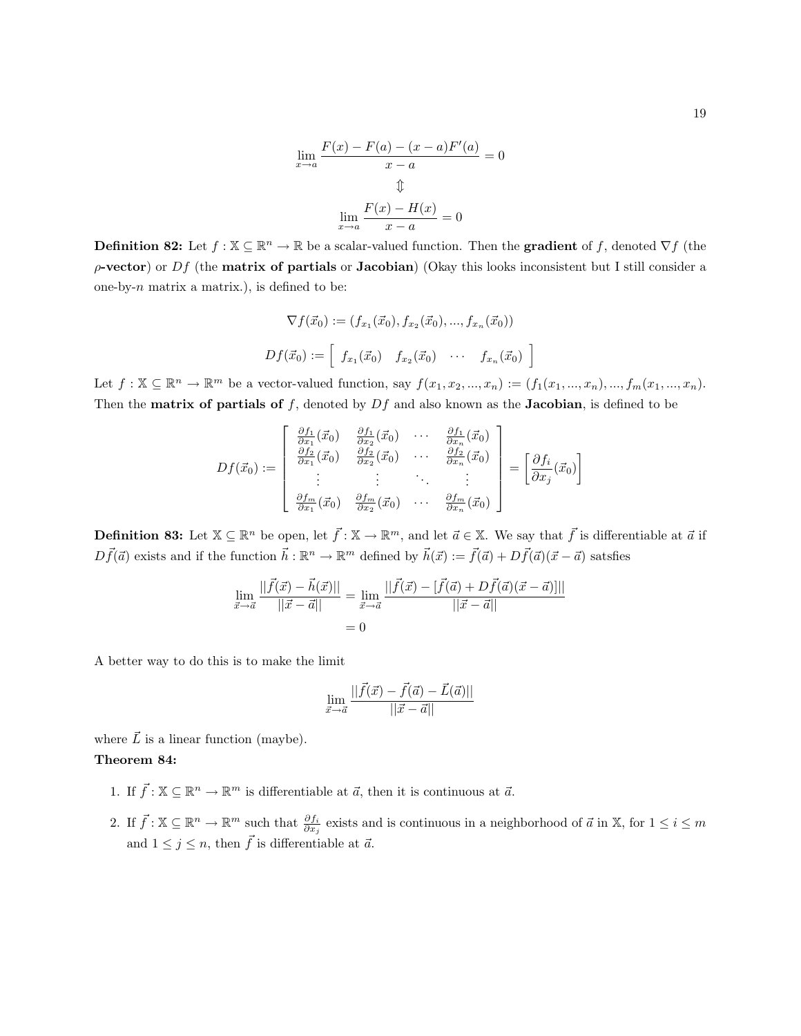$$\lim_{x \to a} \frac{F(x) - F(a) - (x-a)F'(a)}{x-a} = 0$$

$$\Updownarrow$$

$$\lim_{x \to a} \frac{F(x) - H(x)}{x-a} = 0$$

**Definition 82:** Let $f : \mathbb{X} \subseteq \mathbb{R}^n \to \mathbb{R}$ be a scalar-valued function. Then the **gradient** of $f$, denoted $\nabla f$ (the **$\rho$-vector**) or $Df$ (the **matrix of partials** or **Jacobian**) (Okay this looks inconsistent but I still consider a one-by-$n$ matrix a matrix.), is defined to be:

$$\nabla f(\vec{x}_0) := (f_{x_1}(\vec{x}_0), f_{x_2}(\vec{x}_0), ..., f_{x_n}(\vec{x}_0))$$

$$Df(\vec{x}_0) := \begin{bmatrix} f_{x_1}(\vec{x}_0) & f_{x_2}(\vec{x}_0) & \cdots & f_{x_n}(\vec{x}_0) \end{bmatrix}$$

Let $f : \mathbb{X} \subseteq \mathbb{R}^n \to \mathbb{R}^m$ be a vector-valued function, say $f(x_1, x_2, ..., x_n) := (f_1(x_1, ..., x_n), ..., f_m(x_1, ..., x_n)$. Then the **matrix of partials of** $f$, denoted by $Df$ and also known as the **Jacobian**, is defined to be

$$Df(\vec{x}_0) := \begin{bmatrix} \frac{\partial f_1}{\partial x_1}(\vec{x}_0) & \frac{\partial f_1}{\partial x_2}(\vec{x}_0) & \cdots & \frac{\partial f_1}{\partial x_n}(\vec{x}_0) \\ \frac{\partial f_2}{\partial x_1}(\vec{x}_0) & \frac{\partial f_2}{\partial x_2}(\vec{x}_0) & \cdots & \frac{\partial f_2}{\partial x_n}(\vec{x}_0) \\ \vdots & \vdots & \ddots & \vdots \\ \frac{\partial f_m}{\partial x_1}(\vec{x}_0) & \frac{\partial f_m}{\partial x_2}(\vec{x}_0) & \cdots & \frac{\partial f_m}{\partial x_n}(\vec{x}_0) \end{bmatrix} = \left[\frac{\partial f_i}{\partial x_j}(\vec{x}_0)\right]$$

**Definition 83:** Let $\mathbb{X} \subseteq \mathbb{R}^n$ be open, let $\vec{f} : \mathbb{X} \to \mathbb{R}^m$, and let $\vec{a} \in \mathbb{X}$. We say that $\vec{f}$ is differentiable at $\vec{a}$ if $D\vec{f}(\vec{a})$ exists and if the function $\vec{h} : \mathbb{R}^n \to \mathbb{R}^m$ defined by $\vec{h}(\vec{x}) := \vec{f}(\vec{a}) + D\vec{f}(\vec{a})(\vec{x} - \vec{a})$ satsfies

$$\begin{aligned} \lim_{\vec{x} \to \vec{a}} \frac{||\vec{f}(\vec{x}) - \vec{h}(\vec{x})||}{||\vec{x} - \vec{a}||} &= \lim_{\vec{x} \to \vec{a}} \frac{||\vec{f}(\vec{x}) - [\vec{f}(\vec{a}) + D\vec{f}(\vec{a})(\vec{x} - \vec{a})]||}{||\vec{x} - \vec{a}||} \\ &= 0 \end{aligned}$$

A better way to do this is to make the limit

$$\lim_{\vec{x} \to \vec{a}} \frac{||\vec{f}(\vec{x}) - \vec{f}(\vec{a}) - \vec{L}(\vec{a})||}{||\vec{x} - \vec{a}||}$$

where $\vec{L}$ is a linear function (maybe).

**Theorem 84:**

1. If $\vec{f} : \mathbb{X} \subseteq \mathbb{R}^n \to \mathbb{R}^m$ is differentiable at $\vec{a}$, then it is continuous at $\vec{a}$.

2. If $\vec{f} : \mathbb{X} \subseteq \mathbb{R}^n \to \mathbb{R}^m$ such that $\frac{\partial f_i}{\partial x_j}$ exists and is continuous in a neighborhood of $\vec{a}$ in $\mathbb{X}$, for $1 \leq i \leq m$ and $1 \leq j \leq n$, then $\vec{f}$ is differentiable at $\vec{a}$.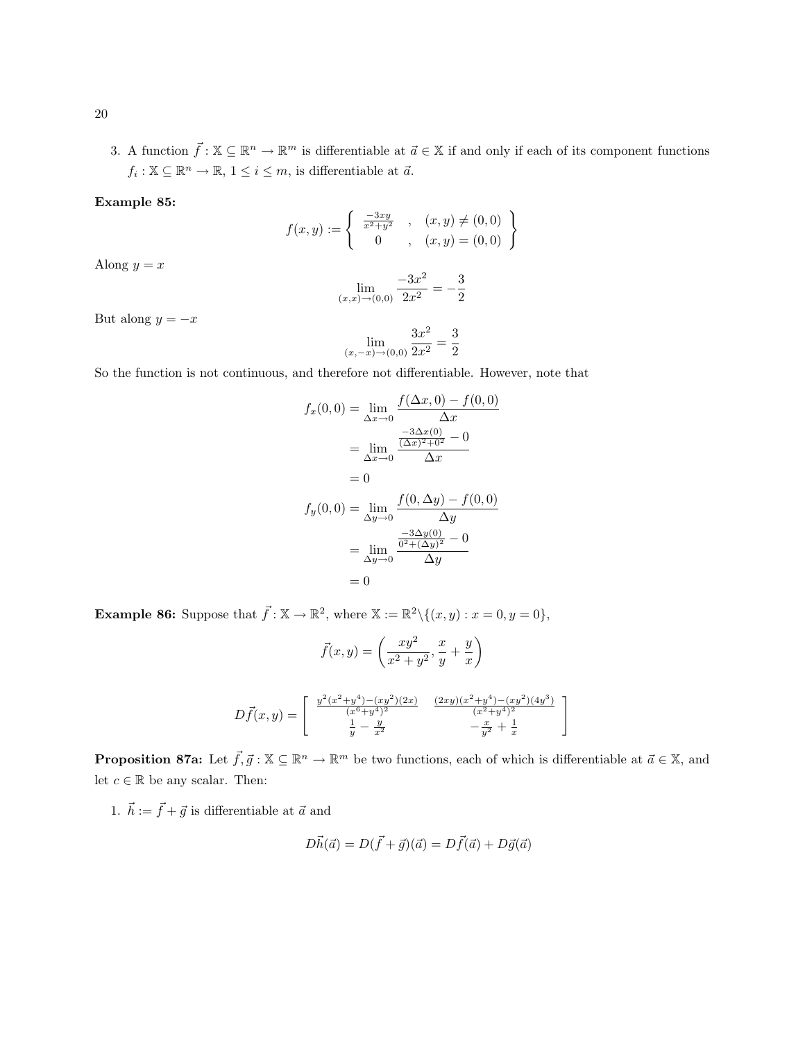3. A function $\vec{f} : \mathbb{X} \subseteq \mathbb{R}^n \to \mathbb{R}^m$ is differentiable at $\vec{a} \in \mathbb{X}$ if and only if each of its component functions $f_i : \mathbb{X} \subseteq \mathbb{R}^n \to \mathbb{R}$, $1 \leq i \leq m$, is differentiable at $\vec{a}$.

**Example 85:**

$$f(x,y) := \left\{ \begin{array}{ccc} \frac{-3xy}{x^2+y^2} & , & (x,y) \neq (0,0) \\ 0 & , & (x,y) = (0,0) \end{array} \right\}$$

Along $y = x$

$$\lim_{(x,x)\to(0,0)} \frac{-3x^2}{2x^2} = -\frac{3}{2}$$

But along $y = -x$

$$\lim_{(x,-x)\to(0,0)} \frac{3x^2}{2x^2} = \frac{3}{2}$$

So the function is not continuous, and therefore not differentiable. However, note that

$$\begin{aligned}
f_x(0,0) &= \lim_{\Delta x \to 0} \frac{f(\Delta x, 0) - f(0,0)}{\Delta x} \\
&= \lim_{\Delta x \to 0} \frac{\frac{-3\Delta x(0)}{(\Delta x)^2 + 0^2} - 0}{\Delta x} \\
&= 0 \\
f_y(0,0) &= \lim_{\Delta y \to 0} \frac{f(0, \Delta y) - f(0,0)}{\Delta y} \\
&= \lim_{\Delta y \to 0} \frac{\frac{-3\Delta y(0)}{0^2 + (\Delta y)^2} - 0}{\Delta y} \\
&= 0
\end{aligned}$$

**Example 86:** Suppose that $\vec{f} : \mathbb{X} \to \mathbb{R}^2$, where $\mathbb{X} := \mathbb{R}^2 \backslash \{(x,y) : x = 0, y = 0\}$,

$$\vec{f}(x,y) = \left( \frac{xy^2}{x^2+y^2}, \frac{x}{y} + \frac{y}{x} \right)$$

$$D\vec{f}(x,y) = \left[ \begin{array}{cc} \frac{y^2(x^2+y^4)-(xy^2)(2x)}{(x^6+y^4)^2} & \frac{(2xy)(x^2+y^4)-(xy^2)(4y^3)}{(x^2+y^4)^2} \\ \frac{1}{y} - \frac{y}{x^2} & -\frac{x}{y^2} + \frac{1}{x} \end{array} \right]$$

**Proposition 87a:** Let $\vec{f}, \vec{g} : \mathbb{X} \subseteq \mathbb{R}^n \to \mathbb{R}^m$ be two functions, each of which is differentiable at $\vec{a} \in \mathbb{X}$, and let $c \in \mathbb{R}$ be any scalar. Then:

1. $\vec{h} := \vec{f} + \vec{g}$ is differentiable at $\vec{a}$ and

$$D\vec{h}(\vec{a}) = D(\vec{f} + \vec{g})(\vec{a}) = D\vec{f}(\vec{a}) + D\vec{g}(\vec{a})$$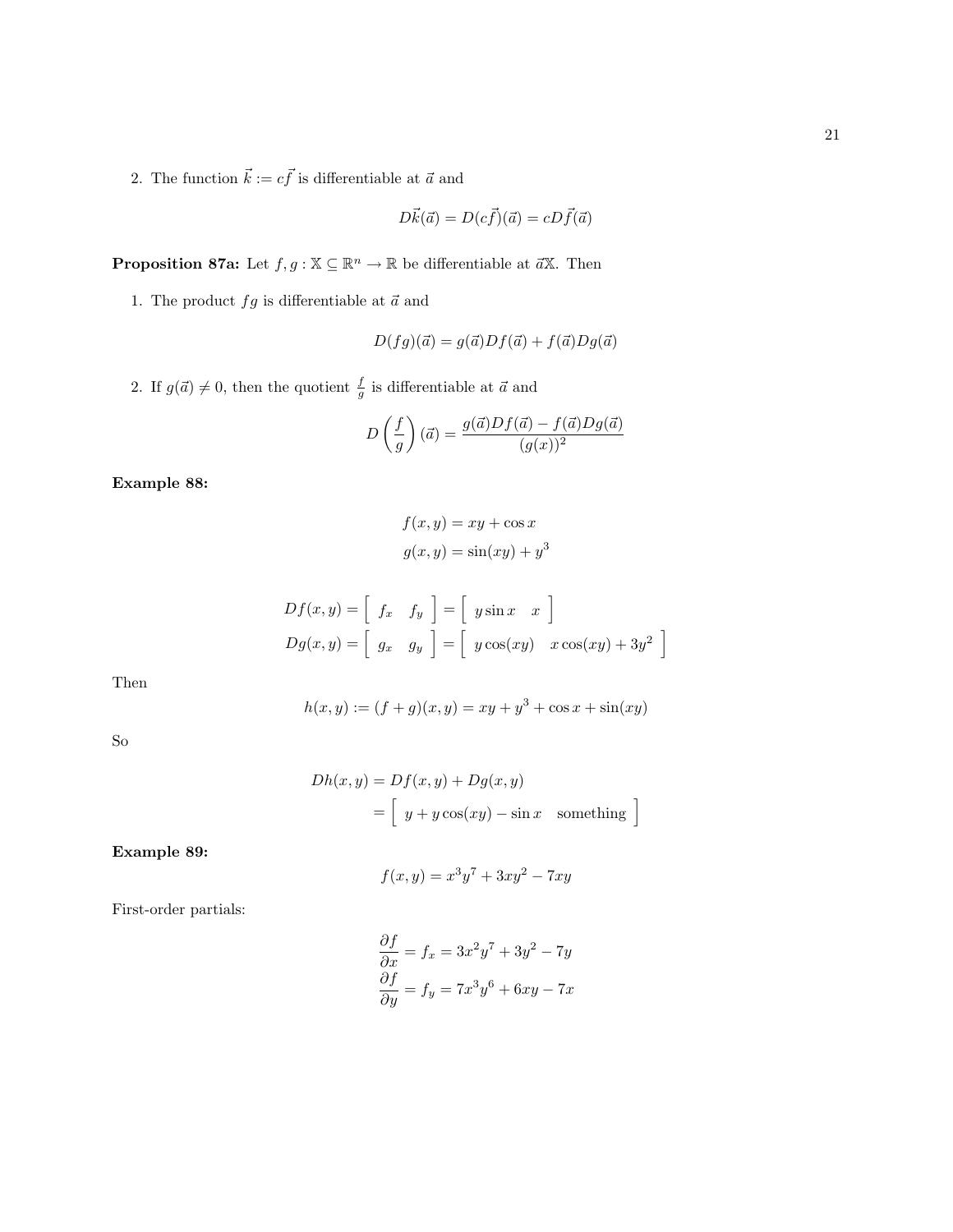2. The function $\vec{k} := c\vec{f}$ is differentiable at $\vec{a}$ and

$$D\vec{k}(\vec{a}) = D(c\vec{f})(\vec{a}) = cD\vec{f}(\vec{a})$$

**Proposition 87a:** Let $f, g : \mathbb{X} \subseteq \mathbb{R}^n \to \mathbb{R}$ be differentiable at $\vec{a}\mathbb{X}$. Then

1. The product $fg$ is differentiable at $\vec{a}$ and

$$D(fg)(\vec{a}) = g(\vec{a})Df(\vec{a}) + f(\vec{a})Dg(\vec{a})$$

2. If $g(\vec{a}) \neq 0$, then the quotient $\frac{f}{g}$ is differentiable at $\vec{a}$ and

$$D\left(\frac{f}{g}\right)(\vec{a}) = \frac{g(\vec{a})Df(\vec{a}) - f(\vec{a})Dg(\vec{a})}{(g(x))^2}$$

**Example 88:**

$$f(x, y) = xy + \cos x$$
$$g(x, y) = \sin(xy) + y^3$$

$$Df(x, y) = \begin{bmatrix} f_x & f_y \end{bmatrix} = \begin{bmatrix} y \sin x & x \end{bmatrix}$$
$$Dg(x, y) = \begin{bmatrix} g_x & g_y \end{bmatrix} = \begin{bmatrix} y \cos(xy) & x\cos(xy) + 3y^2 \end{bmatrix}$$

Then

$$h(x, y) := (f + g)(x, y) = xy + y^3 + \cos x + \sin(xy)$$

So

$$\begin{aligned} Dh(x, y) &= Df(x, y) + Dg(x, y) \\ &= \begin{bmatrix} y + y\cos(xy) - \sin x & \text{something} \end{bmatrix} \end{aligned}$$

**Example 89:**

$$f(x, y) = x^3y^7 + 3xy^2 - 7xy$$

First-order partials:

$$\frac{\partial f}{\partial x} = f_x = 3x^2y^7 + 3y^2 - 7y$$
$$\frac{\partial f}{\partial y} = f_y = 7x^3y^6 + 6xy - 7x$$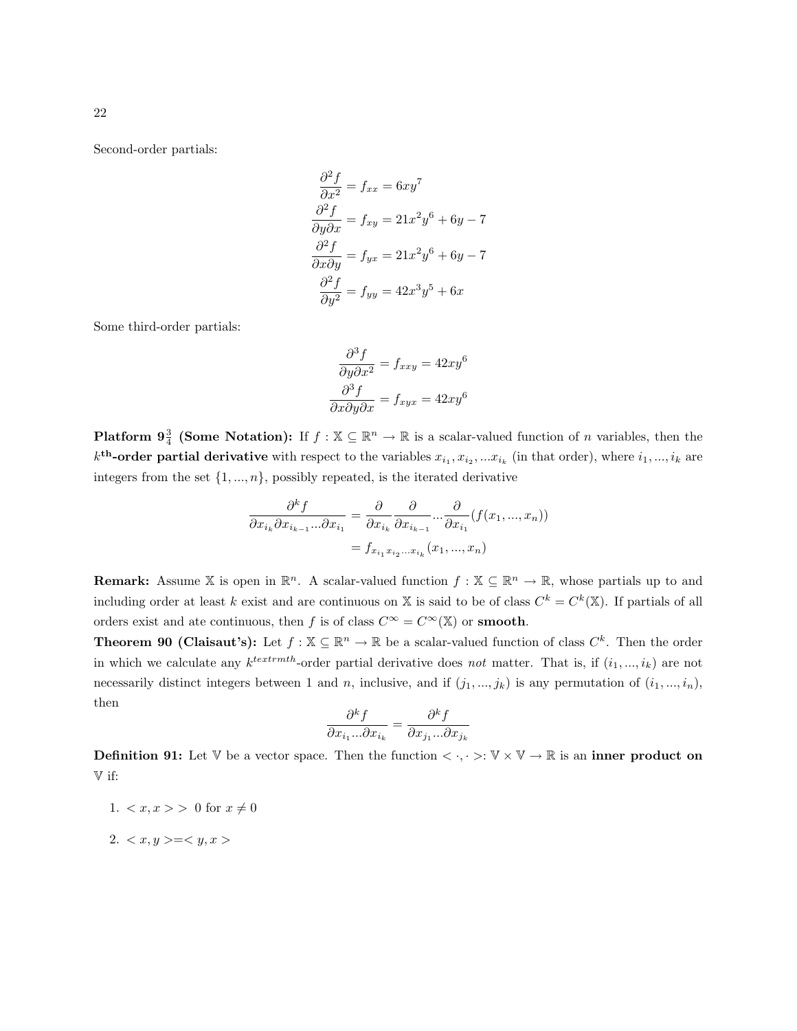Second-order partials:

$$
\begin{aligned}
\frac{\partial^2 f}{\partial x^2} &= f_{xx} = 6xy^7 \\
\frac{\partial^2 f}{\partial y \partial x} &= f_{xy} = 21x^2y^6 + 6y - 7 \\
\frac{\partial^2 f}{\partial x \partial y} &= f_{yx} = 21x^2y^6 + 6y - 7 \\
\frac{\partial^2 f}{\partial y^2} &= f_{yy} = 42x^3y^5 + 6x
\end{aligned}
$$

Some third-order partials:

$$
\begin{aligned}
\frac{\partial^3 f}{\partial y \partial x^2} &= f_{xxy} = 42xy^6 \\
\frac{\partial^3 f}{\partial x \partial y \partial x} &= f_{xyx} = 42xy^6
\end{aligned}
$$

**Platform $9\frac{3}{4}$ (Some Notation):** If $f : \mathbb{X} \subseteq \mathbb{R}^n \to \mathbb{R}$ is a scalar-valued function of $n$ variables, then the $k^{\textbf{th}}$**-order partial derivative** with respect to the variables $x_{i_1}, x_{i_2}, ...x_{i_k}$ (in that order), where $i_1, ..., i_k$ are integers from the set $\{1, ..., n\}$, possibly repeated, is the iterated derivative

$$
\begin{aligned}
\frac{\partial^k f}{\partial x_{i_k} \partial x_{i_{k-1}} ... \partial x_{i_1}} &= \frac{\partial}{\partial x_{i_k}} \frac{\partial}{\partial x_{i_{k-1}}} ... \frac{\partial}{\partial x_{i_1}} (f(x_1, ..., x_n)) \\
&= f_{x_{i_1} x_{i_2} ... x_{i_k}}(x_1, ..., x_n)
\end{aligned}
$$

**Remark:** Assume $\mathbb{X}$ is open in $\mathbb{R}^n$. A scalar-valued function $f : \mathbb{X} \subseteq \mathbb{R}^n \to \mathbb{R}$, whose partials up to and including order at least $k$ exist and are continuous on $\mathbb{X}$ is said to be of class $C^k = C^k(\mathbb{X})$. If partials of all orders exist and ate continuous, then $f$ is of class $C^\infty = C^\infty(\mathbb{X})$ or **smooth**.

**Theorem 90 (Claisaut's):** Let $f : \mathbb{X} \subseteq \mathbb{R}^n \to \mathbb{R}$ be a scalar-valued function of class $C^k$. Then the order in which we calculate any $k^{textrmth}$-order partial derivative does *not* matter. That is, if $(i_1, ..., i_k)$ are not necessarily distinct integers between 1 and $n$, inclusive, and if $(j_1, ..., j_k)$ is any permutation of $(i_1, ..., i_n)$, then

$$
\frac{\partial^k f}{\partial x_{i_1} ... \partial x_{i_k}} = \frac{\partial^k f}{\partial x_{j_1} ... \partial x_{j_k}}
$$

**Definition 91:** Let $\mathbb{V}$ be a vector space. Then the function $< \cdot, \cdot >: \mathbb{V} \times \mathbb{V} \to \mathbb{R}$ is an **inner product on** $\mathbb{V}$ if:

1. $< x, x >> 0$ for $x \neq 0$
2. $< x, y >=< y, x >$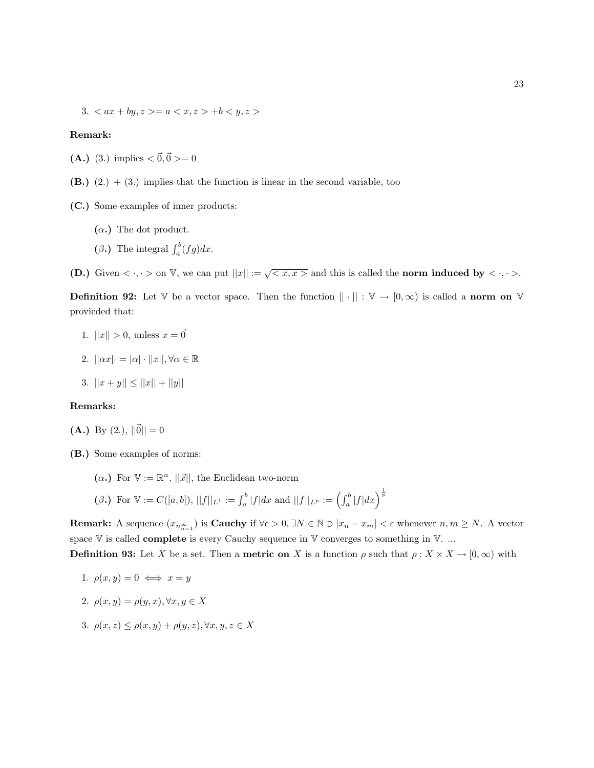3. $< ax + by, z >= a < x, z > +b < y, z >$

**Remark:**

**(A.)** (3.) implies $< \vec{0}, \vec{0} >= 0$

**(B.)** (2.) + (3.) implies that the function is linear in the second variable, too

**(C.)** Some examples of inner products:

**($\alpha$.)** The dot product.

**($\beta$.)** The integral $\int_a^b (fg)dx$.

**(D.)** Given $< \cdot, \cdot >$ on $\mathbb{V}$, we can put $||x|| := \sqrt{< x, x >}$ and this is called the **norm induced by** $< \cdot, \cdot >$.

**Definition 92:** Let $\mathbb{V}$ be a vector space. Then the function $|| \cdot || : \mathbb{V} \to [0, \infty)$ is called a **norm on** $\mathbb{V}$ provieded that:

1. $||x|| > 0$, unless $x = \vec{0}$
2. $||\alpha x|| = |\alpha| \cdot ||x||, \forall \alpha \in \mathbb{R}$
3. $||x + y|| \leq ||x|| + ||y||$

**Remarks:**

**(A.)** By (2.), $||\vec{0}|| = 0$

**(B.)** Some examples of norms:

**($\alpha$.)** For $\mathbb{V} := \mathbb{R}^n$, $||\vec{x}||$, the Euclidean two-norm

**($\beta$.)** For $\mathbb{V} := C([a, b])$, $||f||_{L^1} := \int_a^b |f|dx$ and $||f||_{L^p} := \left(\int_a^b |f|dx\right)^{\frac{1}{p}}$

**Remark:** A sequence $(x_{n_{n=1}^{\infty}})$ is **Cauchy** if $\forall \epsilon > 0, \exists N \in \mathbb{N} \ni |x_n - x_m| < \epsilon$ whenever $n, m \geq N$. A vector space $\mathbb{V}$ is called **complete** is every Cauchy sequence in $\mathbb{V}$ converges to something in $\mathbb{V}$. ...

**Definition 93:** Let $X$ be a set. Then a **metric on** $X$ is a function $\rho$ such that $\rho : X \times X \to [0, \infty)$ with

1. $\rho(x, y) = 0 \iff x = y$
2. $\rho(x, y) = \rho(y, x), \forall x, y \in X$
3. $\rho(x, z) \leq \rho(x, y) + \rho(y, z), \forall x, y, z \in X$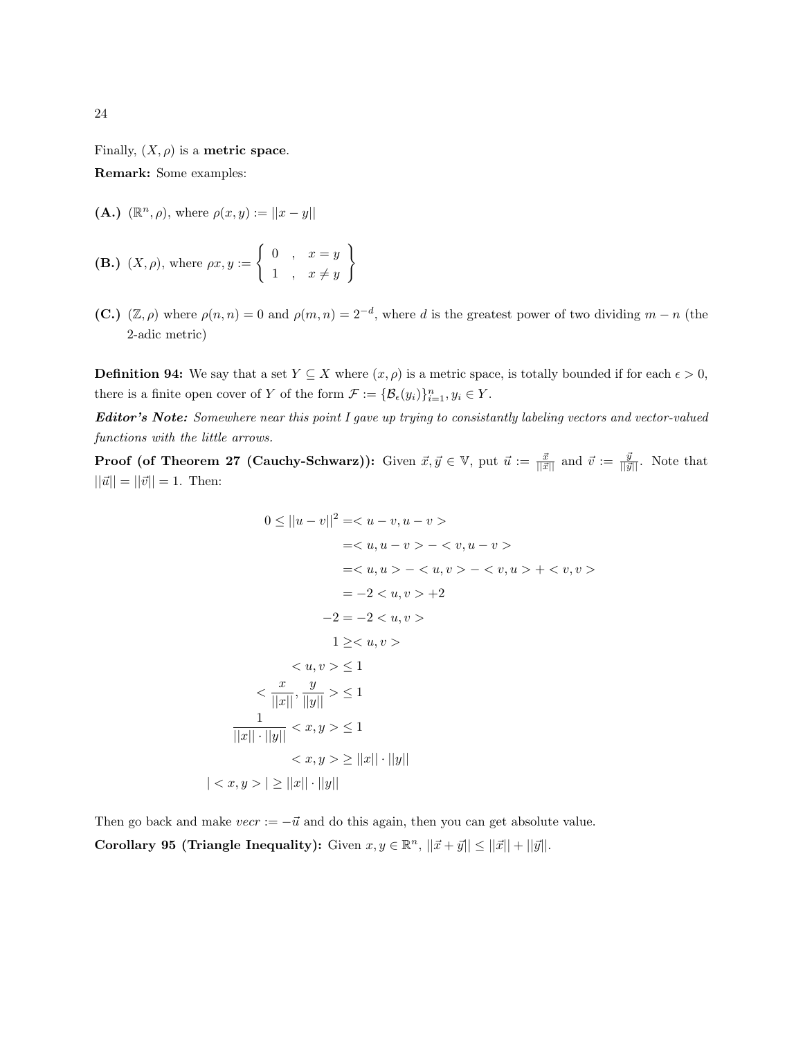Finally, $(X, \rho)$ is a **metric space**.

**Remark:** Some examples:

**(A.)** $(\mathbb{R}^n, \rho)$, where $\rho(x, y) := ||x - y||$

**(B.)** $(X, \rho)$, where $\rho x, y := \left\{ \begin{array}{ccc} 0 & , & x = y \\ 1 & , & x \neq y \end{array} \right\}$

**(C.)** $(\mathbb{Z}, \rho)$ where $\rho(n, n) = 0$ and $\rho(m, n) = 2^{-d}$, where $d$ is the greatest power of two dividing $m - n$ (the 2-adic metric)

**Definition 94:** We say that a set $Y \subseteq X$ where $(x, \rho)$ is a metric space, is totally bounded if for each $\epsilon > 0$, there is a finite open cover of $Y$ of the form $\mathcal{F} := \{\mathcal{B}_\epsilon(y_i)\}_{i=1}^n, y_i \in Y$.

***Editor's Note:*** *Somewhere near this point I gave up trying to consistantly labeling vectors and vector-valued functions with the little arrows.*

**Proof (of Theorem 27 (Cauchy-Schwarz)):** Given $\vec{x}, \vec{y} \in \mathbb{V}$, put $\vec{u} := \frac{\vec{x}}{||\vec{x}||}$ and $\vec{v} := \frac{\vec{y}}{||\vec{y}||}$. Note that $||\vec{u}|| = ||\vec{v}|| = 1$. Then:

$$
\begin{aligned}
0 \leq ||u - v||^2 &= < u - v, u - v > \\
&= < u, u - v > - < v, u - v > \\
&= < u, u > - < u, v > - < v, u > + < v, v > \\
&= -2 < u, v > + 2 \\
-2 &= -2 < u, v > \\
1 &\geq < u, v > \\
< u, v > &\leq 1 \\
< \frac{x}{||x||}, \frac{y}{||y||} > &\leq 1 \\
\frac{1}{||x|| \cdot ||y||} < x, y > &\leq 1 \\
< x, y > &\geq ||x|| \cdot ||y|| \\
| < x, y > | &\geq ||x|| \cdot ||y||
\end{aligned}
$$

Then go back and make $vecr := -\vec{u}$ and do this again, then you can get absolute value.

**Corollary 95 (Triangle Inequality):** Given $x, y \in \mathbb{R}^n$, $||\vec{x} + \vec{y}|| \leq ||\vec{x}|| + ||\vec{y}||$.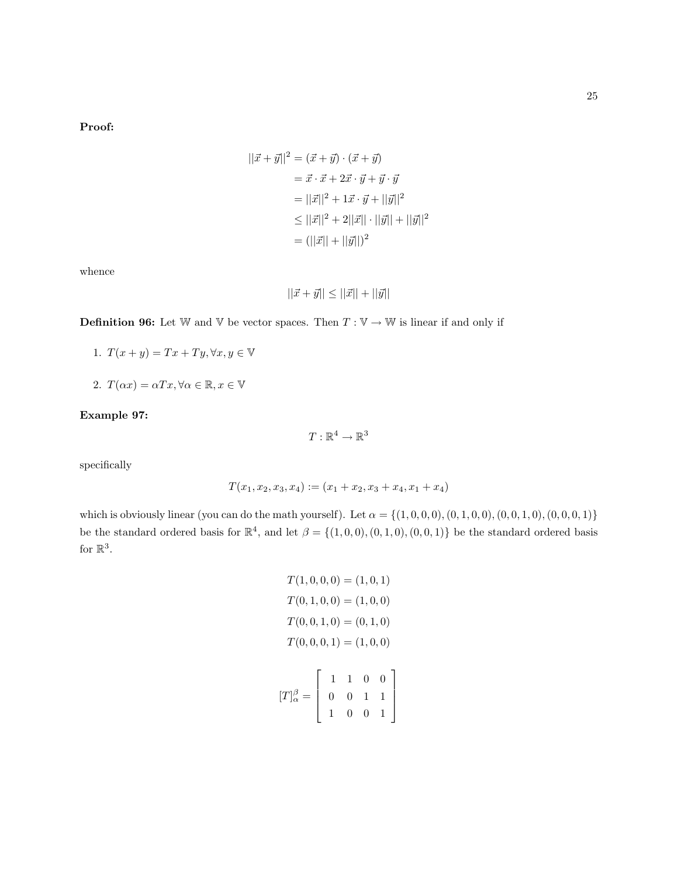**Proof:**

$$
\begin{aligned}
||\vec{x}+\vec{y}||^2 &= (\vec{x}+\vec{y})\cdot(\vec{x}+\vec{y}) \\
&= \vec{x}\cdot\vec{x} + 2\vec{x}\cdot\vec{y} + \vec{y}\cdot\vec{y} \\
&= ||\vec{x}||^2 + 1\vec{x}\cdot\vec{y} + ||\vec{y}||^2 \\
&\leq ||\vec{x}||^2 + 2||\vec{x}||\cdot||\vec{y}|| + ||\vec{y}||^2 \\
&= (||\vec{x}|| + ||\vec{y}||)^2
\end{aligned}
$$

whence

$$
||\vec{x}+\vec{y}|| \leq ||\vec{x}|| + ||\vec{y}||
$$

**Definition 96:** Let $\mathbb{W}$ and $\mathbb{V}$ be vector spaces. Then $T : \mathbb{V} \to \mathbb{W}$ is linear if and only if

1. $T(x+y) = Tx + Ty, \forall x, y \in \mathbb{V}$
2. $T(\alpha x) = \alpha T x, \forall \alpha \in \mathbb{R}, x \in \mathbb{V}$

**Example 97:**

$$
T : \mathbb{R}^4 \to \mathbb{R}^3
$$

specifically

$$
T(x_1, x_2, x_3, x_4) := (x_1 + x_2, x_3 + x_4, x_1 + x_4)
$$

which is obviously linear (you can do the math yourself). Let $\alpha = \{(1,0,0,0),(0,1,0,0),(0,0,1,0),(0,0,0,1)\}$ be the standard ordered basis for $\mathbb{R}^4$, and let $\beta = \{(1,0,0),(0,1,0),(0,0,1)\}$ be the standard ordered basis for $\mathbb{R}^3$.

$$
\begin{aligned}
T(1,0,0,0) &= (1,0,1) \\
T(0,1,0,0) &= (1,0,0) \\
T(0,0,1,0) &= (0,1,0) \\
T(0,0,0,1) &= (1,0,0)
\end{aligned}
$$

$$
[T]_\alpha^\beta = \begin{bmatrix} 1 & 1 & 0 & 0 \\ 0 & 0 & 1 & 1 \\ 1 & 0 & 0 & 1 \end{bmatrix}
$$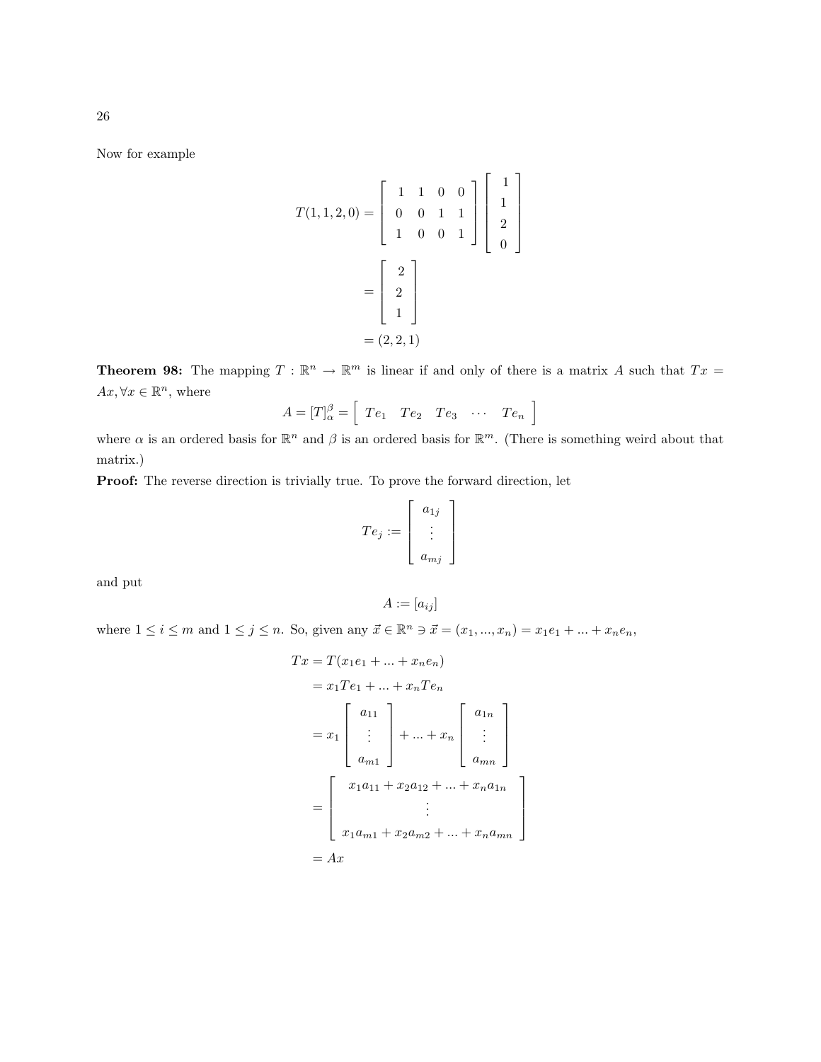Now for example

$$
\begin{aligned}
T(1,1,2,0) &= \begin{bmatrix} 1 & 1 & 0 & 0 \\ 0 & 0 & 1 & 1 \\ 1 & 0 & 0 & 1 \end{bmatrix} \begin{bmatrix} 1 \\ 1 \\ 2 \\ 0 \end{bmatrix} \\
&= \begin{bmatrix} 2 \\ 2 \\ 1 \end{bmatrix} \\
&= (2,2,1)
\end{aligned}
$$

**Theorem 98:** The mapping $T : \mathbb{R}^n \to \mathbb{R}^m$ is linear if and only of there is a matrix $A$ such that $Tx = Ax, \forall x \in \mathbb{R}^n$, where

$$
A = [T]_\alpha^\beta = \begin{bmatrix} Te_1 & Te_2 & Te_3 & \cdots & Te_n \end{bmatrix}
$$

where $\alpha$ is an ordered basis for $\mathbb{R}^n$ and $\beta$ is an ordered basis for $\mathbb{R}^m$. (There is something weird about that matrix.)

**Proof:** The reverse direction is trivially true. To prove the forward direction, let

$$
Te_j := \begin{bmatrix} a_{1j} \\ \vdots \\ a_{mj} \end{bmatrix}
$$

and put

$$
A := [a_{ij}]
$$

where $1 \le i \le m$ and $1 \le j \le n$. So, given any $\vec{x} \in \mathbb{R}^n \ni \vec{x} = (x_1, ..., x_n) = x_1 e_1 + ... + x_n e_n$,

$$
\begin{aligned}
Tx &= T(x_1 e_1 + ... + x_n e_n) \\
&= x_1 Te_1 + ... + x_n Te_n \\
&= x_1 \begin{bmatrix} a_{11} \\ \vdots \\ a_{m1} \end{bmatrix} + ... + x_n \begin{bmatrix} a_{1n} \\ \vdots \\ a_{mn} \end{bmatrix} \\
&= \begin{bmatrix} x_1 a_{11} + x_2 a_{12} + ... + x_n a_{1n} \\ \vdots \\ x_1 a_{m1} + x_2 a_{m2} + ... + x_n a_{mn} \end{bmatrix} \\
&= Ax
\end{aligned}
$$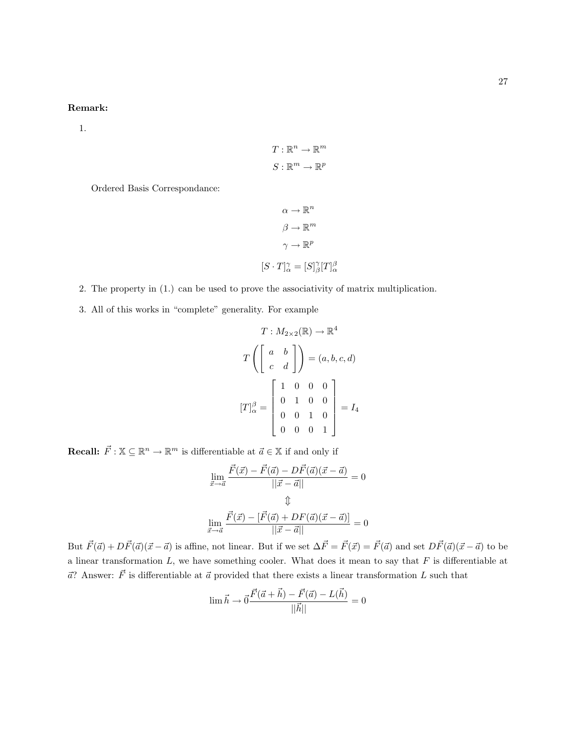**Remark:**

1. 

$$T : \mathbb{R}^n \to \mathbb{R}^m$$
$$S : \mathbb{R}^m \to \mathbb{R}^p$$

Ordered Basis Correspondance:

$$\alpha \to \mathbb{R}^n$$
$$\beta \to \mathbb{R}^m$$
$$\gamma \to \mathbb{R}^p$$
$$[S \cdot T]^{\gamma}_{\alpha} = [S]^{\gamma}_{\beta}[T]^{\beta}_{\alpha}$$

2. The property in (1.) can be used to prove the associativity of matrix multiplication.

3. All of this works in "complete" generality. For example

$$T : M_{2\times 2}(\mathbb{R}) \to \mathbb{R}^4$$
$$T\left(\begin{bmatrix} a & b \\ c & d \end{bmatrix}\right) = (a, b, c, d)$$
$$[T]^{\beta}_{\alpha} = \begin{bmatrix} 1 & 0 & 0 & 0 \\ 0 & 1 & 0 & 0 \\ 0 & 0 & 1 & 0 \\ 0 & 0 & 0 & 1 \end{bmatrix} = I_4$$

**Recall:** $\vec{F} : \mathbb{X} \subseteq \mathbb{R}^n \to \mathbb{R}^m$ is differentiable at $\vec{a} \in \mathbb{X}$ if and only if

$$\lim_{\vec{x}\to\vec{a}} \frac{\vec{F}(\vec{x}) - \vec{F}(\vec{a}) - D\vec{F}(\vec{a})(\vec{x} - \vec{a})}{||\vec{x} - \vec{a}||} = 0$$
$$\Updownarrow$$
$$\lim_{\vec{x}\to\vec{a}} \frac{\vec{F}(\vec{x}) - [\vec{F}(\vec{a}) + DF(\vec{a})(\vec{x} - \vec{a})]}{||\vec{x} - \vec{a}||} = 0$$

But $\vec{F}(\vec{a}) + D\vec{F}(\vec{a})(\vec{x} - \vec{a})$ is affine, not linear. But if we set $\Delta\vec{F} = \vec{F}(\vec{x}) = \vec{F}(\vec{a})$ and set $D\vec{F}(\vec{a})(\vec{x} - \vec{a})$ to be a linear transformation $L$, we have something cooler. What does it mean to say that $F$ is differentiable at $\vec{a}$? Answer: $\vec{F}$ is differentiable at $\vec{a}$ provided that there exists a linear transformation $L$ such that

$$\lim \vec{h} \to \vec{0} \frac{\vec{F}(\vec{a} + \vec{h}) - \vec{F}(\vec{a}) - L(\vec{h})}{||\vec{h}||} = 0$$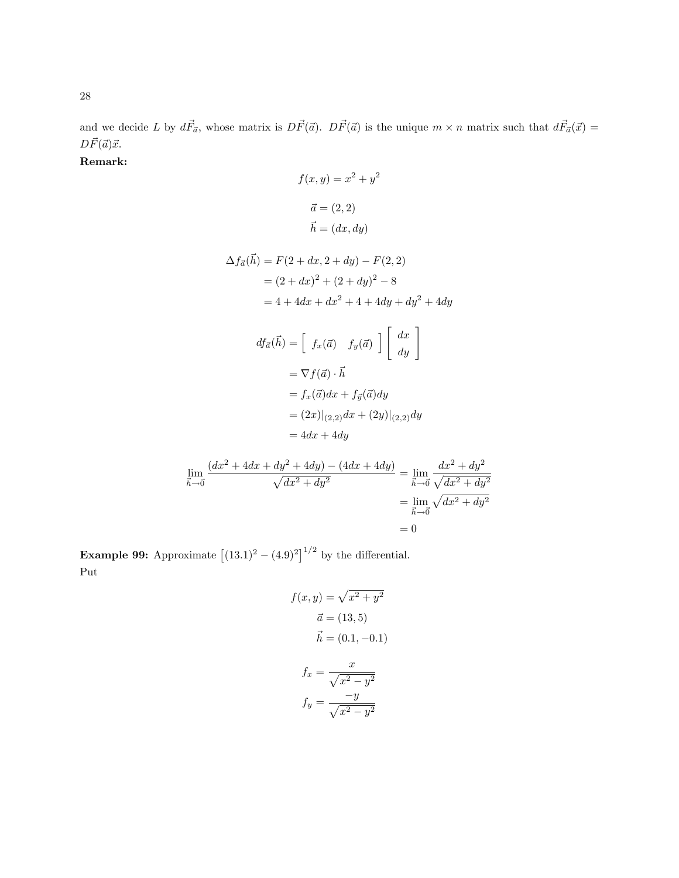and we decide $L$ by $d\vec{F}_{\vec{a}}$, whose matrix is $D\vec{F}(\vec{a})$. $D\vec{F}(\vec{a})$ is the unique $m \times n$ matrix such that $d\vec{F}_{\vec{a}}(\vec{x}) = D\vec{F}(\vec{a})\vec{x}$.

**Remark:**

$$f(x, y) = x^2 + y^2$$

$$\vec{a} = (2, 2)$$
$$\vec{h} = (dx, dy)$$

$$\begin{aligned}
\Delta f_{\vec{a}}(\vec{h}) &= F(2 + dx, 2 + dy) - F(2, 2) \\
&= (2 + dx)^2 + (2 + dy)^2 - 8 \\
&= 4 + 4dx + dx^2 + 4 + 4dy + dy^2 + 4dy
\end{aligned}$$

$$\begin{aligned}
df_{\vec{a}}(\vec{h}) &= \begin{bmatrix} f_x(\vec{a}) & f_y(\vec{a}) \end{bmatrix} \begin{bmatrix} dx \\ dy \end{bmatrix} \\
&= \nabla f(\vec{a}) \cdot \vec{h} \\
&= f_x(\vec{a})dx + f_y(\vec{a})dy \\
&= (2x)|_{(2,2)}dx + (2y)|_{(2,2)}dy \\
&= 4dx + 4dy
\end{aligned}$$

$$\begin{aligned}
\lim_{\vec{h} \to \vec{0}} \frac{(dx^2 + 4dx + dy^2 + 4dy) - (4dx + 4dy)}{\sqrt{dx^2 + dy^2}} &= \lim_{\vec{h} \to \vec{0}} \frac{dx^2 + dy^2}{\sqrt{dx^2 + dy^2}} \\
&= \lim_{\vec{h} \to \vec{0}} \sqrt{dx^2 + dy^2} \\
&= 0
\end{aligned}$$

**Example 99:** Approximate $\left[(13.1)^2 - (4.9)^2\right]^{1/2}$ by the differential.
Put

$$f(x, y) = \sqrt{x^2 + y^2}$$
$$\vec{a} = (13, 5)$$
$$\vec{h} = (0.1, -0.1)$$

$$f_x = \frac{x}{\sqrt{x^2 - y^2}}$$
$$f_y = \frac{-y}{\sqrt{x^2 - y^2}}$$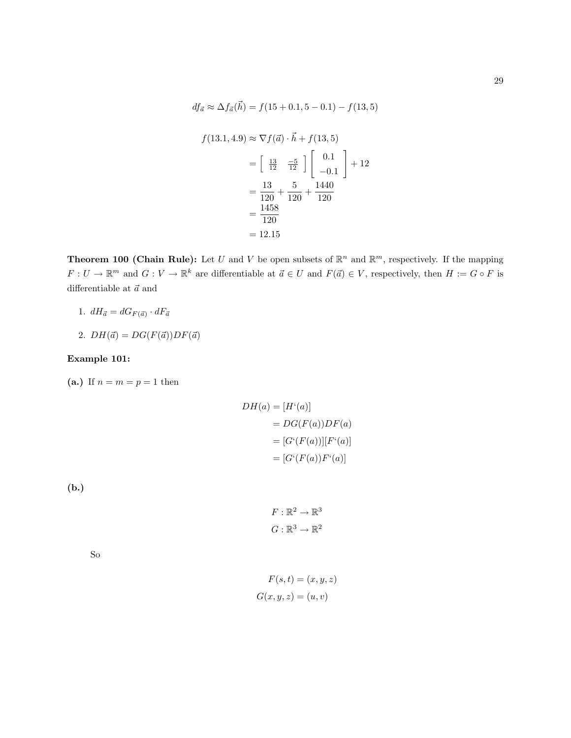$$df_{\vec{a}} \approx \Delta f_{\vec{a}}(\vec{h}) = f(15+0.1, 5-0.1) - f(13,5)$$

$$\begin{aligned}
f(13.1, 4.9) &\approx \nabla f(\vec{a}) \cdot \vec{h} + f(13,5) \\
&= \begin{bmatrix} \frac{13}{12} & \frac{-5}{12} \end{bmatrix} \begin{bmatrix} 0.1 \\ -0.1 \end{bmatrix} + 12 \\
&= \frac{13}{120} + \frac{5}{120} + \frac{1440}{120} \\
&= \frac{1458}{120} \\
&= 12.15
\end{aligned}$$

**Theorem 100 (Chain Rule):** Let $U$ and $V$ be open subsets of $\mathbb{R}^n$ and $\mathbb{R}^m$, respectively. If the mapping $F : U \to \mathbb{R}^m$ and $G : V \to \mathbb{R}^k$ are differentiable at $\vec{a} \in U$ and $F(\vec{a}) \in V$, respectively, then $H := G \circ F$ is differentiable at $\vec{a}$ and

1. $dH_{\vec{a}} = dG_{F(\vec{a})} \cdot dF_{\vec{a}}$
2. $DH(\vec{a}) = DG(F(\vec{a}))DF(\vec{a})$

**Example 101:**

**(a.)** If $n = m = p = 1$ then

$$\begin{aligned}
DH(a) &= [H'(a)] \\
&= DG(F(a))DF(a) \\
&= [G'(F(a))][F'(a)] \\
&= [G'(F(a))F'(a)]
\end{aligned}$$

**(b.)**

$$\begin{aligned}
F &: \mathbb{R}^2 \to \mathbb{R}^3 \\
G &: \mathbb{R}^3 \to \mathbb{R}^2
\end{aligned}$$

So

$$\begin{aligned}
F(s,t) &= (x,y,z) \\
G(x,y,z) &= (u,v)
\end{aligned}$$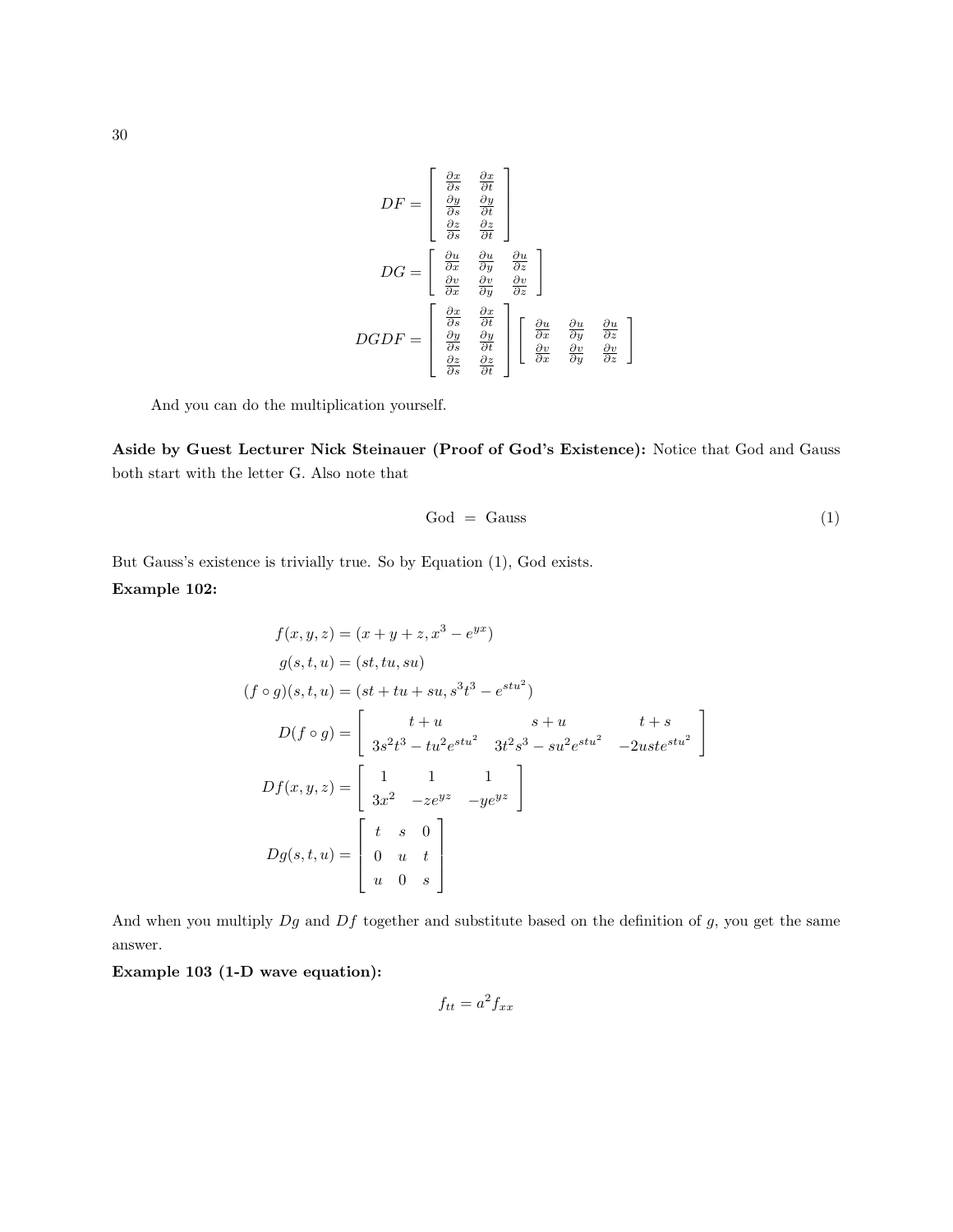$$DF = \begin{bmatrix} \frac{\partial x}{\partial s} & \frac{\partial x}{\partial t} \\ \frac{\partial y}{\partial s} & \frac{\partial y}{\partial t} \\ \frac{\partial z}{\partial s} & \frac{\partial z}{\partial t} \end{bmatrix}$$

$$DG = \begin{bmatrix} \frac{\partial u}{\partial x} & \frac{\partial u}{\partial y} & \frac{\partial u}{\partial z} \\ \frac{\partial v}{\partial x} & \frac{\partial v}{\partial y} & \frac{\partial v}{\partial z} \end{bmatrix}$$

$$DGDF = \begin{bmatrix} \frac{\partial x}{\partial s} & \frac{\partial x}{\partial t} \\ \frac{\partial y}{\partial s} & \frac{\partial y}{\partial t} \\ \frac{\partial z}{\partial s} & \frac{\partial z}{\partial t} \end{bmatrix} \begin{bmatrix} \frac{\partial u}{\partial x} & \frac{\partial u}{\partial y} & \frac{\partial u}{\partial z} \\ \frac{\partial v}{\partial x} & \frac{\partial v}{\partial y} & \frac{\partial v}{\partial z} \end{bmatrix}$$

And you can do the multiplication yourself.

**Aside by Guest Lecturer Nick Steinauer (Proof of God's Existence):** Notice that God and Gauss both start with the letter G. Also note that

$$\text{God} = \text{Gauss} \tag{1}$$

But Gauss's existence is trivially true. So by Equation (1), God exists.

**Example 102:**

$$f(x, y, z) = (x + y + z, x^3 - e^{yx})$$

$$g(s, t, u) = (st, tu, su)$$

$$(f \circ g)(s, t, u) = (st + tu + su, s^3t^3 - e^{stu^2})$$

$$D(f \circ g) = \begin{bmatrix} t + u & s + u & t + s \\ 3s^2t^3 - tu^2e^{stu^2} & 3t^2s^3 - su^2e^{stu^2} & -2uste^{stu^2} \end{bmatrix}$$

$$Df(x, y, z) = \begin{bmatrix} 1 & 1 & 1 \\ 3x^2 & -ze^{yz} & -ye^{yz} \end{bmatrix}$$

$$Dg(s, t, u) = \begin{bmatrix} t & s & 0 \\ 0 & u & t \\ u & 0 & s \end{bmatrix}$$

And when you multiply $Dg$ and $Df$ together and substitute based on the definition of $g$, you get the same answer.

**Example 103 (1-D wave equation):**

$$f_{tt} = a^2 f_{xx}$$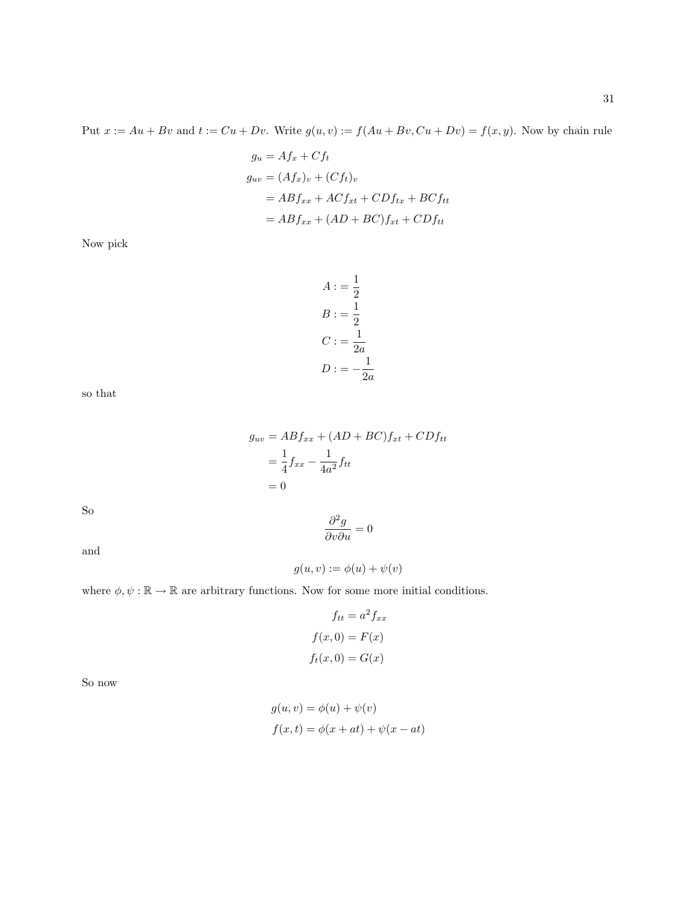Put $x := Au + Bv$ and $t := Cu + Dv$. Write $g(u, v) := f(Au + Bv, Cu + Dv) = f(x, y)$. Now by chain rule

$$
\begin{aligned}
g_u &= Af_x + Cf_t \\
g_{uv} &= (Af_x)_v + (Cf_t)_v \\
&= ABf_{xx} + ACf_{xt} + CDf_{tx} + BCf_{tt} \\
&= ABf_{xx} + (AD + BC)f_{xt} + CDf_{tt}
\end{aligned}
$$

Now pick

$$
\begin{aligned}
A &:= \frac{1}{2} \\
B &:= \frac{1}{2} \\
C &:= \frac{1}{2a} \\
D &:= -\frac{1}{2a}
\end{aligned}
$$

so that

$$
\begin{aligned}
g_{uv} &= ABf_{xx} + (AD + BC)f_{xt} + CDf_{tt} \\
&= \frac{1}{4}f_{xx} - \frac{1}{4a^2}f_{tt} \\
&= 0
\end{aligned}
$$

So

$$\frac{\partial^2 g}{\partial v \partial u} = 0$$

and

$$g(u, v) := \phi(u) + \psi(v)$$

where $\phi, \psi : \mathbb{R} \to \mathbb{R}$ are arbitrary functions. Now for some more initial conditions.

$$
\begin{aligned}
f_{tt} &= a^2 f_{xx} \\
f(x, 0) &= F(x) \\
f_t(x, 0) &= G(x)
\end{aligned}
$$

So now

$$
\begin{aligned}
g(u, v) &= \phi(u) + \psi(v) \\
f(x, t) &= \phi(x + at) + \psi(x - at)
\end{aligned}
$$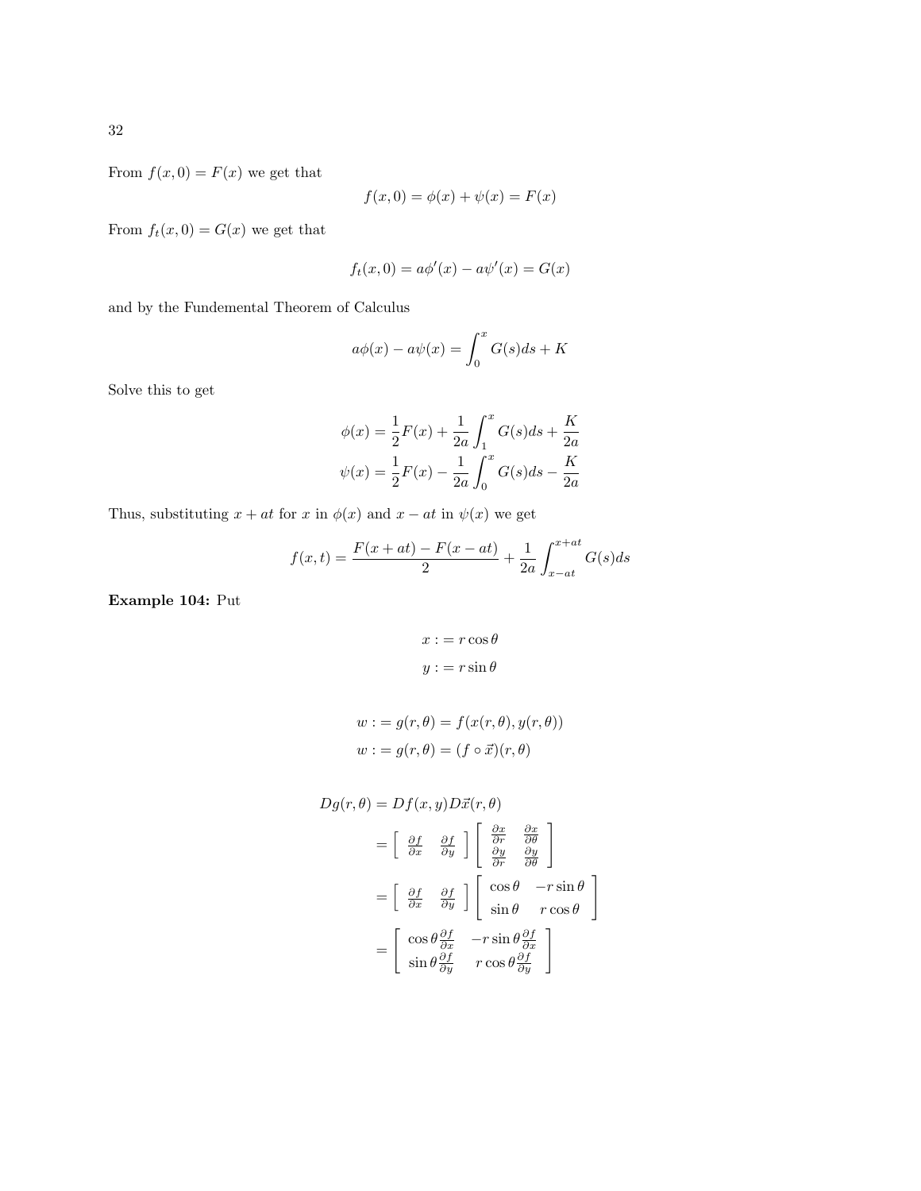From $f(x,0) = F(x)$ we get that

$$f(x,0) = \phi(x) + \psi(x) = F(x)$$

From $f_t(x,0) = G(x)$ we get that

$$f_t(x,0) = a\phi'(x) - a\psi'(x) = G(x)$$

and by the Fundemental Theorem of Calculus

$$a\phi(x) - a\psi(x) = \int_0^x G(s)ds + K$$

Solve this to get

$$\phi(x) = \frac{1}{2}F(x) + \frac{1}{2a}\int_1^x G(s)ds + \frac{K}{2a}$$
$$\psi(x) = \frac{1}{2}F(x) - \frac{1}{2a}\int_0^x G(s)ds - \frac{K}{2a}$$

Thus, substituting $x + at$ for $x$ in $\phi(x)$ and $x - at$ in $\psi(x)$ we get

$$f(x,t) = \frac{F(x+at) - F(x-at)}{2} + \frac{1}{2a}\int_{x-at}^{x+at} G(s)ds$$

**Example 104:** Put

$$x := r\cos\theta$$
$$y := r\sin\theta$$

$$w := g(r,\theta) = f(x(r,\theta), y(r,\theta))$$
$$w := g(r,\theta) = (f \circ \vec{x})(r,\theta)$$

$$\begin{aligned}
Dg(r,\theta) &= Df(x,y)D\vec{x}(r,\theta) \\
&= \begin{bmatrix} \frac{\partial f}{\partial x} & \frac{\partial f}{\partial y} \end{bmatrix} \begin{bmatrix} \frac{\partial x}{\partial r} & \frac{\partial x}{\partial \theta} \\ \frac{\partial y}{\partial r} & \frac{\partial y}{\partial \theta} \end{bmatrix} \\
&= \begin{bmatrix} \frac{\partial f}{\partial x} & \frac{\partial f}{\partial y} \end{bmatrix} \begin{bmatrix} \cos\theta & -r\sin\theta \\ \sin\theta & r\cos\theta \end{bmatrix} \\
&= \begin{bmatrix} \cos\theta \frac{\partial f}{\partial x} & -r\sin\theta \frac{\partial f}{\partial x} \\ \sin\theta \frac{\partial f}{\partial y} & r\cos\theta \frac{\partial f}{\partial y} \end{bmatrix}
\end{aligned}$$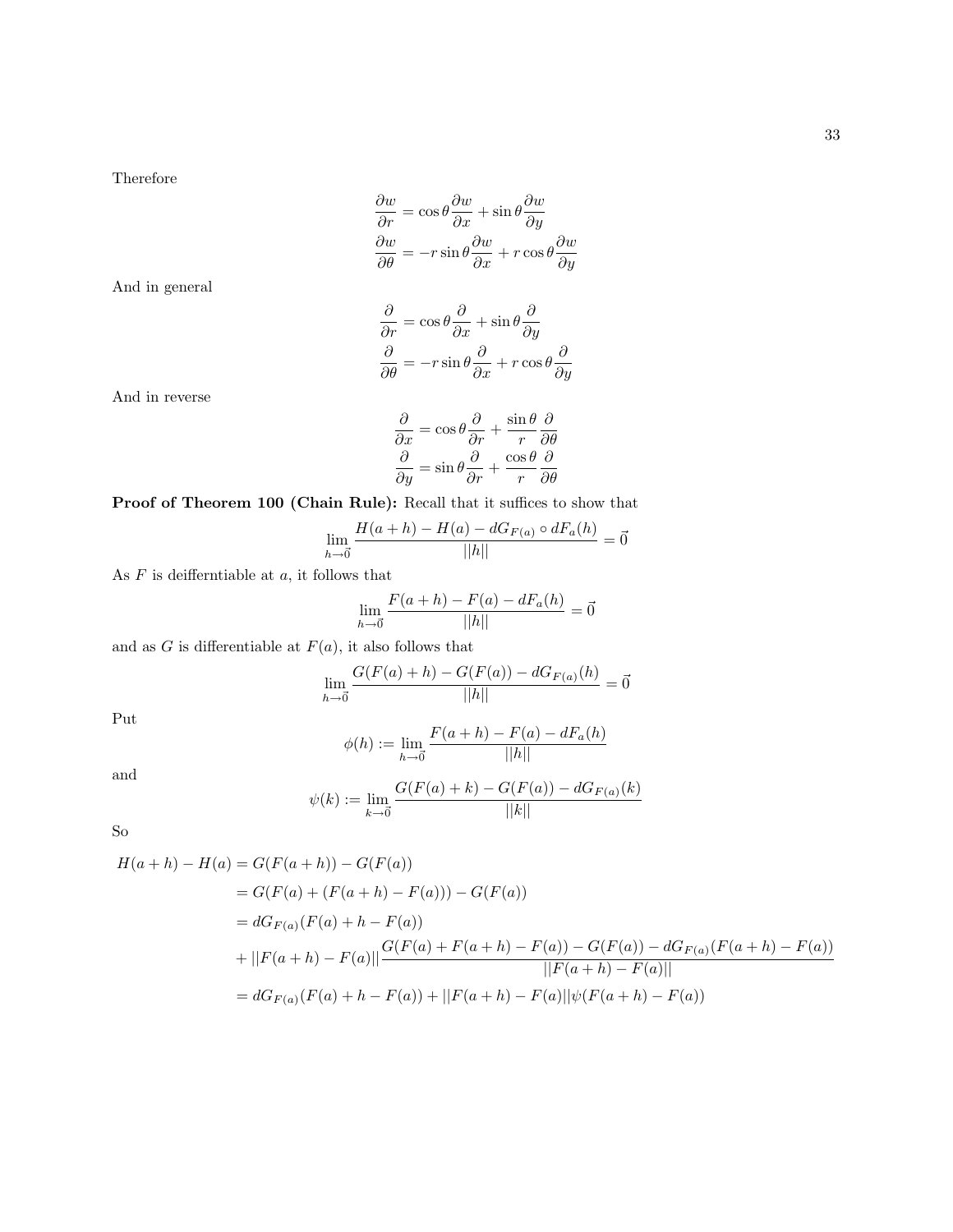Therefore

$$\frac{\partial w}{\partial r} = \cos\theta \frac{\partial w}{\partial x} + \sin\theta \frac{\partial w}{\partial y}$$
$$\frac{\partial w}{\partial \theta} = -r\sin\theta \frac{\partial w}{\partial x} + r\cos\theta \frac{\partial w}{\partial y}$$

And in general

$$\frac{\partial}{\partial r} = \cos\theta \frac{\partial}{\partial x} + \sin\theta \frac{\partial}{\partial y}$$
$$\frac{\partial}{\partial \theta} = -r\sin\theta \frac{\partial}{\partial x} + r\cos\theta \frac{\partial}{\partial y}$$

And in reverse

$$\frac{\partial}{\partial x} = \cos\theta \frac{\partial}{\partial r} + \frac{\sin\theta}{r} \frac{\partial}{\partial \theta}$$
$$\frac{\partial}{\partial y} = \sin\theta \frac{\partial}{\partial r} + \frac{\cos\theta}{r} \frac{\partial}{\partial \theta}$$

**Proof of Theorem 100 (Chain Rule):** Recall that it suffices to show that

$$\lim_{h \to \vec{0}} \frac{H(a+h) - H(a) - dG_{F(a)} \circ dF_a(h)}{||h||} = \vec{0}$$

As $F$ is deifferntiable at $a$, it follows that

$$\lim_{h \to \vec{0}} \frac{F(a+h) - F(a) - dF_a(h)}{||h||} = \vec{0}$$

and as $G$ is differentiable at $F(a)$, it also follows that

$$\lim_{h \to \vec{0}} \frac{G(F(a)+h) - G(F(a)) - dG_{F(a)}(h)}{||h||} = \vec{0}$$

Put

$$\phi(h) := \lim_{h \to \vec{0}} \frac{F(a+h) - F(a) - dF_a(h)}{||h||}$$

and

$$\psi(k) := \lim_{k \to \vec{0}} \frac{G(F(a)+k) - G(F(a)) - dG_{F(a)}(k)}{||k||}$$

So

$$\begin{aligned}
H(a+h) - H(a) &= G(F(a+h)) - G(F(a)) \\
&= G(F(a) + (F(a+h) - F(a))) - G(F(a)) \\
&= dG_{F(a)}(F(a) + h - F(a)) \\
&+ ||F(a+h) - F(a)|| \frac{G(F(a) + F(a+h) - F(a)) - G(F(a)) - dG_{F(a)}(F(a+h) - F(a))}{||F(a+h) - F(a)||} \\
&= dG_{F(a)}(F(a) + h - F(a)) + ||F(a+h) - F(a)||\psi(F(a+h) - F(a))
\end{aligned}$$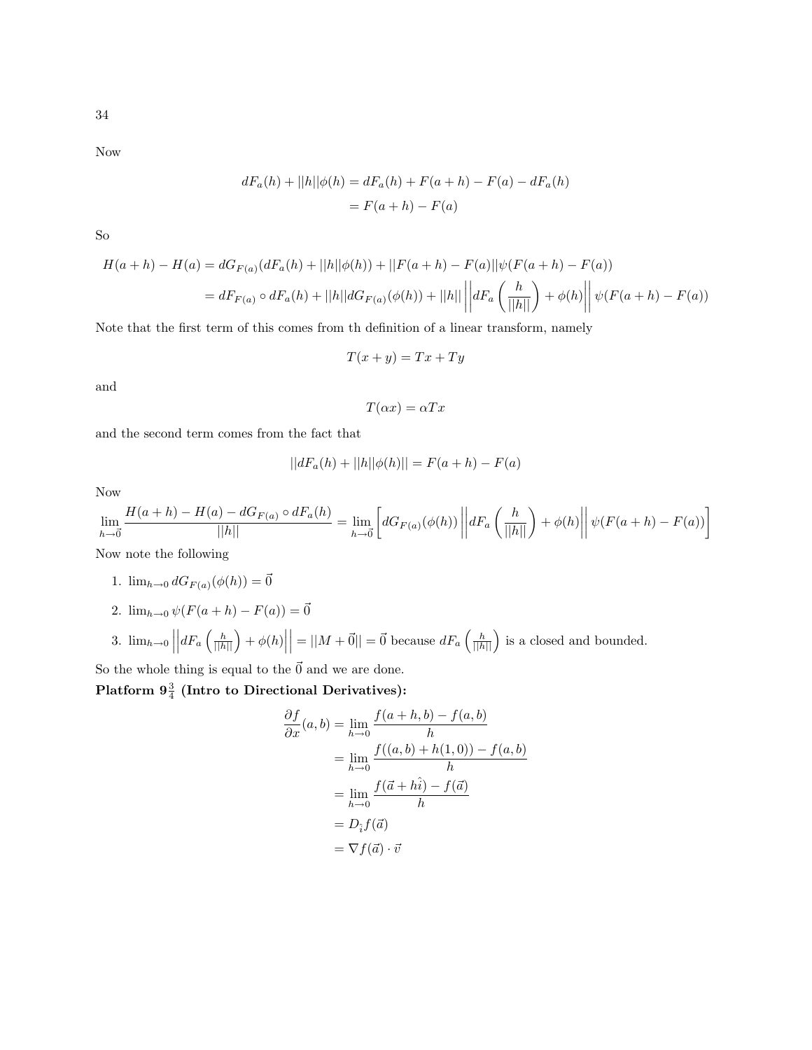Now

$$
\begin{aligned}
dF_a(h) + ||h||\phi(h) &= dF_a(h) + F(a+h) - F(a) - dF_a(h) \\
&= F(a+h) - F(a)
\end{aligned}
$$

So

$$
\begin{aligned}
H(a+h) - H(a) &= dG_{F(a)}(dF_a(h) + ||h||\phi(h)) + ||F(a+h) - F(a)||\psi(F(a+h) - F(a)) \\
&= dF_{F(a)} \circ dF_a(h) + ||h|| dG_{F(a)}(\phi(h)) + ||h|| \left|\left| dF_a\left(\frac{h}{||h||}\right) + \phi(h) \right|\right| \psi(F(a+h) - F(a))
\end{aligned}
$$

Note that the first term of this comes from th definition of a linear transform, namely

$$
T(x+y) = Tx + Ty
$$

and

$$
T(\alpha x) = \alpha Tx
$$

and the second term comes from the fact that

$$
||dF_a(h) + ||h||\phi(h)|| = F(a+h) - F(a)
$$

Now

$$
\lim_{h \to \vec{0}} \frac{H(a+h) - H(a) - dG_{F(a)} \circ dF_a(h)}{||h||} = \lim_{h \to \vec{0}} \left[ dG_{F(a)}(\phi(h)) \left|\left| dF_a\left(\frac{h}{||h||}\right) + \phi(h) \right|\right| \psi(F(a+h) - F(a)) \right]
$$

Now note the following

1. $\lim_{h \to 0} dG_{F(a)}(\phi(h)) = \vec{0}$
2. $\lim_{h \to 0} \psi(F(a+h) - F(a)) = \vec{0}$
3. $\lim_{h \to 0} \left|\left| dF_a\left(\frac{h}{||h||}\right) + \phi(h) \right|\right| = ||M + \vec{0}|| = \vec{0}$ because $dF_a\left(\frac{h}{||h||}\right)$ is a closed and bounded.

So the whole thing is equal to the $\vec{0}$ and we are done.

**Platform $9\frac{3}{4}$ (Intro to Directional Derivatives):**

$$
\begin{aligned}
\frac{\partial f}{\partial x}(a,b) &= \lim_{h \to 0} \frac{f(a+h,b) - f(a,b)}{h} \\
&= \lim_{h \to 0} \frac{f((a,b) + h(1,0)) - f(a,b)}{h} \\
&= \lim_{h \to 0} \frac{f(\vec{a} + h\hat{i}) - f(\vec{a})}{h} \\
&= D_{\hat{i}} f(\vec{a}) \\
&= \nabla f(\vec{a}) \cdot \vec{v}
\end{aligned}
$$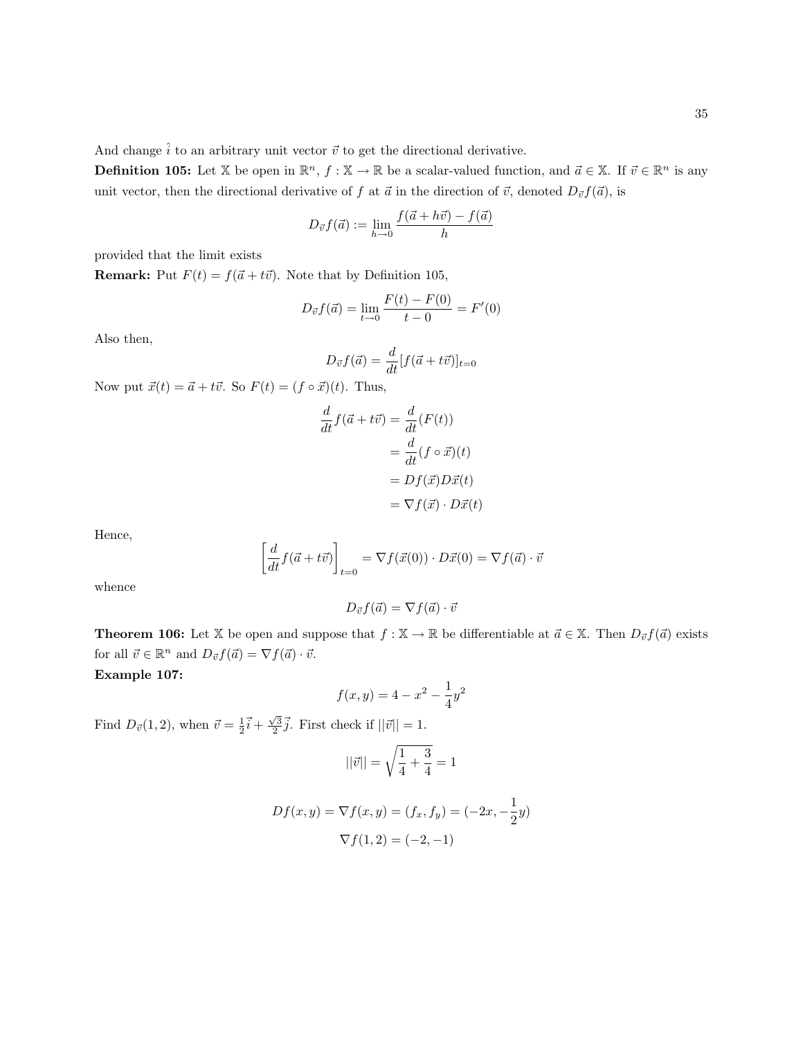And change $\hat{i}$ to an arbitrary unit vector $\vec{v}$ to get the directional derivative.

**Definition 105:** Let $\mathbb{X}$ be open in $\mathbb{R}^n$, $f : \mathbb{X} \to \mathbb{R}$ be a scalar-valued function, and $\vec{a} \in \mathbb{X}$. If $\vec{v} \in \mathbb{R}^n$ is any unit vector, then the directional derivative of $f$ at $\vec{a}$ in the direction of $\vec{v}$, denoted $D_{\vec{v}}f(\vec{a})$, is

$$D_{\vec{v}}f(\vec{a}) := \lim_{h\to 0} \frac{f(\vec{a}+h\vec{v}) - f(\vec{a})}{h}$$

provided that the limit exists

**Remark:** Put $F(t) = f(\vec{a}+t\vec{v})$. Note that by Definition 105,

$$D_{\vec{v}}f(\vec{a}) = \lim_{t\to 0} \frac{F(t) - F(0)}{t-0} = F'(0)$$

Also then,

$$D_{\vec{v}}f(\vec{a}) = \frac{d}{dt}[f(\vec{a}+t\vec{v})]_{t=0}$$

Now put $\vec{x}(t) = \vec{a}+t\vec{v}$. So $F(t) = (f \circ \vec{x})(t)$. Thus,

$$\begin{aligned}
\frac{d}{dt}f(\vec{a}+t\vec{v}) &= \frac{d}{dt}(F(t)) \\
&= \frac{d}{dt}(f \circ \vec{x})(t) \\
&= Df(\vec{x})D\vec{x}(t) \\
&= \nabla f(\vec{x}) \cdot D\vec{x}(t)
\end{aligned}$$

Hence,

$$\left[\frac{d}{dt}f(\vec{a}+t\vec{v})\right]_{t=0} = \nabla f(\vec{x}(0)) \cdot D\vec{x}(0) = \nabla f(\vec{a}) \cdot \vec{v}$$

whence

$$D_{\vec{v}}f(\vec{a}) = \nabla f(\vec{a}) \cdot \vec{v}$$

**Theorem 106:** Let $\mathbb{X}$ be open and suppose that $f : \mathbb{X} \to \mathbb{R}$ be differentiable at $\vec{a} \in \mathbb{X}$. Then $D_{\vec{v}}f(\vec{a})$ exists for all $\vec{v} \in \mathbb{R}^n$ and $D_{\vec{v}}f(\vec{a}) = \nabla f(\vec{a}) \cdot \vec{v}$.

**Example 107:**

$$f(x,y) = 4 - x^2 - \frac{1}{4}y^2$$

Find $D_{\vec{v}}(1,2)$, when $\vec{v} = \frac{1}{2}\vec{i} + \frac{\sqrt{3}}{2}\vec{j}$. First check if $||\vec{v}|| = 1$.

$$||\vec{v}|| = \sqrt{\frac{1}{4} + \frac{3}{4}} = 1$$

$$Df(x,y) = \nabla f(x,y) = (f_x, f_y) = (-2x, -\frac{1}{2}y)$$

$$\nabla f(1,2) = (-2,-1)$$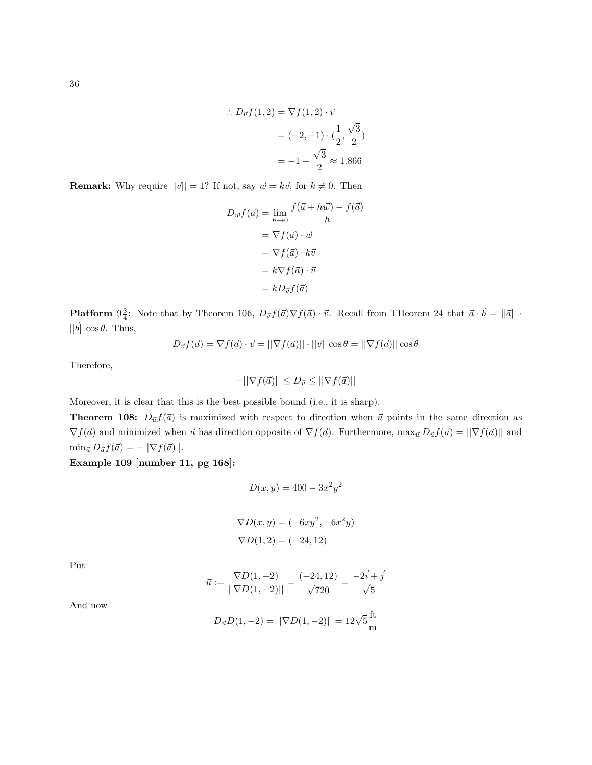$$\therefore D_{\vec{v}} f(1,2) = \nabla f(1,2) \cdot \vec{v}$$
$$= (-2,-1) \cdot (\frac{1}{2}, \frac{\sqrt{3}}{2})$$
$$= -1 - \frac{\sqrt{3}}{2} \approx 1.866$$

**Remark:** Why require $||\vec{v}|| = 1$? If not, say $\vec{w} = k\vec{v}$, for $k \neq 0$. Then

$$D_{\vec{w}} f(\vec{a}) = \lim_{h \to 0} \frac{f(\vec{a} + h\vec{w}) - f(\vec{a})}{h}$$
$$= \nabla f(\vec{a}) \cdot \vec{w}$$
$$= \nabla f(\vec{a}) \cdot k\vec{v}$$
$$= k \nabla f(\vec{a}) \cdot \vec{v}$$
$$= k D_{\vec{v}} f(\vec{a})$$

**Platform $9\frac{3}{4}$:** Note that by Theorem 106, $D_{\vec{v}} f(\vec{a}) \nabla f(\vec{a}) \cdot \vec{v}$. Recall from THeorem 24 that $\vec{a} \cdot \vec{b} = ||\vec{a}|| \cdot ||\vec{b}|| \cos\theta$. Thus,

$$D_{\vec{v}} f(\vec{a}) = \nabla f(\vec{a}) \cdot \vec{v} = ||\nabla f(\vec{a})|| \cdot ||\vec{v}|| \cos\theta = ||\nabla f(\vec{a})|| \cos\theta$$

Therefore,

$$-||\nabla f(\vec{a})|| \leq D_{\vec{v}} \leq ||\nabla f(\vec{a})||$$

Moreover, it is clear that this is the best possible bound (i.e., it is sharp).

**Theorem 108:** $D_{\vec{u}} f(\vec{a})$ is maximized with respect to direction when $\vec{u}$ points in the same direction as $\nabla f(\vec{a})$ and minimized when $\vec{u}$ has direction opposite of $\nabla f(\vec{a})$. Furthermore, $\max_{\vec{u}} D_{\vec{u}} f(\vec{a}) = ||\nabla f(\vec{a})||$ and $\min_{\vec{u}} D_{\vec{u}} f(\vec{a}) = -||\nabla f(\vec{a})||$.

**Example 109 [number 11, pg 168]:**

$$D(x,y) = 400 - 3x^2y^2$$

$$\nabla D(x,y) = (-6xy^2, -6x^2y)$$
$$\nabla D(1,2) = (-24, 12)$$

Put

$$\vec{u} := \frac{\nabla D(1,-2)}{||\nabla D(1,-2)||} = \frac{(-24,12)}{\sqrt{720}} = \frac{-2\vec{i} + \vec{j}}{\sqrt{5}}$$

And now

$$D_{\vec{u}} D(1,-2) = ||\nabla D(1,-2)|| = 12\sqrt{5}\,\frac{\text{ft}}{\text{m}}$$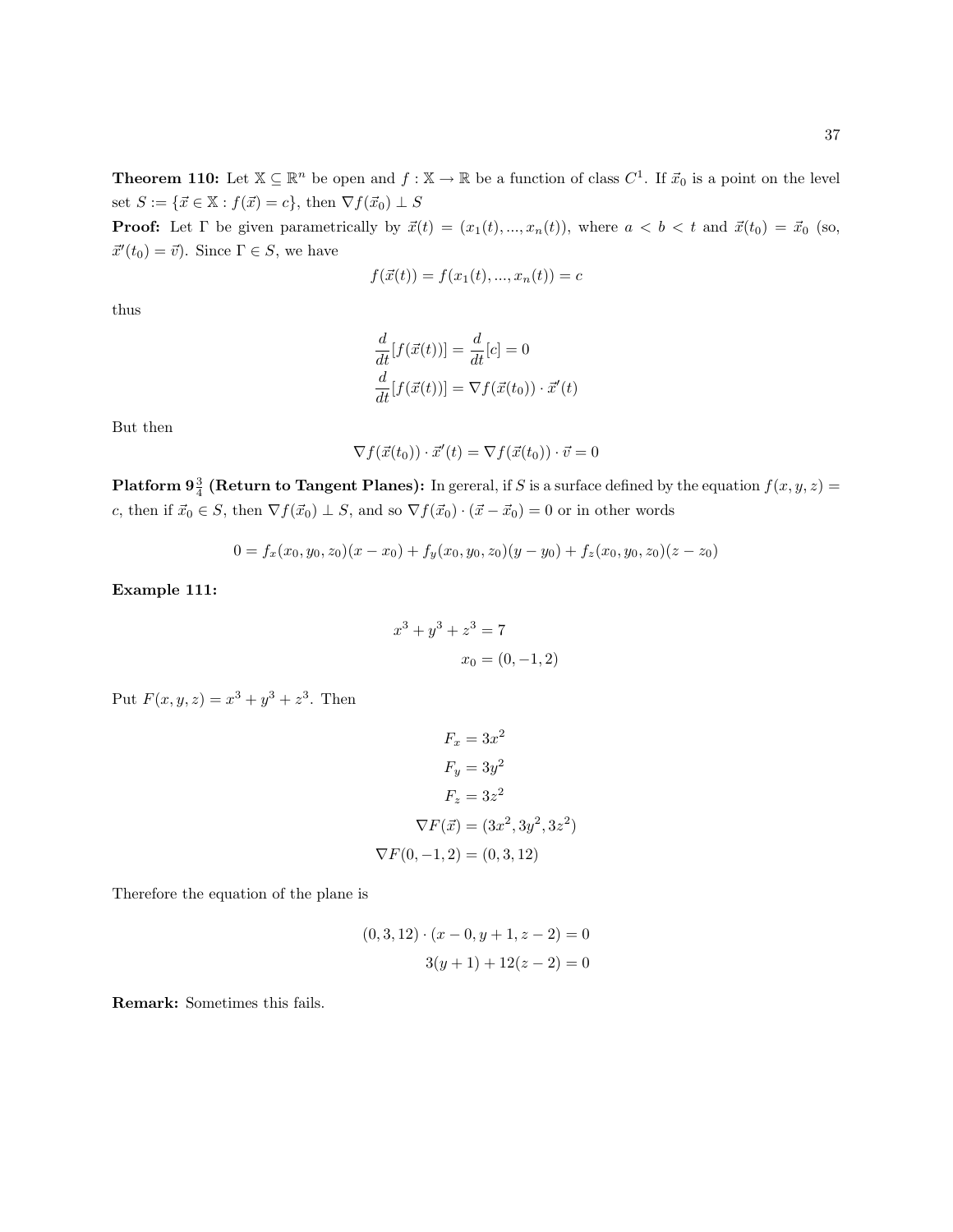**Theorem 110:** Let $\mathbb{X} \subseteq \mathbb{R}^n$ be open and $f : \mathbb{X} \to \mathbb{R}$ be a function of class $C^1$. If $\vec{x}_0$ is a point on the level set $S := \{\vec{x} \in \mathbb{X} : f(\vec{x}) = c\}$, then $\nabla f(\vec{x}_0) \perp S$

**Proof:** Let $\Gamma$ be given parametrically by $\vec{x}(t) = (x_1(t), ..., x_n(t))$, where $a < b < t$ and $\vec{x}(t_0) = \vec{x}_0$ (so, $\vec{x}'(t_0) = \vec{v}$). Since $\Gamma \in S$, we have

$$f(\vec{x}(t)) = f(x_1(t), ..., x_n(t)) = c$$

thus

$$\frac{d}{dt}[f(\vec{x}(t))] = \frac{d}{dt}[c] = 0$$
$$\frac{d}{dt}[f(\vec{x}(t))] = \nabla f(\vec{x}(t_0)) \cdot \vec{x}'(t)$$

But then

$$\nabla f(\vec{x}(t_0)) \cdot \vec{x}'(t) = \nabla f(\vec{x}(t_0)) \cdot \vec{v} = 0$$

**Platform $9\frac{3}{4}$ (Return to Tangent Planes):** In gereral, if $S$ is a surface defined by the equation $f(x, y, z) = c$, then if $\vec{x}_0 \in S$, then $\nabla f(\vec{x}_0) \perp S$, and so $\nabla f(\vec{x}_0) \cdot (\vec{x} - \vec{x}_0) = 0$ or in other words

$$0 = f_x(x_0, y_0, z_0)(x - x_0) + f_y(x_0, y_0, z_0)(y - y_0) + f_z(x_0, y_0, z_0)(z - z_0)$$

**Example 111:**

$$x^3 + y^3 + z^3 = 7$$
$$x_0 = (0, -1, 2)$$

Put $F(x, y, z) = x^3 + y^3 + z^3$. Then

$$F_x = 3x^2$$
$$F_y = 3y^2$$
$$F_z = 3z^2$$
$$\nabla F(\vec{x}) = (3x^2, 3y^2, 3z^2)$$
$$\nabla F(0, -1, 2) = (0, 3, 12)$$

Therefore the equation of the plane is

$$(0, 3, 12) \cdot (x - 0, y + 1, z - 2) = 0$$
$$3(y + 1) + 12(z - 2) = 0$$

**Remark:** Sometimes this fails.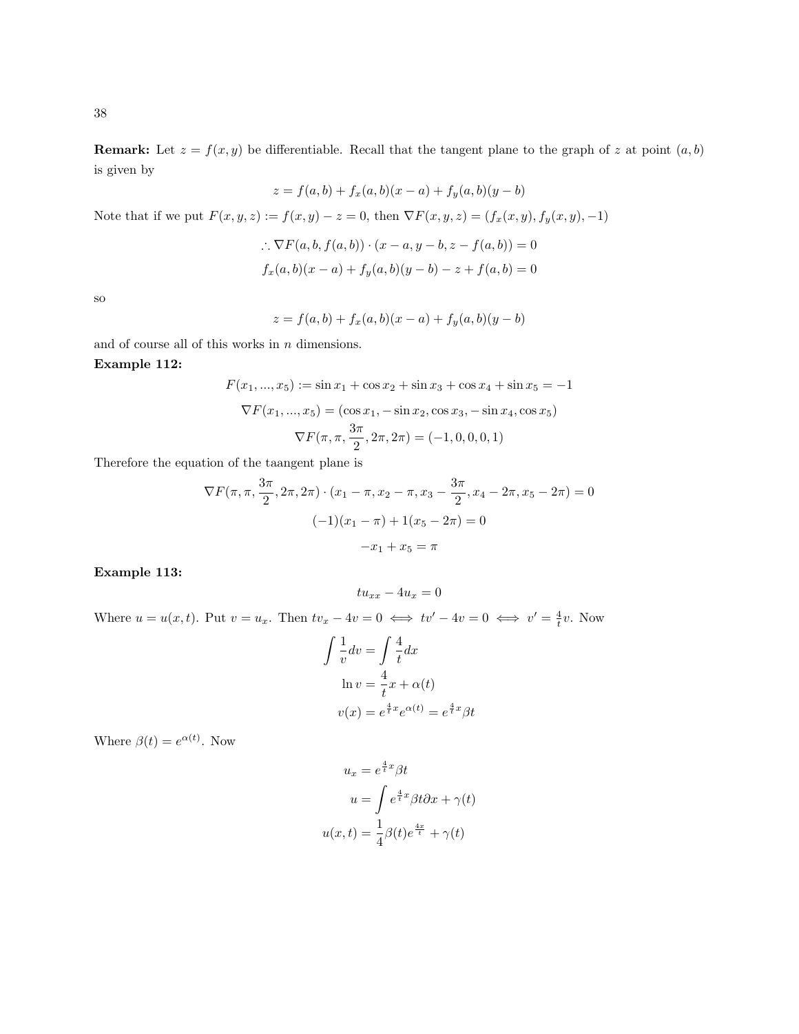**Remark:** Let $z = f(x, y)$ be differentiable. Recall that the tangent plane to the graph of $z$ at point $(a, b)$ is given by

$$z = f(a, b) + f_x(a, b)(x - a) + f_y(a, b)(y - b)$$

Note that if we put $F(x, y, z) := f(x, y) - z = 0$, then $\nabla F(x, y, z) = (f_x(x, y), f_y(x, y), -1)$

$$\therefore \nabla F(a, b, f(a, b)) \cdot (x - a, y - b, z - f(a, b)) = 0$$

$$f_x(a, b)(x - a) + f_y(a, b)(y - b) - z + f(a, b) = 0$$

so

$$z = f(a, b) + f_x(a, b)(x - a) + f_y(a, b)(y - b)$$

and of course all of this works in $n$ dimensions.

**Example 112:**

$$F(x_1, ..., x_5) := \sin x_1 + \cos x_2 + \sin x_3 + \cos x_4 + \sin x_5 = -1$$

$$\nabla F(x_1, ..., x_5) = (\cos x_1, -\sin x_2, \cos x_3, -\sin x_4, \cos x_5)$$

$$\nabla F(\pi, \pi, \frac{3\pi}{2}, 2\pi, 2\pi) = (-1, 0, 0, 0, 1)$$

Therefore the equation of the taangent plane is

$$\nabla F(\pi, \pi, \frac{3\pi}{2}, 2\pi, 2\pi) \cdot (x_1 - \pi, x_2 - \pi, x_3 - \frac{3\pi}{2}, x_4 - 2\pi, x_5 - 2\pi) = 0$$

$$(-1)(x_1 - \pi) + 1(x_5 - 2\pi) = 0$$

$$-x_1 + x_5 = \pi$$

**Example 113:**

$$tu_{xx} - 4u_x = 0$$

Where $u = u(x, t)$. Put $v = u_x$. Then $tv_x - 4v = 0 \iff tv' - 4v = 0 \iff v' = \frac{4}{t}v$. Now

$$\int \frac{1}{v} dv = \int \frac{4}{t} dx$$

$$\ln v = \frac{4}{t}x + \alpha(t)$$

$$v(x) = e^{\frac{4}{t}x} e^{\alpha(t)} = e^{\frac{4}{t}x} \beta t$$

Where $\beta(t) = e^{\alpha(t)}$. Now

$$u_x = e^{\frac{4}{t}x} \beta t$$

$$u = \int e^{\frac{4}{t}x} \beta t \partial x + \gamma(t)$$

$$u(x, t) = \frac{1}{4} \beta(t) e^{\frac{4x}{t}} + \gamma(t)$$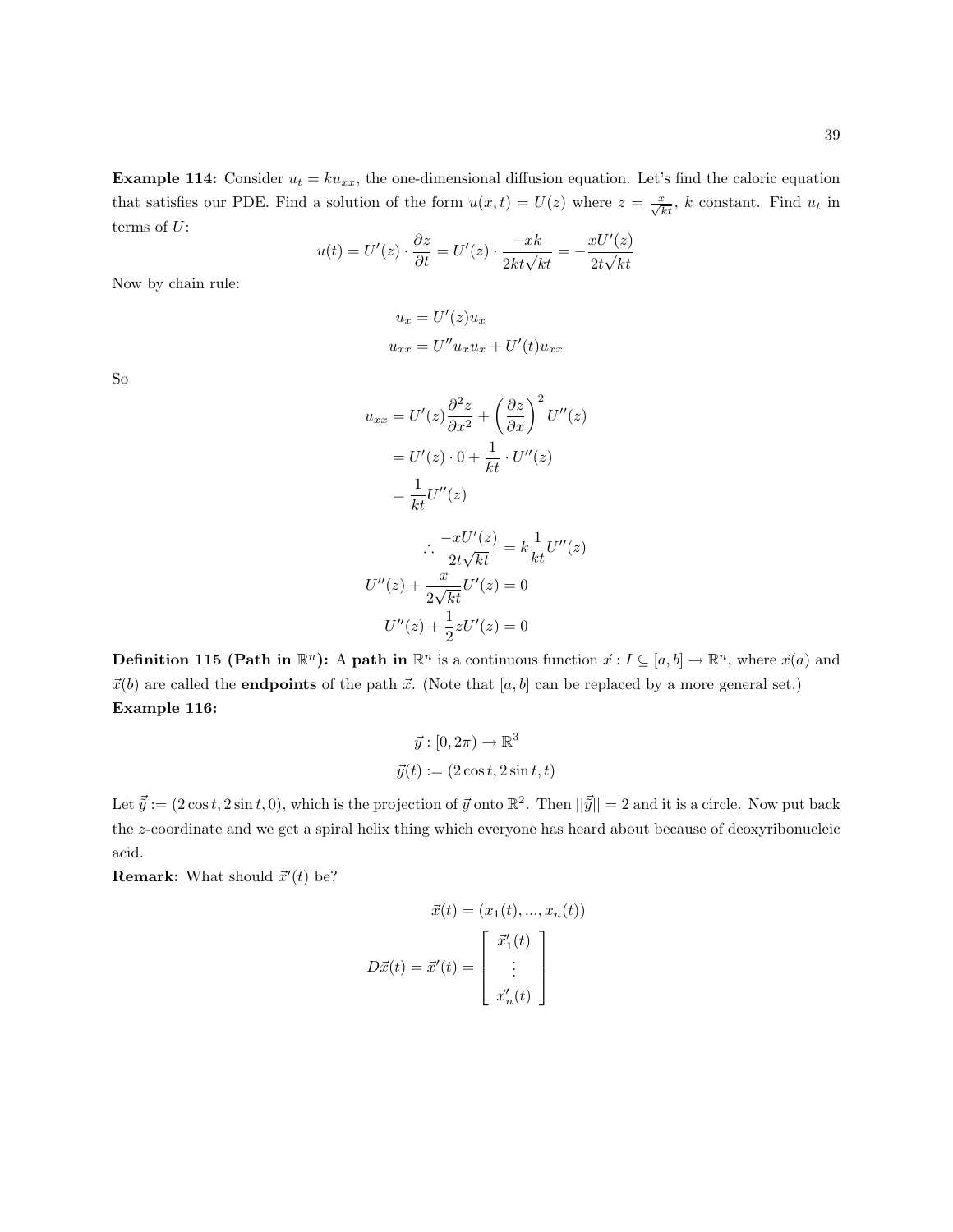**Example 114:** Consider $u_t = ku_{xx}$, the one-dimensional diffusion equation. Let's find the caloric equation that satisfies our PDE. Find a solution of the form $u(x,t) = U(z)$ where $z = \frac{x}{\sqrt{kt}}$, $k$ constant. Find $u_t$ in terms of $U$:

$$u(t) = U'(z) \cdot \frac{\partial z}{\partial t} = U'(z) \cdot \frac{-xk}{2kt\sqrt{kt}} = -\frac{xU'(z)}{2t\sqrt{kt}}$$

Now by chain rule:

$$u_x = U'(z)u_x$$
$$u_{xx} = U''u_x u_x + U'(t)u_{xx}$$

So

$$\begin{aligned} u_{xx} &= U'(z)\frac{\partial^2 z}{\partial x^2} + \left(\frac{\partial z}{\partial x}\right)^2 U''(z) \\ &= U'(z) \cdot 0 + \frac{1}{kt} \cdot U''(z) \\ &= \frac{1}{kt}U''(z) \end{aligned}$$

$$\begin{aligned} \therefore \frac{-xU'(z)}{2t\sqrt{kt}} &= k\frac{1}{kt}U''(z) \\ U''(z) + \frac{x}{2\sqrt{kt}}U'(z) &= 0 \\ U''(z) + \frac{1}{2}zU'(z) &= 0 \end{aligned}$$

**Definition 115 (Path in $\mathbb{R}^n$):** A **path in** $\mathbb{R}^n$ is a continuous function $\vec{x} : I \subseteq [a,b] \to \mathbb{R}^n$, where $\vec{x}(a)$ and $\vec{x}(b)$ are called the **endpoints** of the path $\vec{x}$. (Note that $[a,b]$ can be replaced by a more general set.)

**Example 116:**

$$\vec{y} : [0, 2\pi) \to \mathbb{R}^3$$
$$\vec{y}(t) := (2\cos t, 2\sin t, t)$$

Let $\vec{\tilde{y}} := (2\cos t, 2\sin t, 0)$, which is the projection of $\vec{y}$ onto $\mathbb{R}^2$. Then $||\vec{\tilde{y}}|| = 2$ and it is a circle. Now put back the $z$-coordinate and we get a spiral helix thing which everyone has heard about because of deoxyribonucleic acid.

**Remark:** What should $\vec{x}'(t)$ be?

$$\vec{x}(t) = (x_1(t), ..., x_n(t))$$

$$D\vec{x}(t) = \vec{x}'(t) = \begin{bmatrix} \vec{x}_1'(t) \\ \vdots \\ \vec{x}_n'(t) \end{bmatrix}$$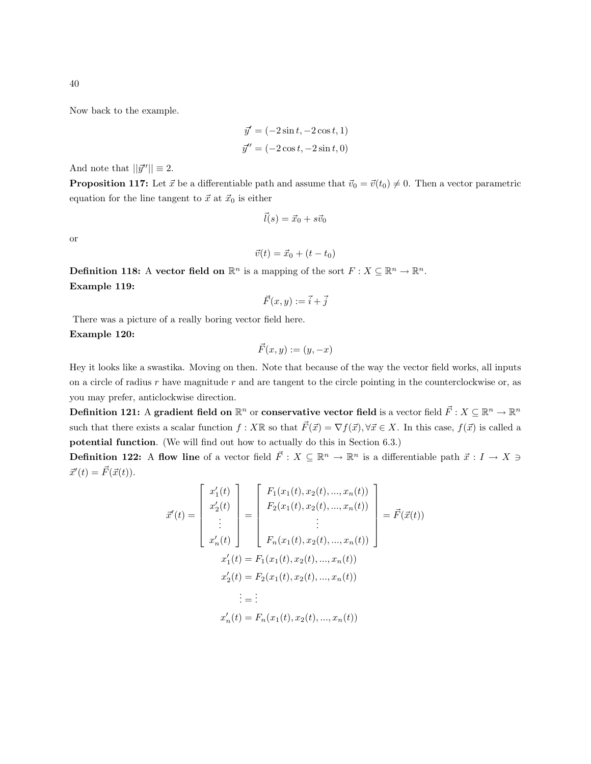Now back to the example.

$$\vec{y}' = (-2\sin t, -2\cos t, 1)$$
$$\vec{y}'' = (-2\cos t, -2\sin t, 0)$$

And note that $||\vec{y}''|| \equiv 2$.

**Proposition 117:** Let $\vec{x}$ be a differentiable path and assume that $\vec{v}_0 = \vec{v}(t_0) \neq 0$. Then a vector parametric equation for the line tangent to $\vec{x}$ at $\vec{x}_0$ is either

$$\vec{l}(s) = \vec{x}_0 + s\vec{v}_0$$

or

$$\vec{v}(t) = \vec{x}_0 + (t - t_0)$$

**Definition 118:** A **vector field on** $\mathbb{R}^n$ is a mapping of the sort $F : X \subseteq \mathbb{R}^n \to \mathbb{R}^n$.

**Example 119:**

$$\vec{F}(x, y) := \vec{i} + \vec{j}$$

There was a picture of a really boring vector field here.

**Example 120:**

$$\vec{F}(x, y) := (y, -x)$$

Hey it looks like a swastika. Moving on then. Note that because of the way the vector field works, all inputs on a circle of radius $r$ have magnitude $r$ and are tangent to the circle pointing in the counterclockwise or, as you may prefer, anticlockwise direction.

**Definition 121:** A **gradient field on** $\mathbb{R}^n$ or **conservative vector field** is a vector field $\vec{F} : X \subseteq \mathbb{R}^n \to \mathbb{R}^n$ such that there exists a scalar function $f : X\mathbb{R}$ so that $\vec{F}(\vec{x}) = \nabla f(\vec{x}), \forall \vec{x} \in X$. In this case, $f(\vec{x})$ is called a **potential function**. (We will find out how to actually do this in Section 6.3.)

**Definition 122:** A **flow line** of a vector field $\vec{F} : X \subseteq \mathbb{R}^n \to \mathbb{R}^n$ is a differentiable path $\vec{x} : I \to X \ni \vec{x}'(t) = \vec{F}(\vec{x}(t))$.

$$\vec{x}'(t) = \begin{bmatrix} x_1'(t) \\ x_2'(t) \\ \vdots \\ x_n'(t) \end{bmatrix} = \begin{bmatrix} F_1(x_1(t), x_2(t), ..., x_n(t)) \\ F_2(x_1(t), x_2(t), ..., x_n(t)) \\ \vdots \\ F_n(x_1(t), x_2(t), ..., x_n(t)) \end{bmatrix} = \vec{F}(\vec{x}(t))$$

$$x_1'(t) = F_1(x_1(t), x_2(t), ..., x_n(t))$$
$$x_2'(t) = F_2(x_1(t), x_2(t), ..., x_n(t))$$
$$\vdots = \vdots$$
$$x_n'(t) = F_n(x_1(t), x_2(t), ..., x_n(t))$$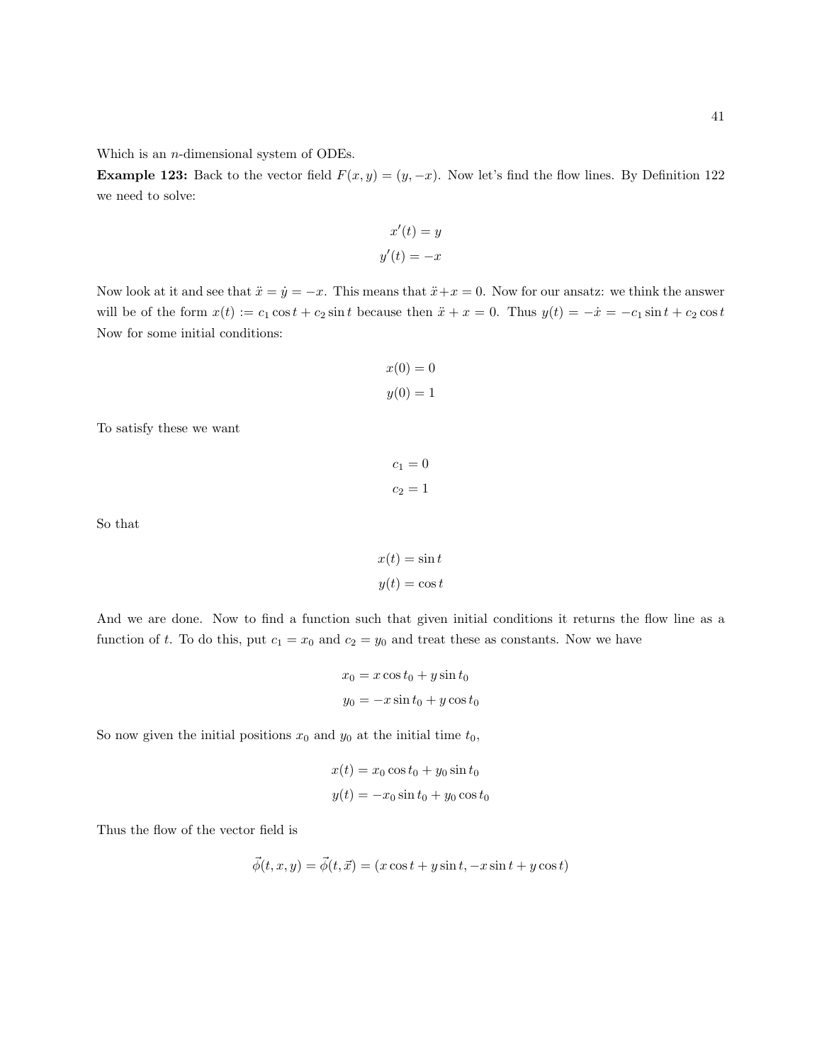Which is an $n$-dimensional system of ODEs.

**Example 123:** Back to the vector field $F(x, y) = (y, -x)$. Now let's find the flow lines. By Definition 122 we need to solve:

$$x'(t) = y$$
$$y'(t) = -x$$

Now look at it and see that $\ddot{x} = \dot{y} = -x$. This means that $\ddot{x} + x = 0$. Now for our ansatz: we think the answer will be of the form $x(t) := c_1 \cos t + c_2 \sin t$ because then $\ddot{x} + x = 0$. Thus $y(t) = -\dot{x} = -c_1 \sin t + c_2 \cos t$ Now for some initial conditions:

$$x(0) = 0$$
$$y(0) = 1$$

To satisfy these we want

$$c_1 = 0$$
$$c_2 = 1$$

So that

$$x(t) = \sin t$$
$$y(t) = \cos t$$

And we are done. Now to find a function such that given initial conditions it returns the flow line as a function of $t$. To do this, put $c_1 = x_0$ and $c_2 = y_0$ and treat these as constants. Now we have

$$x_0 = x \cos t_0 + y \sin t_0$$
$$y_0 = -x \sin t_0 + y \cos t_0$$

So now given the initial positions $x_0$ and $y_0$ at the initial time $t_0$,

$$x(t) = x_0 \cos t_0 + y_0 \sin t_0$$
$$y(t) = -x_0 \sin t_0 + y_0 \cos t_0$$

Thus the flow of the vector field is

$$\vec{\phi}(t, x, y) = \vec{\phi}(t, \vec{x}) = (x \cos t + y \sin t, -x \sin t + y \cos t)$$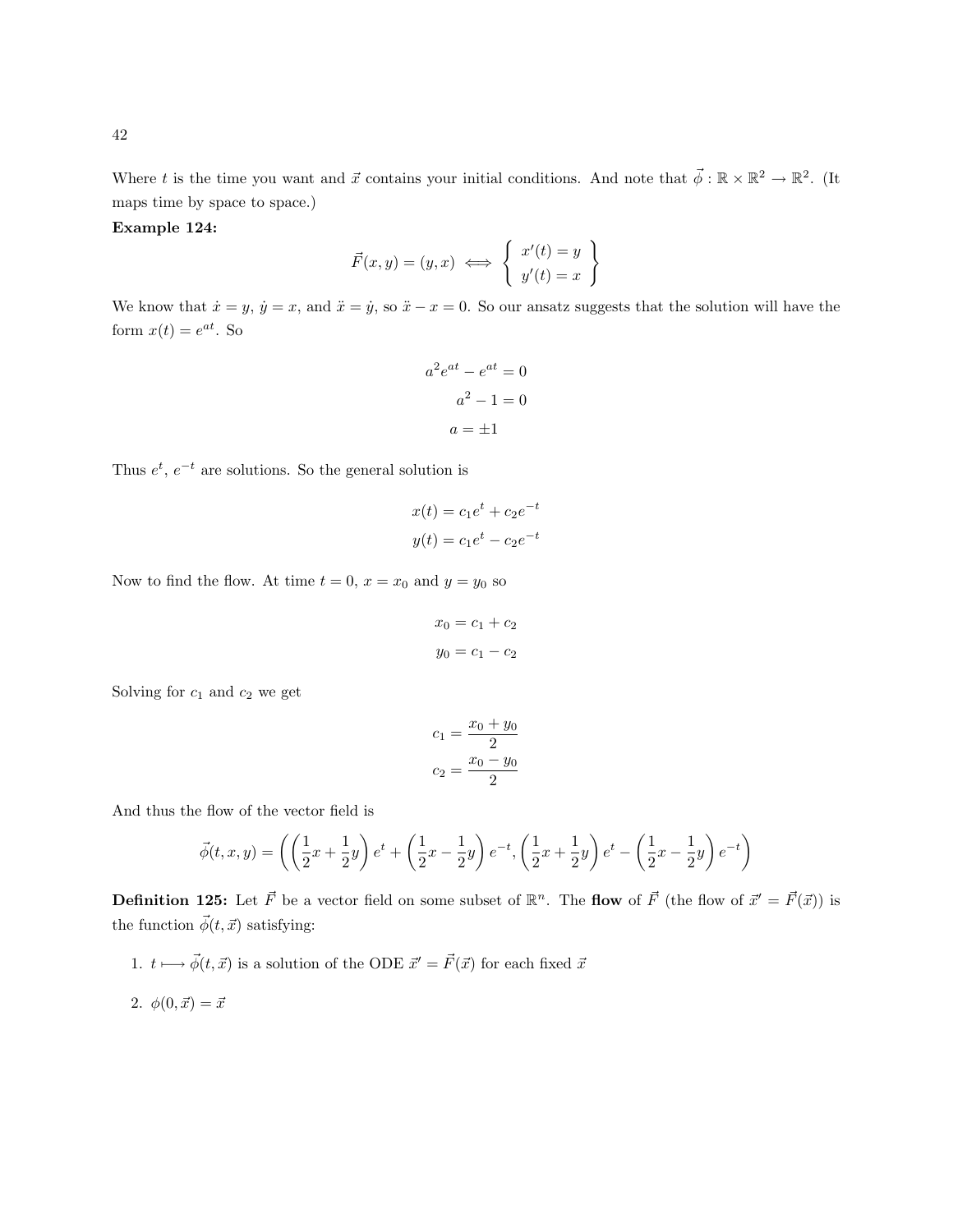Where $t$ is the time you want and $\vec{x}$ contains your initial conditions. And note that $\vec{\phi} : \mathbb{R} \times \mathbb{R}^2 \to \mathbb{R}^2$. (It maps time by space to space.)

**Example 124:**

$$\vec{F}(x,y) = (y,x) \iff \left\{ \begin{array}{l} x'(t) = y \\ y'(t) = x \end{array} \right\}$$

We know that $\dot{x} = y$, $\dot{y} = x$, and $\ddot{x} = \dot{y}$, so $\ddot{x} - x = 0$. So our ansatz suggests that the solution will have the form $x(t) = e^{at}$. So

$$\begin{aligned} a^2 e^{at} - e^{at} &= 0 \\ a^2 - 1 &= 0 \\ a &= \pm 1 \end{aligned}$$

Thus $e^t$, $e^{-t}$ are solutions. So the general solution is

$$\begin{aligned} x(t) &= c_1 e^t + c_2 e^{-t} \\ y(t) &= c_1 e^t - c_2 e^{-t} \end{aligned}$$

Now to find the flow. At time $t = 0$, $x = x_0$ and $y = y_0$ so

$$\begin{aligned} x_0 &= c_1 + c_2 \\ y_0 &= c_1 - c_2 \end{aligned}$$

Solving for $c_1$ and $c_2$ we get

$$\begin{aligned} c_1 &= \frac{x_0 + y_0}{2} \\ c_2 &= \frac{x_0 - y_0}{2} \end{aligned}$$

And thus the flow of the vector field is

$$\vec{\phi}(t,x,y) = \left( \left(\frac{1}{2}x + \frac{1}{2}y\right) e^t + \left(\frac{1}{2}x - \frac{1}{2}y\right) e^{-t}, \left(\frac{1}{2}x + \frac{1}{2}y\right) e^t - \left(\frac{1}{2}x - \frac{1}{2}y\right) e^{-t} \right)$$

**Definition 125:** Let $\vec{F}$ be a vector field on some subset of $\mathbb{R}^n$. The **flow** of $\vec{F}$ (the flow of $\vec{x}' = \vec{F}(\vec{x})$) is the function $\vec{\phi}(t, \vec{x})$ satisfying:

1. $t \longmapsto \vec{\phi}(t, \vec{x})$ is a solution of the ODE $\vec{x}' = \vec{F}(\vec{x})$ for each fixed $\vec{x}$
2. $\phi(0, \vec{x}) = \vec{x}$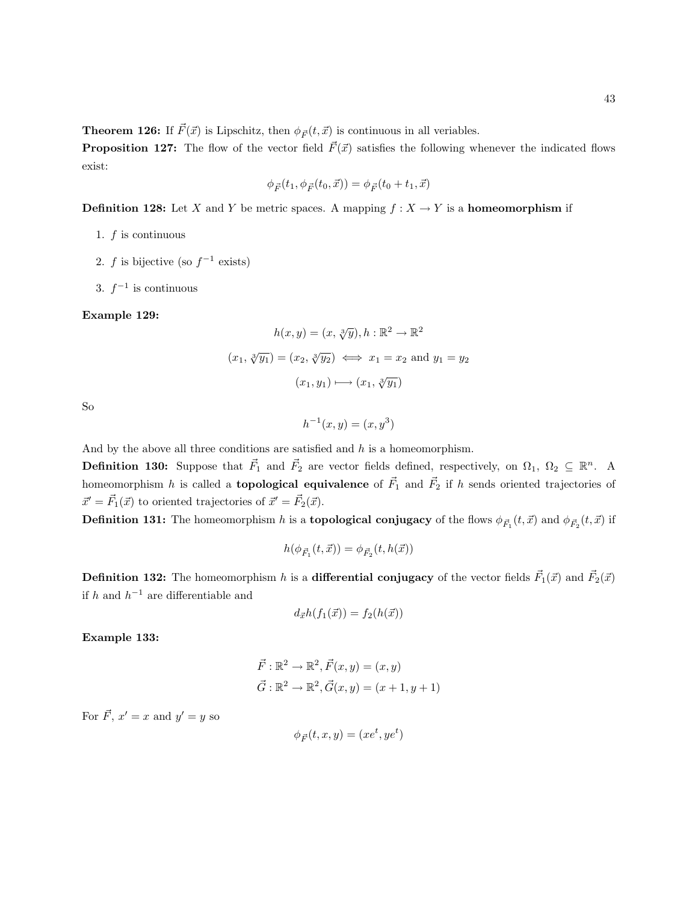**Theorem 126:** If $\vec{F}(\vec{x})$ is Lipschitz, then $\phi_{\vec{F}}(t, \vec{x})$ is continuous in all veriables.

**Proposition 127:** The flow of the vector field $\vec{F}(\vec{x})$ satisfies the following whenever the indicated flows exist:

$$\phi_{\vec{F}}(t_1, \phi_{\vec{F}}(t_0, \vec{x})) = \phi_{\vec{F}}(t_0 + t_1, \vec{x})$$

**Definition 128:** Let $X$ and $Y$ be metric spaces. A mapping $f : X \to Y$ is a **homeomorphism** if

1. $f$ is continuous
2. $f$ is bijective (so $f^{-1}$ exists)
3. $f^{-1}$ is continuous

**Example 129:**

$$h(x, y) = (x, \sqrt[3]{y}), h : \mathbb{R}^2 \to \mathbb{R}^2$$

$$(x_1, \sqrt[3]{y_1}) = (x_2, \sqrt[3]{y_2}) \iff x_1 = x_2 \text{ and } y_1 = y_2$$

$$(x_1, y_1) \longmapsto (x_1, \sqrt[3]{y_1})$$

So

$$h^{-1}(x, y) = (x, y^3)$$

And by the above all three conditions are satisfied and $h$ is a homeomorphism.

**Definition 130:** Suppose that $\vec{F}_1$ and $\vec{F}_2$ are vector fields defined, respectively, on $\Omega_1$, $\Omega_2 \subseteq \mathbb{R}^n$. A homeomorphism $h$ is called a **topological equivalence** of $\vec{F}_1$ and $\vec{F}_2$ if $h$ sends oriented trajectories of $\vec{x}' = \vec{F}_1(\vec{x})$ to oriented trajectories of $\vec{x}' = \vec{F}_2(\vec{x})$.

**Definition 131:** The homeomorphism $h$ is a **topological conjugacy** of the flows $\phi_{\vec{F}_1}(t, \vec{x})$ and $\phi_{\vec{F}_2}(t, \vec{x})$ if

$$h(\phi_{\vec{F}_1}(t, \vec{x})) = \phi_{\vec{F}_2}(t, h(\vec{x}))$$

**Definition 132:** The homeomorphism $h$ is a **differential conjugacy** of the vector fields $\vec{F}_1(\vec{x})$ and $\vec{F}_2(\vec{x})$ if $h$ and $h^{-1}$ are differentiable and

$$d_{\vec{x}}h(f_1(\vec{x})) = f_2(h(\vec{x}))$$

**Example 133:**

$$\vec{F} : \mathbb{R}^2 \to \mathbb{R}^2, \vec{F}(x, y) = (x, y)$$
$$\vec{G} : \mathbb{R}^2 \to \mathbb{R}^2, \vec{G}(x, y) = (x + 1, y + 1)$$

For $\vec{F}$, $x' = x$ and $y' = y$ so

$$\phi_{\vec{F}}(t, x, y) = (xe^t, ye^t)$$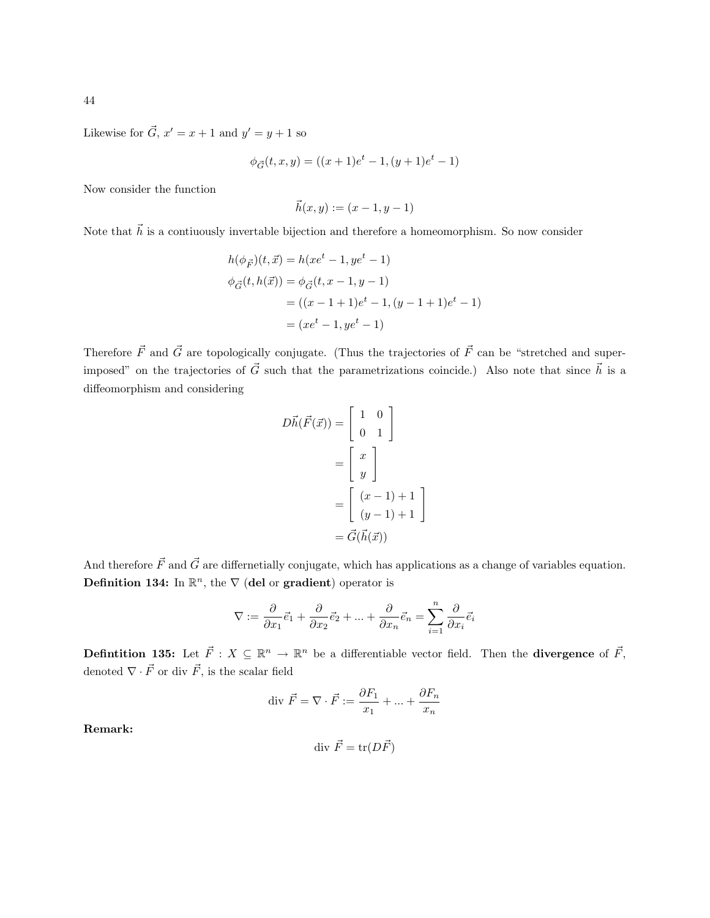Likewise for $\vec{G}$, $x' = x + 1$ and $y' = y + 1$ so

$$\phi_{\vec{G}}(t, x, y) = ((x+1)e^t - 1, (y+1)e^t - 1)$$

Now consider the function

$$\vec{h}(x, y) := (x - 1, y - 1)$$

Note that $\vec{h}$ is a contiuously invertable bijection and therefore a homeomorphism. So now consider

$$\begin{aligned}
h(\phi_{\vec{F}})(t, \vec{x}) &= h(xe^t - 1, ye^t - 1) \\
\phi_{\vec{G}}(t, h(\vec{x})) &= \phi_{\vec{G}}(t, x - 1, y - 1) \\
&= ((x - 1 + 1)e^t - 1, (y - 1 + 1)e^t - 1) \\
&= (xe^t - 1, ye^t - 1)
\end{aligned}$$

Therefore $\vec{F}$ and $\vec{G}$ are topologically conjugate. (Thus the trajectories of $\vec{F}$ can be "stretched and superimposed" on the trajectories of $\vec{G}$ such that the parametrizations coincide.) Also note that since $\vec{h}$ is a diffeomorphism and considering

$$\begin{aligned}
D\vec{h}(\vec{F}(\vec{x})) &= \begin{bmatrix} 1 & 0 \\ 0 & 1 \end{bmatrix} \\
&= \begin{bmatrix} x \\ y \end{bmatrix} \\
&= \begin{bmatrix} (x-1)+1 \\ (y-1)+1 \end{bmatrix} \\
&= \vec{G}(\vec{h}(\vec{x}))
\end{aligned}$$

And therefore $\vec{F}$ and $\vec{G}$ are differnetially conjugate, which has applications as a change of variables equation.

**Definition 134:** In $\mathbb{R}^n$, the $\nabla$ (**del** or **gradient**) operator is

$$\nabla := \frac{\partial}{\partial x_1}\vec{e}_1 + \frac{\partial}{\partial x_2}\vec{e}_2 + ... + \frac{\partial}{\partial x_n}\vec{e}_n = \sum_{i=1}^{n} \frac{\partial}{\partial x_i}\vec{e}_i$$

**Defintition 135:** Let $\vec{F} : X \subseteq \mathbb{R}^n \to \mathbb{R}^n$ be a differentiable vector field. Then the **divergence** of $\vec{F}$, denoted $\nabla \cdot \vec{F}$ or div $\vec{F}$, is the scalar field

$$\text{div } \vec{F} = \nabla \cdot \vec{F} := \frac{\partial F_1}{x_1} + ... + \frac{\partial F_n}{x_n}$$

**Remark:**

$$\text{div } \vec{F} = \text{tr}(D\vec{F})$$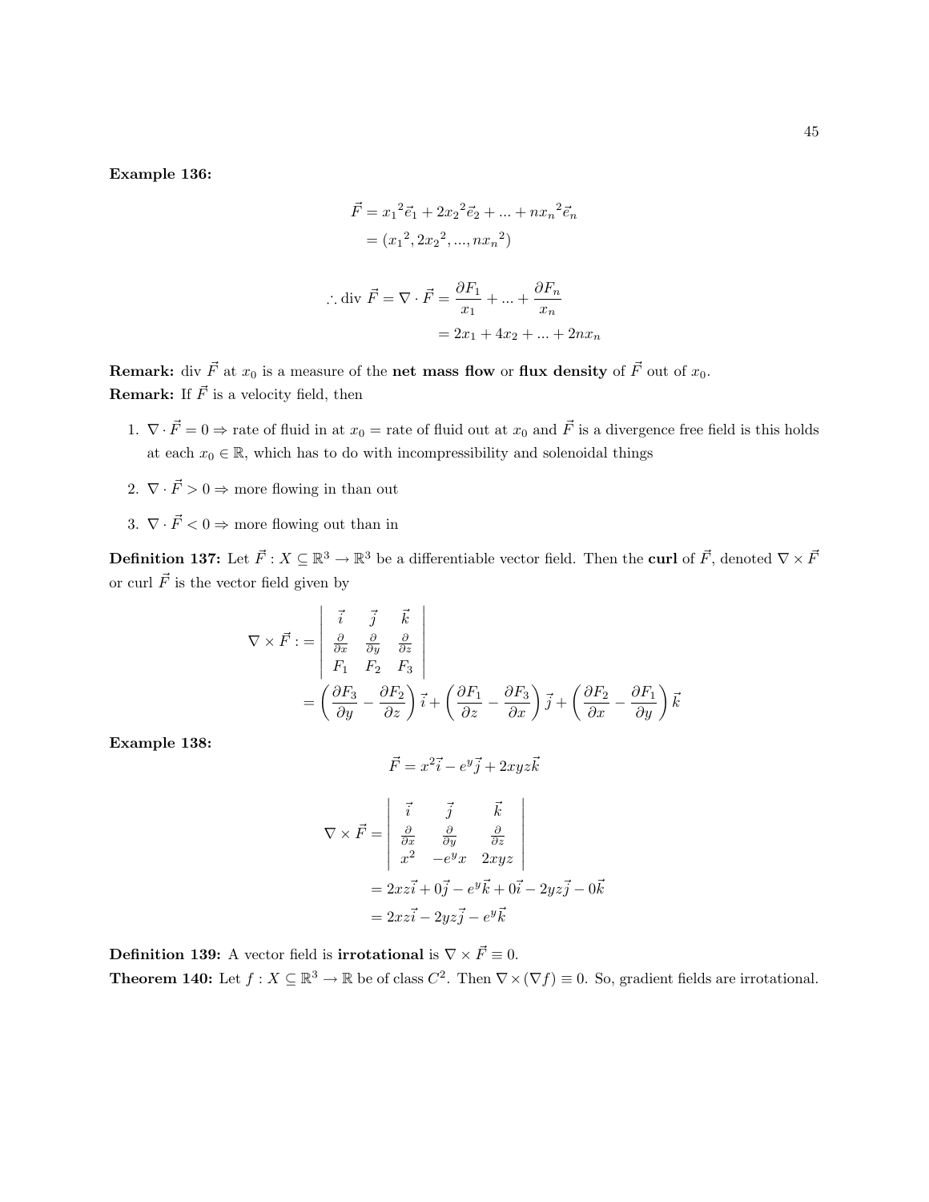**Example 136:**

$$\vec{F} = {x_1}^2\vec{e}_1 + 2{x_2}^2\vec{e}_2 + ... + n{x_n}^2\vec{e}_n$$
$$= ({x_1}^2, 2{x_2}^2, ..., n{x_n}^2)$$

$$\therefore \text{div } \vec{F} = \nabla \cdot \vec{F} = \frac{\partial F_1}{x_1} + ... + \frac{\partial F_n}{x_n}$$
$$= 2x_1 + 4x_2 + ... + 2nx_n$$

**Remark:** div $\vec{F}$ at $x_0$ is a measure of the **net mass flow** or **flux density** of $\vec{F}$ out of $x_0$.
**Remark:** If $\vec{F}$ is a velocity field, then

1. $\nabla \cdot \vec{F} = 0 \Rightarrow$ rate of fluid in at $x_0$ = rate of fluid out at $x_0$ and $\vec{F}$ is a divergence free field is this holds at each $x_0 \in \mathbb{R}$, which has to do with incompressibility and solenoidal things
2. $\nabla \cdot \vec{F} > 0 \Rightarrow$ more flowing in than out
3. $\nabla \cdot \vec{F} < 0 \Rightarrow$ more flowing out than in

**Definition 137:** Let $\vec{F} : X \subseteq \mathbb{R}^3 \to \mathbb{R}^3$ be a differentiable vector field. Then the **curl** of $\vec{F}$, denoted $\nabla \times \vec{F}$ or curl $\vec{F}$ is the vector field given by

$$\nabla \times \vec{F} := \begin{vmatrix} \vec{i} & \vec{j} & \vec{k} \\ \frac{\partial}{\partial x} & \frac{\partial}{\partial y} & \frac{\partial}{\partial z} \\ F_1 & F_2 & F_3 \end{vmatrix}$$
$$= \left(\frac{\partial F_3}{\partial y} - \frac{\partial F_2}{\partial z}\right)\vec{i} + \left(\frac{\partial F_1}{\partial z} - \frac{\partial F_3}{\partial x}\right)\vec{j} + \left(\frac{\partial F_2}{\partial x} - \frac{\partial F_1}{\partial y}\right)\vec{k}$$

**Example 138:**

$$\vec{F} = x^2\vec{i} - e^y\vec{j} + 2xyz\vec{k}$$

$$\nabla \times \vec{F} = \begin{vmatrix} \vec{i} & \vec{j} & \vec{k} \\ \frac{\partial}{\partial x} & \frac{\partial}{\partial y} & \frac{\partial}{\partial z} \\ x^2 & -e^y x & 2xyz \end{vmatrix}$$
$$= 2xz\vec{i} + 0\vec{j} - e^y\vec{k} + 0\vec{i} - 2yz\vec{j} - 0\vec{k}$$
$$= 2xz\vec{i} - 2yz\vec{j} - e^y\vec{k}$$

**Definition 139:** A vector field is **irrotational** is $\nabla \times \vec{F} \equiv 0$.
**Theorem 140:** Let $f : X \subseteq \mathbb{R}^3 \to \mathbb{R}$ be of class $C^2$. Then $\nabla \times (\nabla f) \equiv 0$. So, gradient fields are irrotational.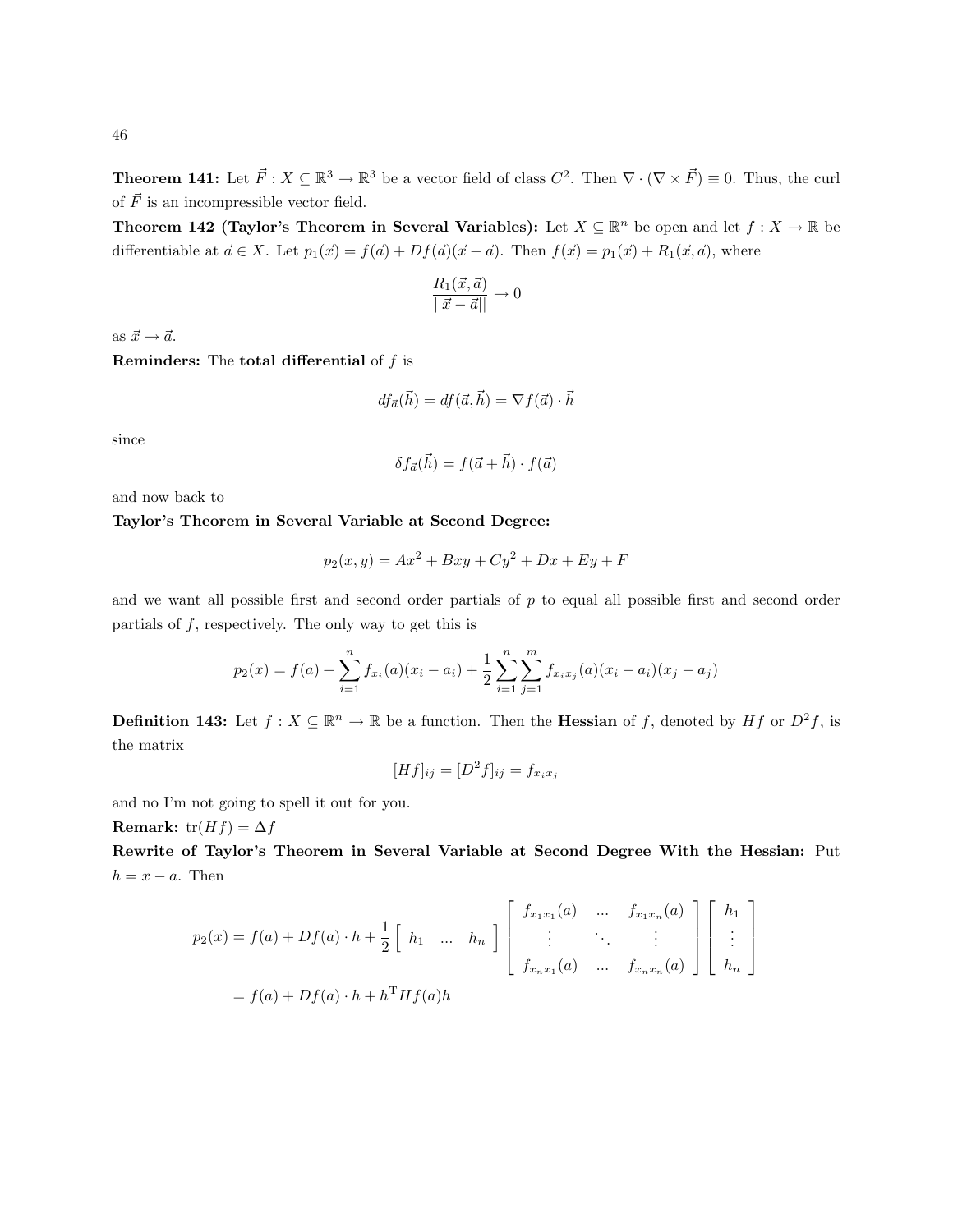**Theorem 141:** Let $\vec{F} : X \subseteq \mathbb{R}^3 \to \mathbb{R}^3$ be a vector field of class $C^2$. Then $\nabla \cdot (\nabla \times \vec{F}) \equiv 0$. Thus, the curl of $\vec{F}$ is an incompressible vector field.

**Theorem 142 (Taylor's Theorem in Several Variables):** Let $X \subseteq \mathbb{R}^n$ be open and let $f : X \to \mathbb{R}$ be differentiable at $\vec{a} \in X$. Let $p_1(\vec{x}) = f(\vec{a}) + Df(\vec{a})(\vec{x} - \vec{a})$. Then $f(\vec{x}) = p_1(\vec{x}) + R_1(\vec{x}, \vec{a})$, where

$$\frac{R_1(\vec{x}, \vec{a})}{||\vec{x} - \vec{a}||} \to 0$$

as $\vec{x} \to \vec{a}$.

**Reminders:** The **total differential** of $f$ is

$$df_{\vec{a}}(\vec{h}) = df(\vec{a}, \vec{h}) = \nabla f(\vec{a}) \cdot \vec{h}$$

since

$$\delta f_{\vec{a}}(\vec{h}) = f(\vec{a} + \vec{h}) \cdot f(\vec{a})$$

and now back to

**Taylor's Theorem in Several Variable at Second Degree:**

$$p_2(x, y) = Ax^2 + Bxy + Cy^2 + Dx + Ey + F$$

and we want all possible first and second order partials of $p$ to equal all possible first and second order partials of $f$, respectively. The only way to get this is

$$p_2(x) = f(a) + \sum_{i=1}^{n} f_{x_i}(a)(x_i - a_i) + \frac{1}{2}\sum_{i=1}^{n}\sum_{j=1}^{m} f_{x_i x_j}(a)(x_i - a_i)(x_j - a_j)$$

**Definition 143:** Let $f : X \subseteq \mathbb{R}^n \to \mathbb{R}$ be a function. Then the **Hessian** of $f$, denoted by $Hf$ or $D^2 f$, is the matrix

$$[Hf]_{ij} = [D^2 f]_{ij} = f_{x_i x_j}$$

and no I'm not going to spell it out for you.

**Remark:** $\operatorname{tr}(Hf) = \Delta f$

**Rewrite of Taylor's Theorem in Several Variable at Second Degree With the Hessian:** Put $h = x - a$. Then

$$\begin{aligned} p_2(x) &= f(a) + Df(a) \cdot h + \frac{1}{2}\begin{bmatrix} h_1 & ... & h_n \end{bmatrix}\begin{bmatrix} f_{x_1x_1}(a) & ... & f_{x_1x_n}(a) \\ \vdots & \ddots & \vdots \\ f_{x_nx_1}(a) & ... & f_{x_nx_n}(a) \end{bmatrix}\begin{bmatrix} h_1 \\ \vdots \\ h_n \end{bmatrix} \\ &= f(a) + Df(a) \cdot h + h^{\mathrm{T}} Hf(a) h \end{aligned}$$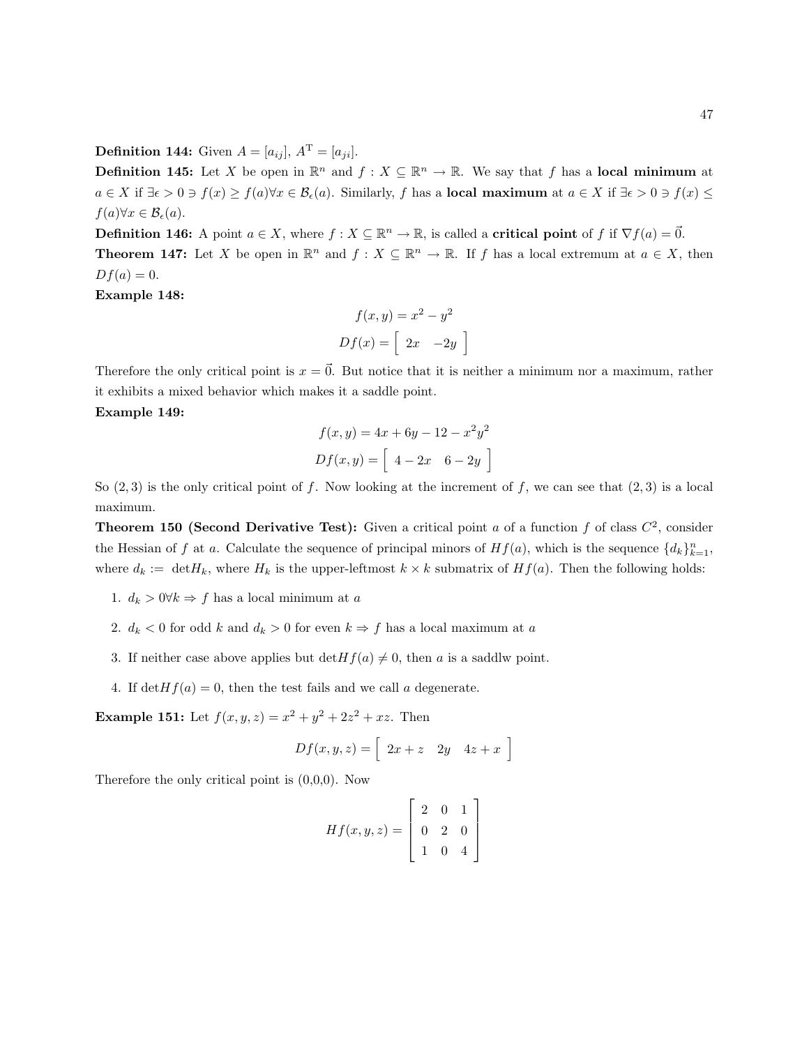**Definition 144:** Given $A = [a_{ij}]$, $A^{\mathrm{T}} = [a_{ji}]$.

**Definition 145:** Let $X$ be open in $\mathbb{R}^n$ and $f : X \subseteq \mathbb{R}^n \to \mathbb{R}$. We say that $f$ has a **local minimum** at $a \in X$ if $\exists \epsilon > 0 \ni f(x) \geq f(a) \forall x \in \mathcal{B}_\epsilon(a)$. Similarly, $f$ has a **local maximum** at $a \in X$ if $\exists \epsilon > 0 \ni f(x) \leq f(a) \forall x \in \mathcal{B}_\epsilon(a)$.

**Definition 146:** A point $a \in X$, where $f : X \subseteq \mathbb{R}^n \to \mathbb{R}$, is called a **critical point** of $f$ if $\nabla f(a) = \vec{0}$.

**Theorem 147:** Let $X$ be open in $\mathbb{R}^n$ and $f : X \subseteq \mathbb{R}^n \to \mathbb{R}$. If $f$ has a local extremum at $a \in X$, then $Df(a) = 0$.

**Example 148:**

$$f(x, y) = x^2 - y^2$$

$$Df(x) = \begin{bmatrix} 2x & -2y \end{bmatrix}$$

Therefore the only critical point is $x = \vec{0}$. But notice that it is neither a minimum nor a maximum, rather it exhibits a mixed behavior which makes it a saddle point.

**Example 149:**

$$f(x, y) = 4x + 6y - 12 - x^2y^2$$

$$Df(x, y) = \begin{bmatrix} 4 - 2x & 6 - 2y \end{bmatrix}$$

So $(2, 3)$ is the only critical point of $f$. Now looking at the increment of $f$, we can see that $(2, 3)$ is a local maximum.

**Theorem 150 (Second Derivative Test):** Given a critical point $a$ of a function $f$ of class $C^2$, consider the Hessian of $f$ at $a$. Calculate the sequence of principal minors of $Hf(a)$, which is the sequence $\{d_k\}_{k=1}^n$, where $d_k := \det H_k$, where $H_k$ is the upper-leftmost $k \times k$ submatrix of $Hf(a)$. Then the following holds:

1. $d_k > 0 \forall k \Rightarrow f$ has a local minimum at $a$
2. $d_k < 0$ for odd $k$ and $d_k > 0$ for even $k \Rightarrow f$ has a local maximum at $a$
3. If neither case above applies but $\det Hf(a) \neq 0$, then $a$ is a saddlw point.
4. If $\det Hf(a) = 0$, then the test fails and we call $a$ degenerate.

**Example 151:** Let $f(x, y, z) = x^2 + y^2 + 2z^2 + xz$. Then

$$Df(x, y, z) = \begin{bmatrix} 2x + z & 2y & 4z + x \end{bmatrix}$$

Therefore the only critical point is (0,0,0). Now

$$Hf(x, y, z) = \begin{bmatrix} 2 & 0 & 1 \\ 0 & 2 & 0 \\ 1 & 0 & 4 \end{bmatrix}$$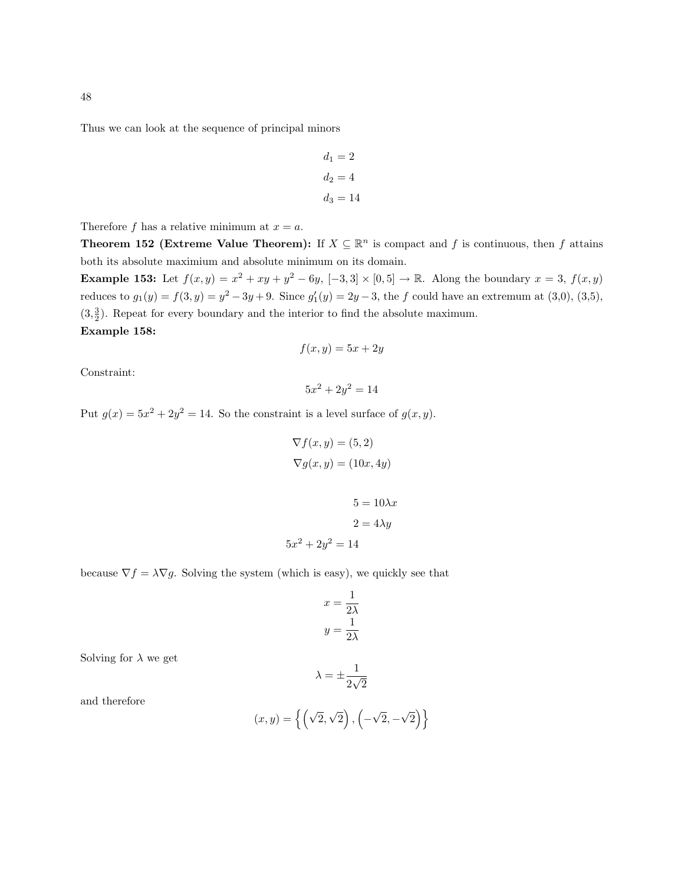Thus we can look at the sequence of principal minors

$$d_1 = 2$$
$$d_2 = 4$$
$$d_3 = 14$$

Therefore $f$ has a relative minimum at $x = a$.

**Theorem 152 (Extreme Value Theorem):** If $X \subseteq \mathbb{R}^n$ is compact and $f$ is continuous, then $f$ attains both its absolute maximium and absolute minimum on its domain.

**Example 153:** Let $f(x, y) = x^2 + xy + y^2 - 6y$, $[-3, 3] \times [0, 5] \to \mathbb{R}$. Along the boundary $x = 3$, $f(x, y)$ reduces to $g_1(y) = f(3, y) = y^2 - 3y + 9$. Since $g_1'(y) = 2y - 3$, the $f$ could have an extremum at (3,0), (3,5), $(3, \frac{3}{2})$. Repeat for every boundary and the interior to find the absolute maximum.

**Example 158:**

$$f(x, y) = 5x + 2y$$

Constraint:

$$5x^2 + 2y^2 = 14$$

Put $g(x) = 5x^2 + 2y^2 = 14$. So the constraint is a level surface of $g(x, y)$.

$$\nabla f(x, y) = (5, 2)$$
$$\nabla g(x, y) = (10x, 4y)$$

$$5 = 10\lambda x$$
$$2 = 4\lambda y$$
$$5x^2 + 2y^2 = 14$$

because $\nabla f = \lambda \nabla g$. Solving the system (which is easy), we quickly see that

$$x = \frac{1}{2\lambda}$$
$$y = \frac{1}{2\lambda}$$

Solving for $\lambda$ we get

$$\lambda = \pm \frac{1}{2\sqrt{2}}$$

and therefore

$$(x, y) = \left\{ \left(\sqrt{2}, \sqrt{2}\right), \left(-\sqrt{2}, -\sqrt{2}\right) \right\}$$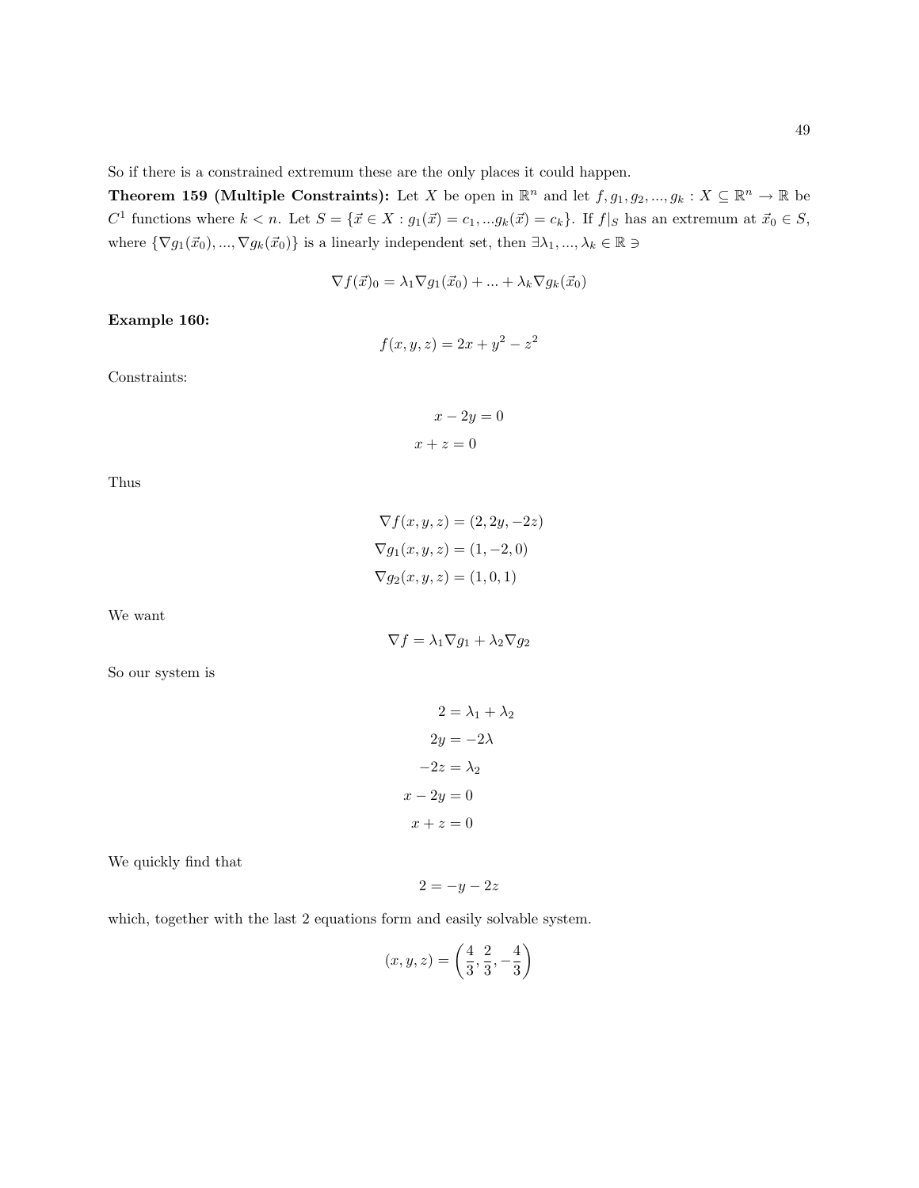So if there is a constrained extremum these are the only places it could happen.

**Theorem 159 (Multiple Constraints):** Let $X$ be open in $\mathbb{R}^n$ and let $f, g_1, g_2, ..., g_k : X \subseteq \mathbb{R}^n \to \mathbb{R}$ be $C^1$ functions where $k < n$. Let $S = \{\vec{x} \in X : g_1(\vec{x}) = c_1, ...g_k(\vec{x}) = c_k\}$. If $f|_S$ has an extremum at $\vec{x}_0 \in S$, where $\{\nabla g_1(\vec{x}_0), ..., \nabla g_k(\vec{x}_0)\}$ is a linearly independent set, then $\exists \lambda_1, ..., \lambda_k \in \mathbb{R} \ni$

$$\nabla f(\vec{x})_0 = \lambda_1 \nabla g_1(\vec{x}_0) + ... + \lambda_k \nabla g_k(\vec{x}_0)$$

**Example 160:**

$$f(x, y, z) = 2x + y^2 - z^2$$

Constraints:

$$x - 2y = 0$$
$$x + z = 0$$

Thus

$$\nabla f(x, y, z) = (2, 2y, -2z)$$
$$\nabla g_1(x, y, z) = (1, -2, 0)$$
$$\nabla g_2(x, y, z) = (1, 0, 1)$$

We want

$$\nabla f = \lambda_1 \nabla g_1 + \lambda_2 \nabla g_2$$

So our system is

$$2 = \lambda_1 + \lambda_2$$
$$2y = -2\lambda$$
$$-2z = \lambda_2$$
$$x - 2y = 0$$
$$x + z = 0$$

We quickly find that

$$2 = -y - 2z$$

which, together with the last 2 equations form and easily solvable system.

$$(x, y, z) = \left(\frac{4}{3}, \frac{2}{3}, -\frac{4}{3}\right)$$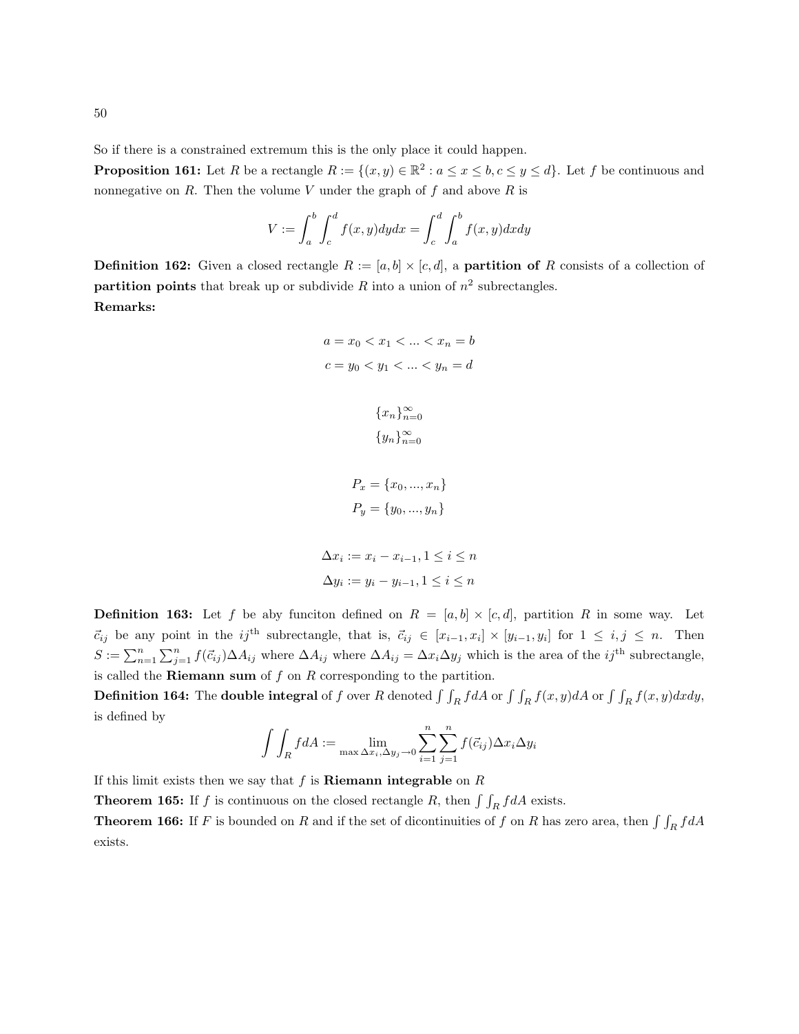So if there is a constrained extremum this is the only place it could happen.

**Proposition 161:** Let $R$ be a rectangle $R := \{(x,y) \in \mathbb{R}^2 : a \le x \le b, c \le y \le d\}$. Let $f$ be continuous and nonnegative on $R$. Then the volume $V$ under the graph of $f$ and above $R$ is

$$V := \int_a^b \int_c^d f(x,y)dydx = \int_c^d \int_a^b f(x,y)dxdy$$

**Definition 162:** Given a closed rectangle $R := [a,b] \times [c,d]$, a **partition of** $R$ consists of a collection of **partition points** that break up or subdivide $R$ into a union of $n^2$ subrectangles.

**Remarks:**

$$a = x_0 < x_1 < ... < x_n = b$$
$$c = y_0 < y_1 < ... < y_n = d$$

$$\{x_n\}_{n=0}^{\infty}$$
$$\{y_n\}_{n=0}^{\infty}$$

$$P_x = \{x_0, ..., x_n\}$$
$$P_y = \{y_0, ..., y_n\}$$

$$\Delta x_i := x_i - x_{i-1}, 1 \le i \le n$$
$$\Delta y_i := y_i - y_{i-1}, 1 \le i \le n$$

**Definition 163:** Let $f$ be aby funciton defined on $R = [a,b] \times [c,d]$, partition $R$ in some way. Let $\vec{c}_{ij}$ be any point in the $ij^{\text{th}}$ subrectangle, that is, $\vec{c}_{ij} \in [x_{i-1}, x_i] \times [y_{i-1}, y_i]$ for $1 \le i, j \le n$. Then $S := \sum_{n=1}^{n} \sum_{j=1}^{n} f(\vec{c}_{ij}) \Delta A_{ij}$ where $\Delta A_{ij}$ where $\Delta A_{ij} = \Delta x_i \Delta y_j$ which is the area of the $ij^{\text{th}}$ subrectangle, is called the **Riemann sum** of $f$ on $R$ corresponding to the partition.

**Definition 164:** The **double integral** of $f$ over $R$ denoted $\int\int_R f dA$ or $\int\int_R f(x,y)dA$ or $\int\int_R f(x,y)dxdy$, is defined by

$$\int\int_R f dA := \lim_{\max \Delta x_i, \Delta y_j \to 0} \sum_{i=1}^{n} \sum_{j=1}^{n} f(\vec{c}_{ij}) \Delta x_i \Delta y_i$$

If this limit exists then we say that $f$ is **Riemann integrable** on $R$

**Theorem 165:** If $f$ is continuous on the closed rectangle $R$, then $\int\int_R f dA$ exists.

**Theorem 166:** If $F$ is bounded on $R$ and if the set of dicontinuities of $f$ on $R$ has zero area, then $\int\int_R f dA$ exists.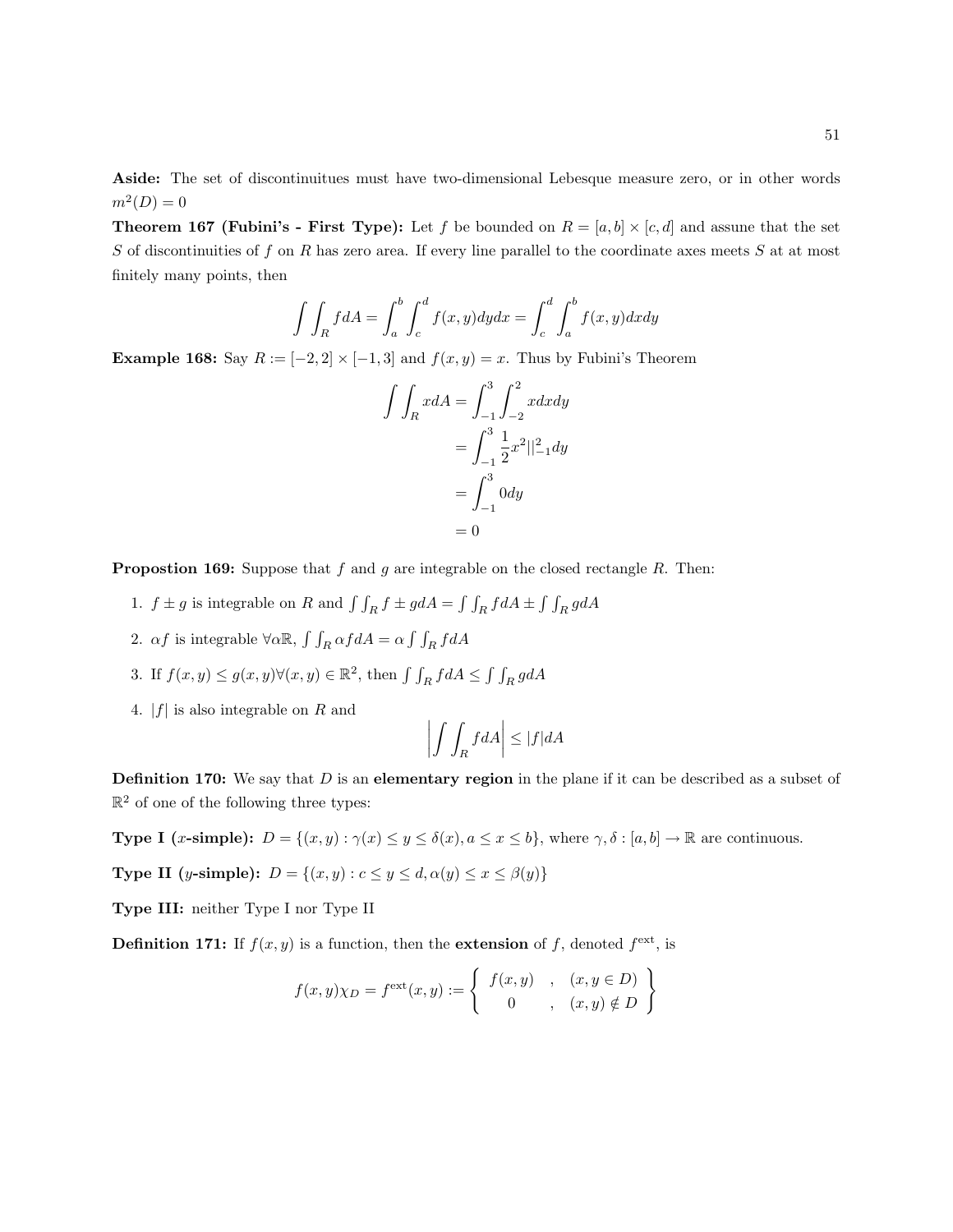**Aside:** The set of discontinuitues must have two-dimensional Lebesque measure zero, or in other words $m^2(D) = 0$

**Theorem 167 (Fubini's - First Type):** Let $f$ be bounded on $R = [a,b] \times [c,d]$ and assune that the set $S$ of discontinuities of $f$ on $R$ has zero area. If every line parallel to the coordinate axes meets $S$ at at most finitely many points, then

$$\int\int_R f dA = \int_a^b \int_c^d f(x,y)dydx = \int_c^d \int_a^b f(x,y)dxdy$$

**Example 168:** Say $R := [-2,2] \times [-1,3]$ and $f(x,y) = x$. Thus by Fubini's Theorem

$$\begin{aligned}\int\int_R x dA &= \int_{-1}^3 \int_{-2}^2 x dxdy \\ &= \int_{-1}^3 \frac{1}{2}x^2||_{-1}^2 dy \\ &= \int_{-1}^3 0dy \\ &= 0\end{aligned}$$

**Propostion 169:** Suppose that $f$ and $g$ are integrable on the closed rectangle $R$. Then:

1. $f \pm g$ is integrable on $R$ and $\int\int_R f \pm g dA = \int\int_R f dA \pm \int\int_R g dA$
2. $\alpha f$ is integrable $\forall \alpha \mathbb{R}$, $\int\int_R \alpha f dA = \alpha \int\int_R f dA$
3. If $f(x,y) \leq g(x,y) \forall (x,y) \in \mathbb{R}^2$, then $\int\int_R f dA \leq \int\int_R g dA$
4. $|f|$ is also integrable on $R$ and
$$\left|\int\int_R f dA\right| \leq |f| dA$$

**Definition 170:** We say that $D$ is an **elementary region** in the plane if it can be described as a subset of $\mathbb{R}^2$ of one of the following three types:

**Type I ($x$-simple):** $D = \{(x,y) : \gamma(x) \leq y \leq \delta(x), a \leq x \leq b\}$, where $\gamma, \delta : [a,b] \to \mathbb{R}$ are continuous.

**Type II ($y$-simple):** $D = \{(x,y) : c \leq y \leq d, \alpha(y) \leq x \leq \beta(y)\}$

**Type III:** neither Type I nor Type II

**Definition 171:** If $f(x,y)$ is a function, then the **extension** of $f$, denoted $f^{\text{ext}}$, is

$$f(x,y)\chi_D = f^{\text{ext}}(x,y) := \left\{ \begin{array}{ccc} f(x,y) & , & (x,y \in D) \\ 0 & , & (x,y) \notin D \end{array} \right\}$$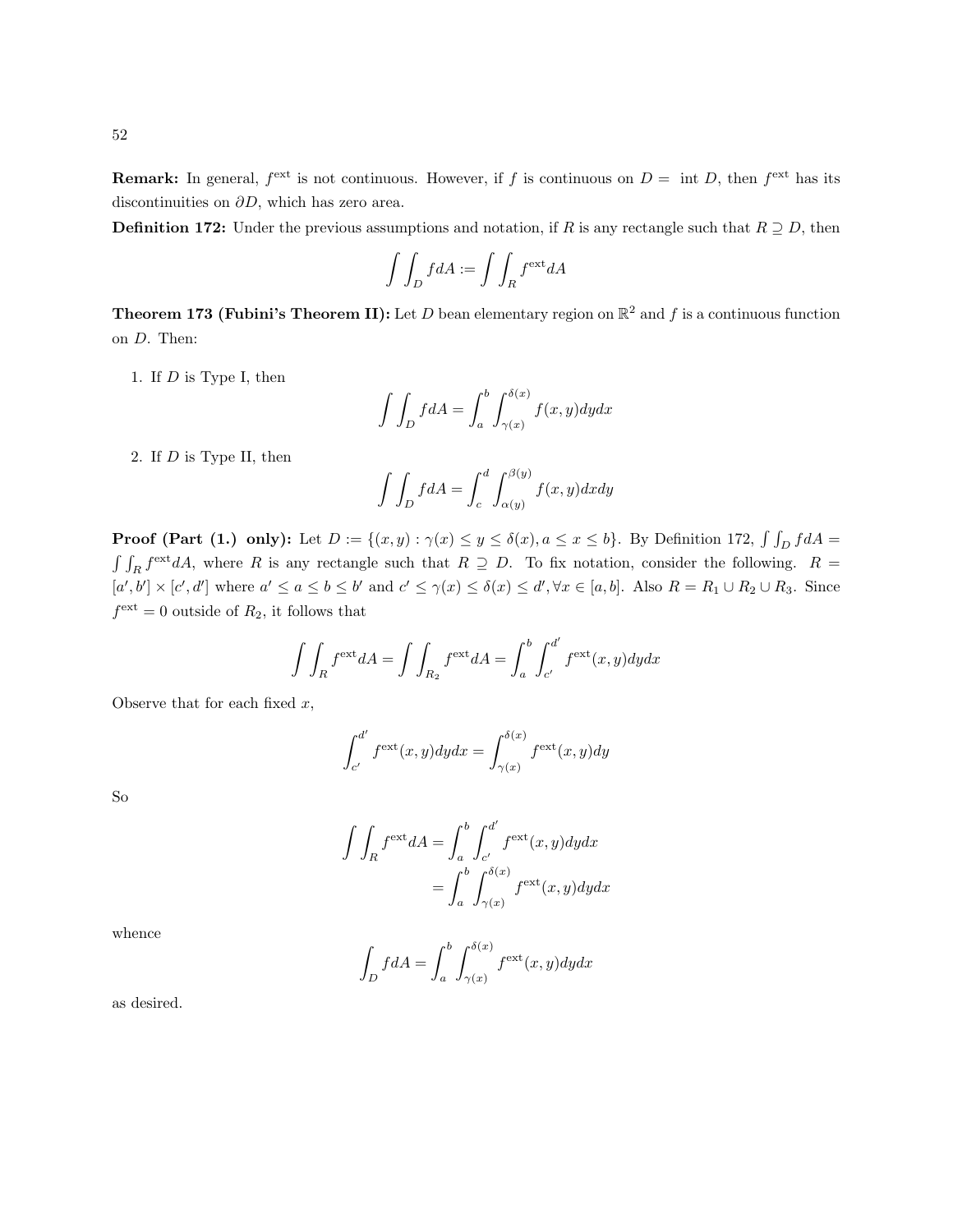**Remark:** In general, $f^{\text{ext}}$ is not continuous. However, if $f$ is continuous on $D =$ int $D$, then $f^{\text{ext}}$ has its discontinuities on $\partial D$, which has zero area.

**Definition 172:** Under the previous assumptions and notation, if $R$ is any rectangle such that $R \supseteq D$, then

$$\int\int_D f dA := \int\int_R f^{\text{ext}} dA$$

**Theorem 173 (Fubini's Theorem II):** Let $D$ bean elementary region on $\mathbb{R}^2$ and $f$ is a continuous function on $D$. Then:

1. If $D$ is Type I, then

$$\int\int_D f dA = \int_a^b \int_{\gamma(x)}^{\delta(x)} f(x,y) dy dx$$

2. If $D$ is Type II, then

$$\int\int_D f dA = \int_c^d \int_{\alpha(y)}^{\beta(y)} f(x,y) dx dy$$

**Proof (Part (1.) only):** Let $D := \{(x,y) : \gamma(x) \leq y \leq \delta(x), a \leq x \leq b\}$. By Definition 172, $\int\int_D f dA = \int\int_R f^{\text{ext}} dA$, where $R$ is any rectangle such that $R \supseteq D$. To fix notation, consider the following. $R = [a', b'] \times [c', d']$ where $a' \leq a \leq b \leq b'$ and $c' \leq \gamma(x) \leq \delta(x) \leq d', \forall x \in [a,b]$. Also $R = R_1 \cup R_2 \cup R_3$. Since $f^{\text{ext}} = 0$ outside of $R_2$, it follows that

$$\int\int_R f^{\text{ext}} dA = \int\int_{R_2} f^{\text{ext}} dA = \int_a^b \int_{c'}^{d'} f^{\text{ext}}(x,y) dy dx$$

Observe that for each fixed $x$,

$$\int_{c'}^{d'} f^{\text{ext}}(x,y) dy dx = \int_{\gamma(x)}^{\delta(x)} f^{\text{ext}}(x,y) dy$$

So

$$\begin{aligned}
\int\int_R f^{\text{ext}} dA &= \int_a^b \int_{c'}^{d'} f^{\text{ext}}(x,y) dy dx \\
&= \int_a^b \int_{\gamma(x)}^{\delta(x)} f^{\text{ext}}(x,y) dy dx
\end{aligned}$$

whence

$$\int_D f dA = \int_a^b \int_{\gamma(x)}^{\delta(x)} f^{\text{ext}}(x,y) dy dx$$

as desired.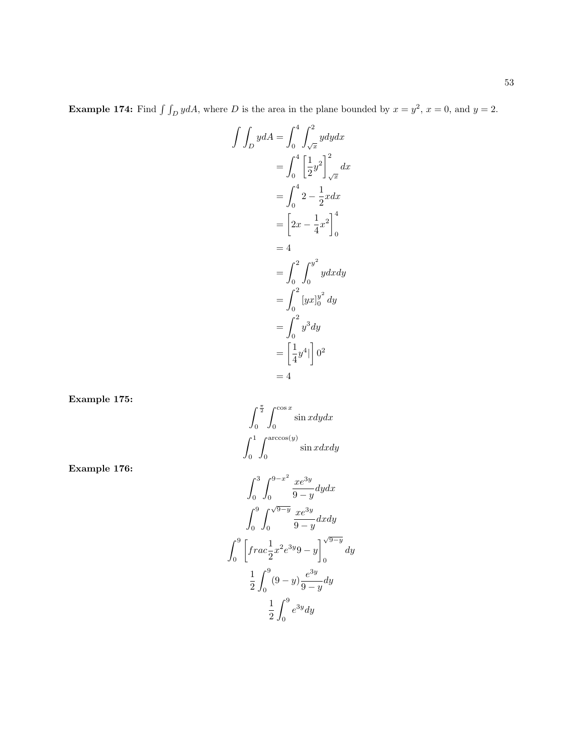**Example 174:** Find $\int\int_D y dA$, where $D$ is the area in the plane bounded by $x = y^2$, $x = 0$, and $y = 2$.

$$
\begin{aligned}
\int\int_D y dA &= \int_0^4 \int_{\sqrt{x}}^2 y dy dx \\
&= \int_0^4 \left[\frac{1}{2}y^2\right]_{\sqrt{x}}^2 dx \\
&= \int_0^4 2 - \frac{1}{2}x dx \\
&= \left[2x - \frac{1}{4}x^2\right]_0^4 \\
&= 4 \\
&= \int_0^2 \int_0^{y^2} y dx dy \\
&= \int_0^2 [yx]_0^{y^2} dy \\
&= \int_0^2 y^3 dy \\
&= \left[\frac{1}{4}y^4|\right] 0^2 \\
&= 4
\end{aligned}
$$

**Example 175:**

$$\int_0^{\frac{\pi}{2}} \int_0^{\cos x} \sin x dy dx$$

$$\int_0^1 \int_0^{\arccos(y)} \sin x dx dy$$

**Example 176:**

$$\int_0^3 \int_0^{9-x^2} \frac{xe^{3y}}{9-y} dy dx$$

$$\int_0^9 \int_0^{\sqrt{9-y}} \frac{xe^{3y}}{9-y} dx dy$$

$$\int_0^9 \left[frac\frac{1}{2}x^2e^{3y}9 - y\right]_0^{\sqrt{9-y}} dy$$

$$\frac{1}{2}\int_0^9 (9-y)\frac{e^{3y}}{9-y} dy$$

$$\frac{1}{2}\int_0^9 e^{3y} dy$$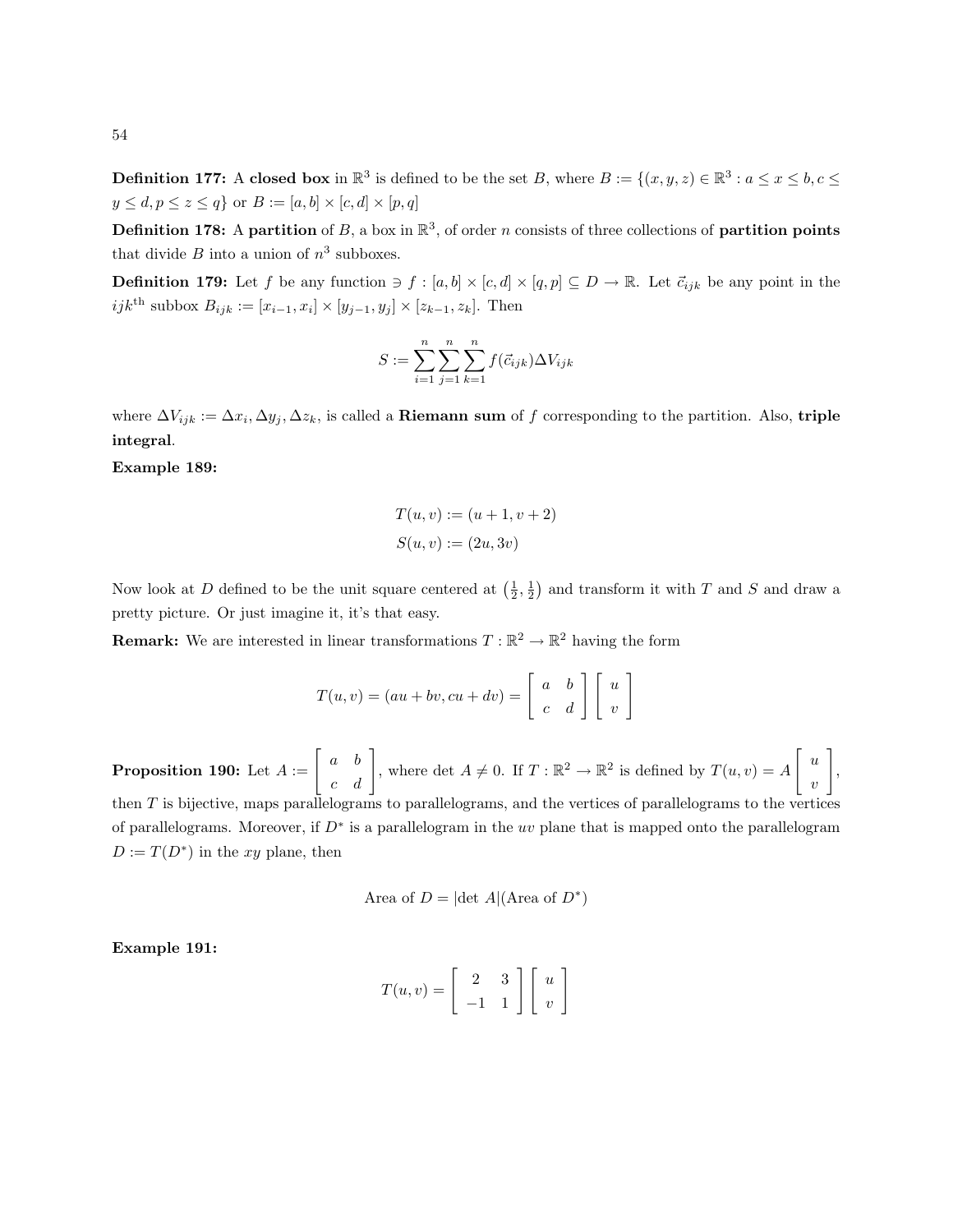**Definition 177:** A **closed box** in $\mathbb{R}^3$ is defined to be the set $B$, where $B := \{(x, y, z) \in \mathbb{R}^3 : a \leq x \leq b, c \leq y \leq d, p \leq z \leq q\}$ or $B := [a, b] \times [c, d] \times [p, q]$

**Definition 178:** A **partition** of $B$, a box in $\mathbb{R}^3$, of order $n$ consists of three collections of **partition points** that divide $B$ into a union of $n^3$ subboxes.

**Definition 179:** Let $f$ be any function $\ni f : [a, b] \times [c, d] \times [q, p] \subseteq D \to \mathbb{R}$. Let $\vec{c}_{ijk}$ be any point in the $ijk^{\text{th}}$ subbox $B_{ijk} := [x_{i-1}, x_i] \times [y_{j-1}, y_j] \times [z_{k-1}, z_k]$. Then

$$S := \sum_{i=1}^{n} \sum_{j=1}^{n} \sum_{k=1}^{n} f(\vec{c}_{ijk}) \Delta V_{ijk}$$

where $\Delta V_{ijk} := \Delta x_i, \Delta y_j, \Delta z_k$, is called a **Riemann sum** of $f$ corresponding to the partition. Also, **triple integral**.

**Example 189:**

$$T(u, v) := (u + 1, v + 2)$$
$$S(u, v) := (2u, 3v)$$

Now look at $D$ defined to be the unit square centered at $\left(\frac{1}{2}, \frac{1}{2}\right)$ and transform it with $T$ and $S$ and draw a pretty picture. Or just imagine it, it's that easy.

**Remark:** We are interested in linear transformations $T : \mathbb{R}^2 \to \mathbb{R}^2$ having the form

$$T(u, v) = (au + bv, cu + dv) = \begin{bmatrix} a & b \\ c & d \end{bmatrix} \begin{bmatrix} u \\ v \end{bmatrix}$$

**Proposition 190:** Let $A := \begin{bmatrix} a & b \\ c & d \end{bmatrix}$, where $\det A \neq 0$. If $T : \mathbb{R}^2 \to \mathbb{R}^2$ is defined by $T(u, v) = A \begin{bmatrix} u \\ v \end{bmatrix}$, then $T$ is bijective, maps parallelograms to parallelograms, and the vertices of parallelograms to the vertices of parallelograms. Moreover, if $D^*$ is a parallelogram in the $uv$ plane that is mapped onto the parallelogram $D := T(D^*)$ in the $xy$ plane, then

$$\text{Area of } D = |\det A|(\text{Area of } D^*)$$

**Example 191:**

$$T(u, v) = \begin{bmatrix} 2 & 3 \\ -1 & 1 \end{bmatrix} \begin{bmatrix} u \\ v \end{bmatrix}$$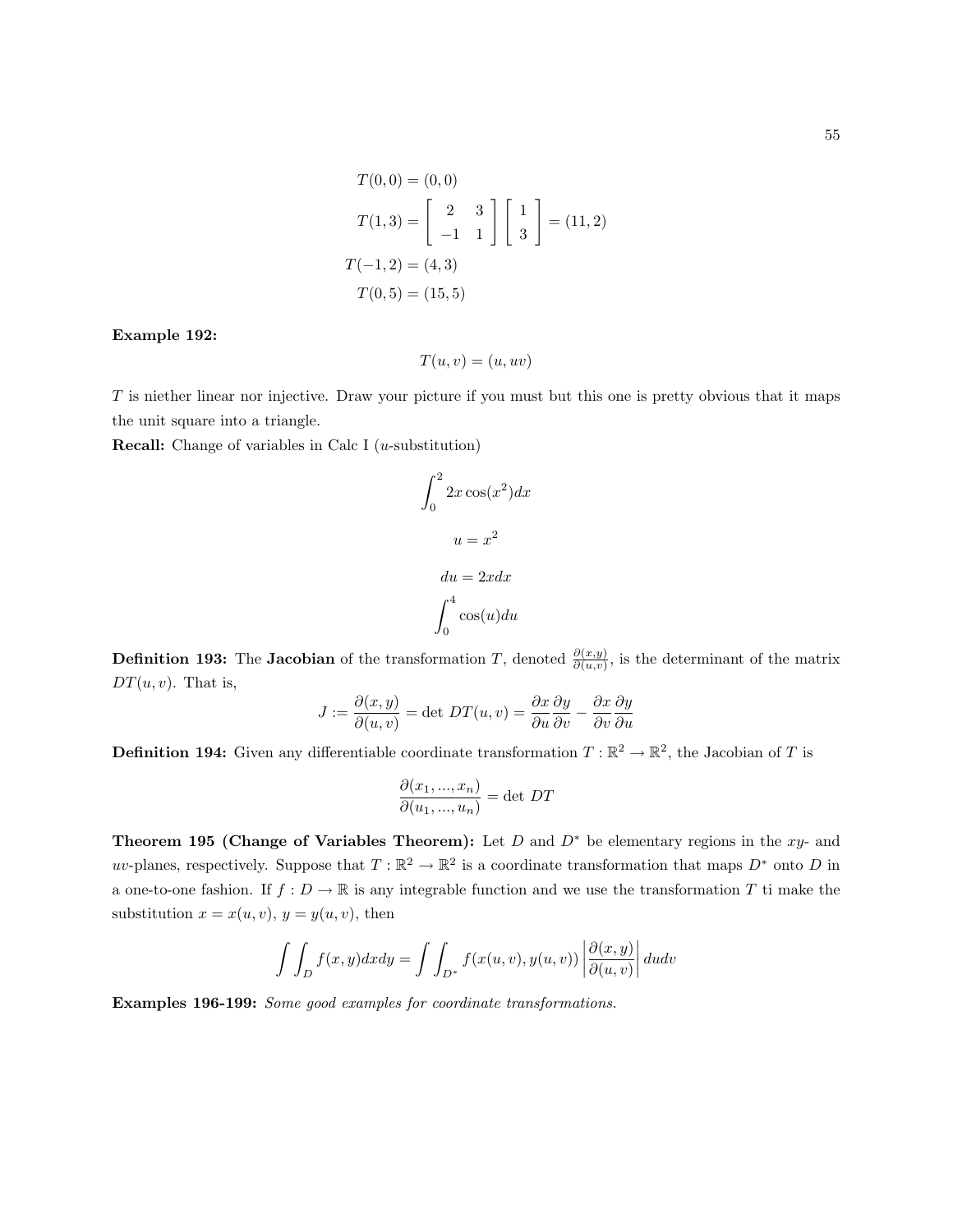$$
\begin{aligned}
T(0,0) &= (0,0) \\
T(1,3) &= \begin{bmatrix} 2 & 3 \\ -1 & 1 \end{bmatrix} \begin{bmatrix} 1 \\ 3 \end{bmatrix} = (11,2) \\
T(-1,2) &= (4,3) \\
T(0,5) &= (15,5)
\end{aligned}
$$

**Example 192:**

$$T(u,v) = (u, uv)$$

$T$ is niether linear nor injective. Draw your picture if you must but this one is pretty obvious that it maps the unit square into a triangle.

**Recall:** Change of variables in Calc I ($u$-substitution)

$$\int_0^2 2x\cos(x^2)dx$$

$$u = x^2$$

$$du = 2xdx$$

$$\int_0^4 \cos(u)du$$

**Definition 193:** The **Jacobian** of the transformation $T$, denoted $\frac{\partial(x,y)}{\partial(u,v)}$, is the determinant of the matrix $DT(u,v)$. That is,

$$J := \frac{\partial(x,y)}{\partial(u,v)} = \det\, DT(u,v) = \frac{\partial x}{\partial u}\frac{\partial y}{\partial v} - \frac{\partial x}{\partial v}\frac{\partial y}{\partial u}$$

**Definition 194:** Given any differentiable coordinate transformation $T : \mathbb{R}^2 \to \mathbb{R}^2$, the Jacobian of $T$ is

$$\frac{\partial(x_1, ..., x_n)}{\partial(u_1, ..., u_n)} = \det\, DT$$

**Theorem 195 (Change of Variables Theorem):** Let $D$ and $D^*$ be elementary regions in the $xy$- and $uv$-planes, respectively. Suppose that $T : \mathbb{R}^2 \to \mathbb{R}^2$ is a coordinate transformation that maps $D^*$ onto $D$ in a one-to-one fashion. If $f : D \to \mathbb{R}$ is any integrable function and we use the transformation $T$ ti make the substitution $x = x(u,v)$, $y = y(u,v)$, then

$$\int\int_D f(x,y)dxdy = \int\int_{D^*} f(x(u,v), y(u,v)) \left|\frac{\partial(x,y)}{\partial(u,v)}\right| dudv$$

**Examples 196-199:** *Some good examples for coordinate transformations.*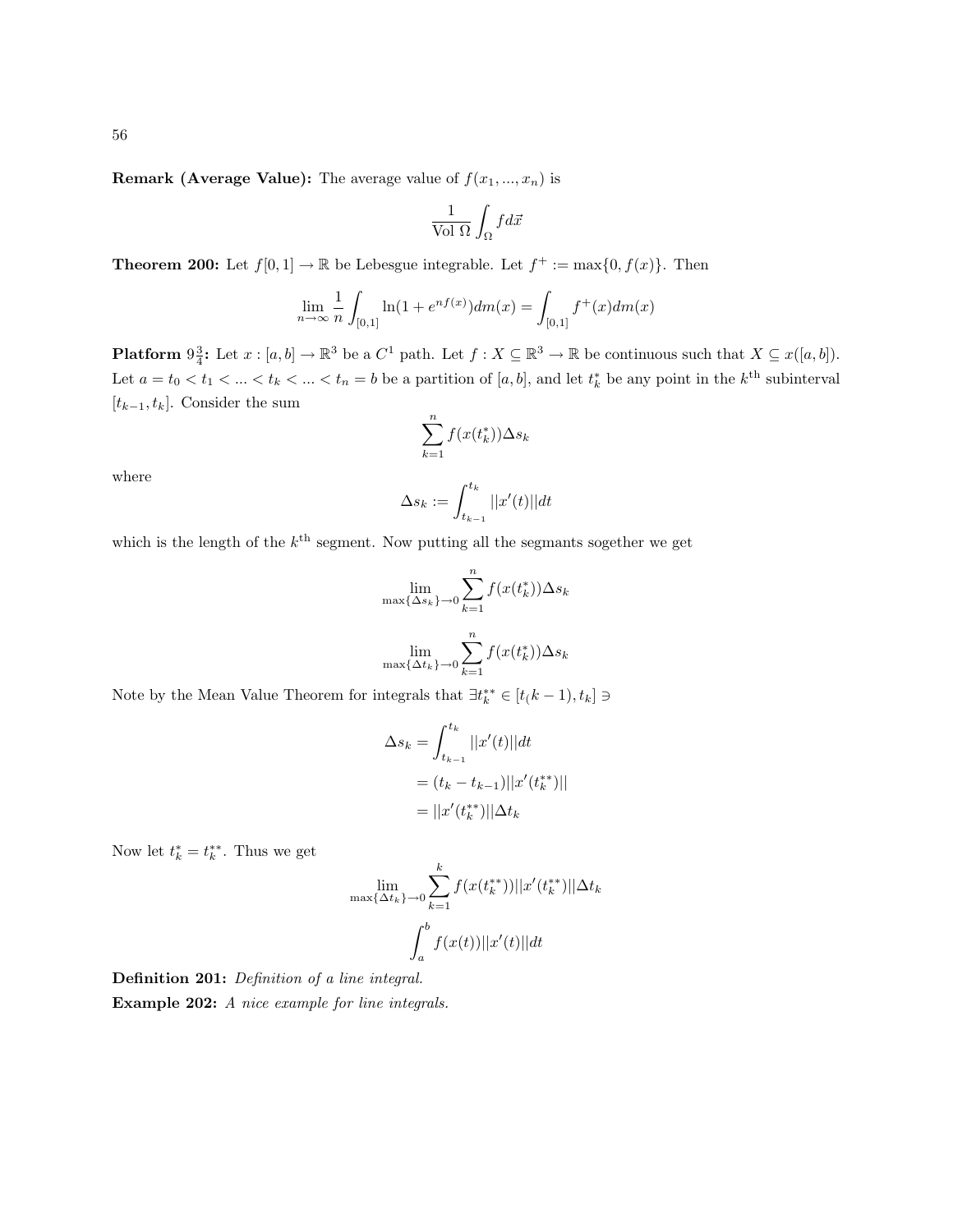**Remark (Average Value):** The average value of $f(x_1, ..., x_n)$ is

$$\frac{1}{\text{Vol } \Omega} \int_\Omega f d\vec{x}$$

**Theorem 200:** Let $f[0,1] \to \mathbb{R}$ be Lebesgue integrable. Let $f^+ := \max\{0, f(x)\}$. Then

$$\lim_{n\to\infty} \frac{1}{n} \int_{[0,1]} \ln(1 + e^{nf(x)}) dm(x) = \int_{[0,1]} f^+(x) dm(x)$$

**Platform $9\frac{3}{4}$:** Let $x : [a,b] \to \mathbb{R}^3$ be a $C^1$ path. Let $f : X \subseteq \mathbb{R}^3 \to \mathbb{R}$ be continuous such that $X \subseteq x([a,b])$. Let $a = t_0 < t_1 < ... < t_k < ... < t_n = b$ be a partition of $[a,b]$, and let $t_k^*$ be any point in the $k^{\text{th}}$ subinterval $[t_{k-1}, t_k]$. Consider the sum

$$\sum_{k=1}^{n} f(x(t_k^*)) \Delta s_k$$

where

$$\Delta s_k := \int_{t_{k-1}}^{t_k} ||x'(t)|| dt$$

which is the length of the $k^{\text{th}}$ segment. Now putting all the segmants sogether we get

$$\lim_{\max\{\Delta s_k\} \to 0} \sum_{k=1}^{n} f(x(t_k^*)) \Delta s_k$$

$$\lim_{\max\{\Delta t_k\} \to 0} \sum_{k=1}^{n} f(x(t_k^*)) \Delta s_k$$

Note by the Mean Value Theorem for integrals that $\exists t_k^{**} \in [t_(k-1), t_k] \ni$

$$\begin{aligned}
\Delta s_k &= \int_{t_{k-1}}^{t_k} ||x'(t)|| dt \\
&= (t_k - t_{k-1}) ||x'(t_k^{**})|| \\
&= ||x'(t_k^{**})|| \Delta t_k
\end{aligned}$$

Now let $t_k^* = t_k^{**}$. Thus we get

$$\lim_{\max\{\Delta t_k\} \to 0} \sum_{k=1}^{k} f(x(t_k^{**})) ||x'(t_k^{**})|| \Delta t_k$$

$$\int_a^b f(x(t)) ||x'(t)|| dt$$

**Definition 201:** *Definition of a line integral.*

**Example 202:** *A nice example for line integrals.*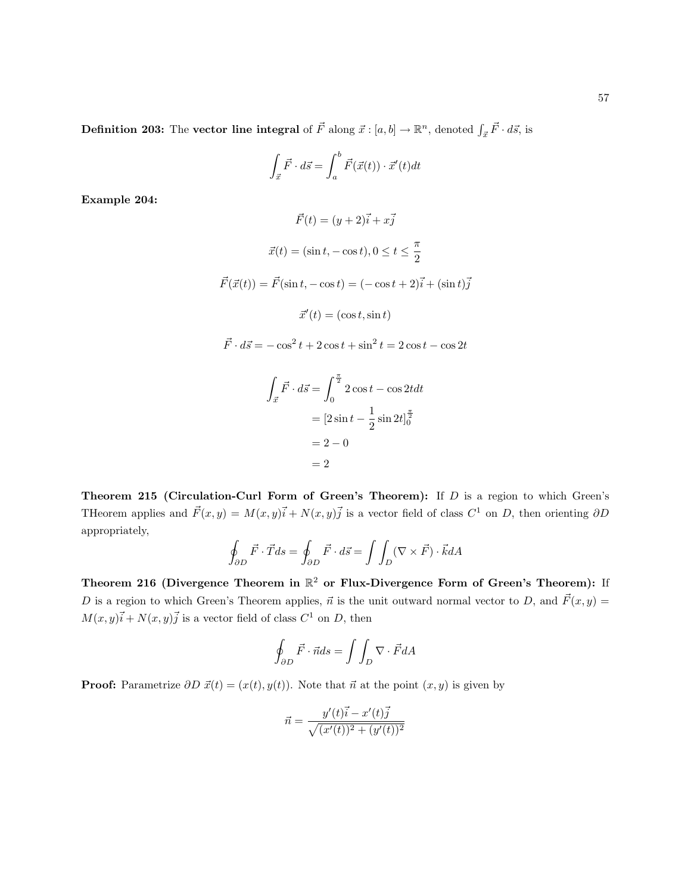**Definition 203:** The **vector line integral** of $\vec{F}$ along $\vec{x} : [a, b] \to \mathbb{R}^n$, denoted $\int_{\vec{x}} \vec{F} \cdot d\vec{s}$, is

$$\int_{\vec{x}} \vec{F} \cdot d\vec{s} = \int_a^b \vec{F}(\vec{x}(t)) \cdot \vec{x}'(t)dt$$

**Example 204:**

$$\vec{F}(t) = (y + 2)\vec{i} + x\vec{j}$$

$$\vec{x}(t) = (\sin t, -\cos t), 0 \leq t \leq \frac{\pi}{2}$$

$$\vec{F}(\vec{x}(t)) = \vec{F}(\sin t, -\cos t) = (-\cos t + 2)\vec{i} + (\sin t)\vec{j}$$

$$\vec{x}'(t) = (\cos t, \sin t)$$

$$\vec{F} \cdot d\vec{s} = -\cos^2 t + 2\cos t + \sin^2 t = 2\cos t - \cos 2t$$

$$\begin{aligned}
\int_{\vec{x}} \vec{F} \cdot d\vec{s} &= \int_0^{\frac{\pi}{2}} 2\cos t - \cos 2t dt \\
&= [2\sin t - \frac{1}{2}\sin 2t]_0^{\frac{\pi}{2}} \\
&= 2 - 0 \\
&= 2
\end{aligned}$$

**Theorem 215 (Circulation-Curl Form of Green's Theorem):** If $D$ is a region to which Green's THeorem applies and $\vec{F}(x, y) = M(x, y)\vec{i} + N(x, y)\vec{j}$ is a vector field of class $C^1$ on $D$, then orienting $\partial D$ appropriately,

$$\oint_{\partial D} \vec{F} \cdot \vec{T} ds = \oint_{\partial D} \vec{F} \cdot d\vec{s} = \int\int_D (\nabla \times \vec{F}) \cdot \vec{k} dA$$

**Theorem 216 (Divergence Theorem in $\mathbb{R}^2$ or Flux-Divergence Form of Green's Theorem):** If $D$ is a region to which Green's Theorem applies, $\vec{n}$ is the unit outward normal vector to $D$, and $\vec{F}(x, y) = M(x, y)\vec{i} + N(x, y)\vec{j}$ is a vector field of class $C^1$ on $D$, then

$$\oint_{\partial D} \vec{F} \cdot \vec{n} ds = \int\int_D \nabla \cdot \vec{F} dA$$

**Proof:** Parametrize $\partial D$ $\vec{x}(t) = (x(t), y(t))$. Note that $\vec{n}$ at the point $(x, y)$ is given by

$$\vec{n} = \frac{y'(t)\vec{i} - x'(t)\vec{j}}{\sqrt{(x'(t))^2 + (y'(t))^2}}$$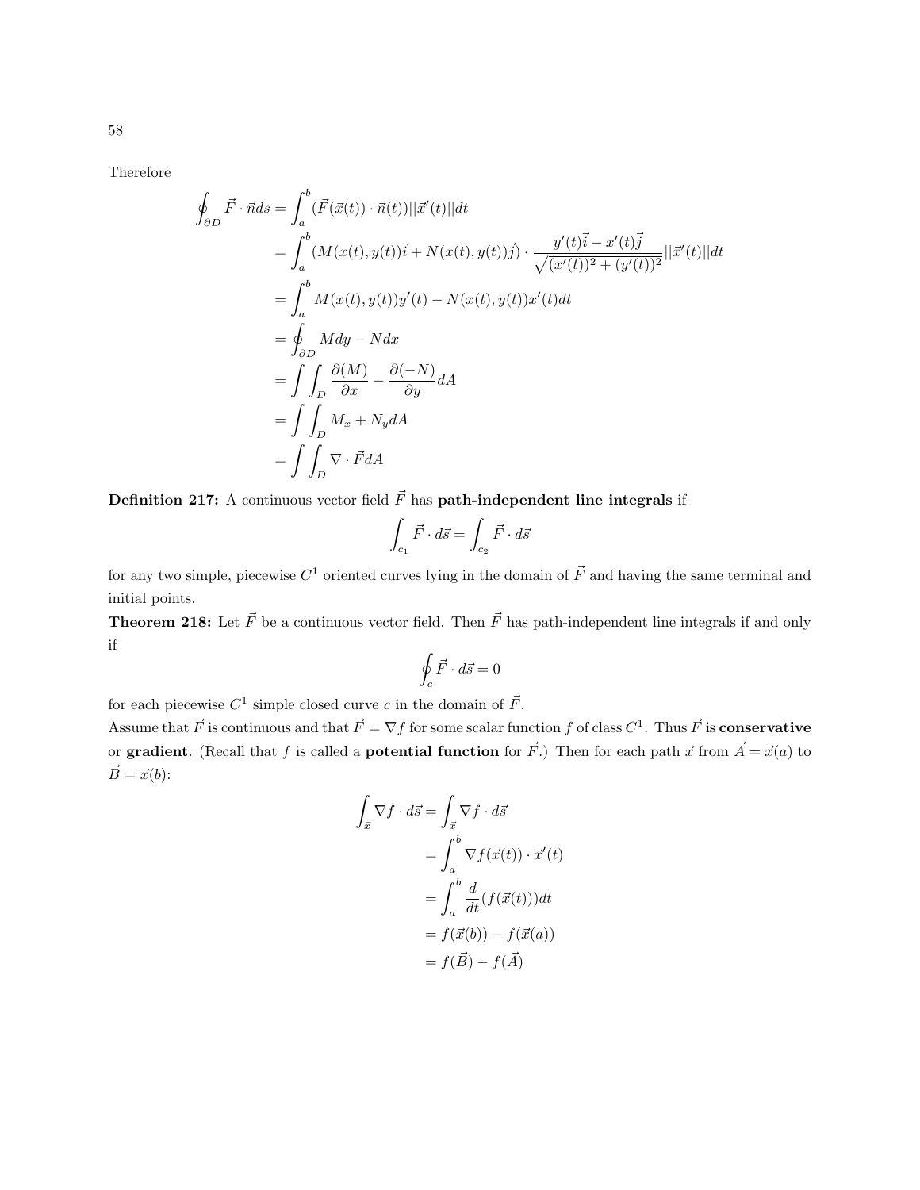Therefore

$$
\begin{aligned}
\oint_{\partial D} \vec{F} \cdot \vec{n} ds &= \int_a^b (\vec{F}(\vec{x}(t)) \cdot \vec{n}(t)) ||\vec{x}'(t)|| dt \\
&= \int_a^b (M(x(t), y(t))\vec{i} + N(x(t), y(t))\vec{j}) \cdot \frac{y'(t)\vec{i} - x'(t)\vec{j}}{\sqrt{(x'(t))^2 + (y'(t))^2}} ||\vec{x}'(t)|| dt \\
&= \int_a^b M(x(t), y(t))y'(t) - N(x(t), y(t))x'(t) dt \\
&= \oint_{\partial D} M dy - N dx \\
&= \int\int_D \frac{\partial (M)}{\partial x} - \frac{\partial (-N)}{\partial y} dA \\
&= \int\int_D M_x + N_y dA \\
&= \int\int_D \nabla \cdot \vec{F} dA
\end{aligned}
$$

**Definition 217:** A continuous vector field $\vec{F}$ has **path-independent line integrals** if

$$\int_{c_1} \vec{F} \cdot d\vec{s} = \int_{c_2} \vec{F} \cdot d\vec{s}$$

for any two simple, piecewise $C^1$ oriented curves lying in the domain of $\vec{F}$ and having the same terminal and initial points.

**Theorem 218:** Let $\vec{F}$ be a continuous vector field. Then $\vec{F}$ has path-independent line integrals if and only if

$$\oint_c \vec{F} \cdot d\vec{s} = 0$$

for each piecewise $C^1$ simple closed curve $c$ in the domain of $\vec{F}$.

Assume that $\vec{F}$ is continuous and that $\vec{F} = \nabla f$ for some scalar function $f$ of class $C^1$. Thus $\vec{F}$ is **conservative** or **gradient**. (Recall that $f$ is called a **potential function** for $\vec{F}$.) Then for each path $\vec{x}$ from $\vec{A} = \vec{x}(a)$ to $\vec{B} = \vec{x}(b)$:

$$
\begin{aligned}
\int_{\vec{x}} \nabla f \cdot d\vec{s} &= \int_{\vec{x}} \nabla f \cdot d\vec{s} \\
&= \int_a^b \nabla f(\vec{x}(t)) \cdot \vec{x}'(t) \\
&= \int_a^b \frac{d}{dt}(f(\vec{x}(t))) dt \\
&= f(\vec{x}(b)) - f(\vec{x}(a)) \\
&= f(\vec{B}) - f(\vec{A})
\end{aligned}
$$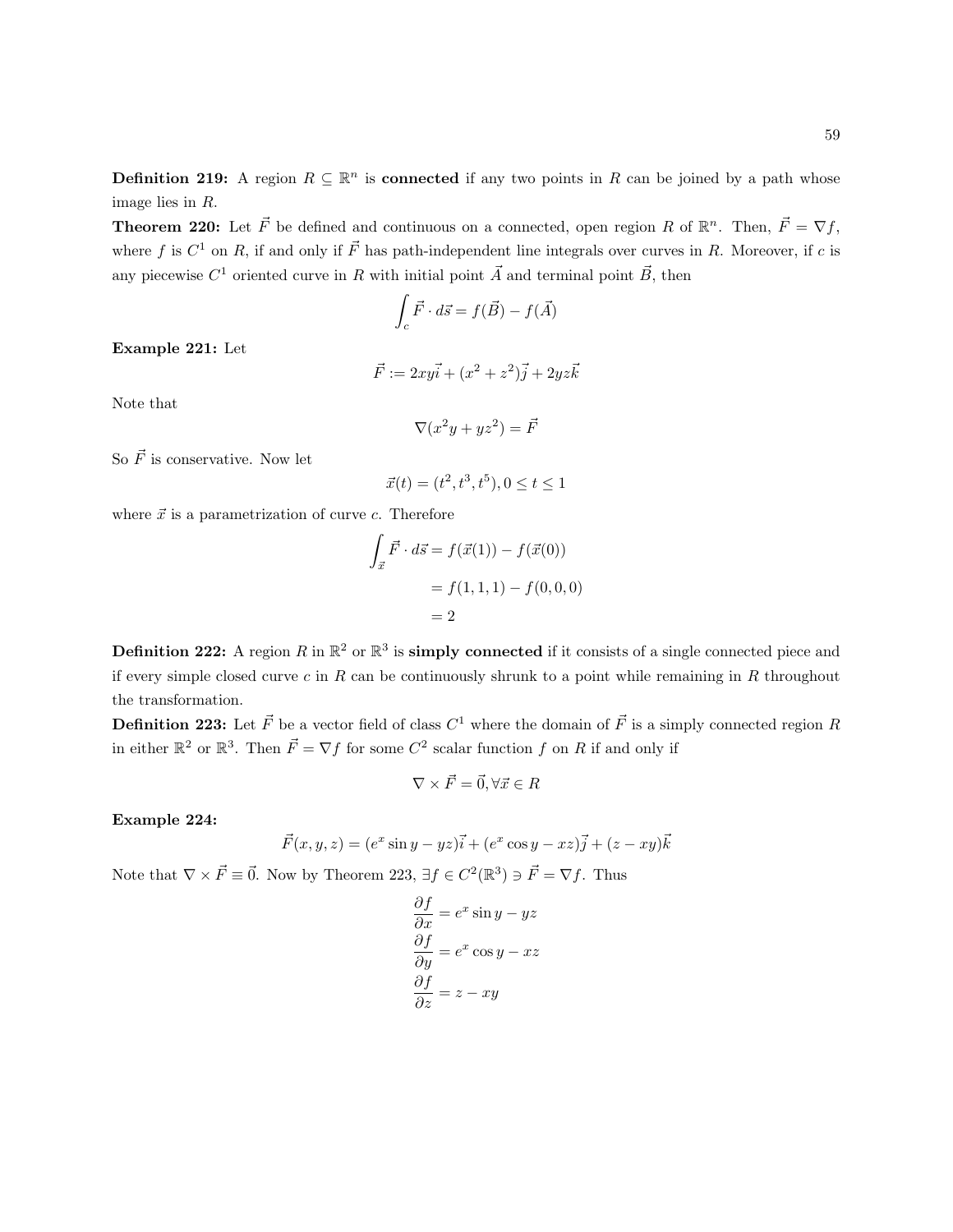**Definition 219:** A region $R \subseteq \mathbb{R}^n$ is **connected** if any two points in $R$ can be joined by a path whose image lies in $R$.

**Theorem 220:** Let $\vec{F}$ be defined and continuous on a connected, open region $R$ of $\mathbb{R}^n$. Then, $\vec{F} = \nabla f$, where $f$ is $C^1$ on $R$, if and only if $\vec{F}$ has path-independent line integrals over curves in $R$. Moreover, if $c$ is any piecewise $C^1$ oriented curve in $R$ with initial point $\vec{A}$ and terminal point $\vec{B}$, then

$$\int_c \vec{F} \cdot d\vec{s} = f(\vec{B}) - f(\vec{A})$$

**Example 221:** Let

$$\vec{F} := 2xy\vec{i} + (x^2 + z^2)\vec{j} + 2yz\vec{k}$$

Note that

$$\nabla(x^2 y + yz^2) = \vec{F}$$

So $\vec{F}$ is conservative. Now let

$$\vec{x}(t) = (t^2, t^3, t^5), 0 \leq t \leq 1$$

where $\vec{x}$ is a parametrization of curve $c$. Therefore

$$\begin{aligned}\int_{\vec{x}} \vec{F} \cdot d\vec{s} &= f(\vec{x}(1)) - f(\vec{x}(0)) \\ &= f(1,1,1) - f(0,0,0) \\ &= 2\end{aligned}$$

**Definition 222:** A region $R$ in $\mathbb{R}^2$ or $\mathbb{R}^3$ is **simply connected** if it consists of a single connected piece and if every simple closed curve $c$ in $R$ can be continuously shrunk to a point while remaining in $R$ throughout the transformation.

**Definition 223:** Let $\vec{F}$ be a vector field of class $C^1$ where the domain of $\vec{F}$ is a simply connected region $R$ in either $\mathbb{R}^2$ or $\mathbb{R}^3$. Then $\vec{F} = \nabla f$ for some $C^2$ scalar function $f$ on $R$ if and only if

$$\nabla \times \vec{F} = \vec{0}, \forall \vec{x} \in R$$

**Example 224:**

$$\vec{F}(x,y,z) = (e^x \sin y - yz)\vec{i} + (e^x \cos y - xz)\vec{j} + (z - xy)\vec{k}$$

Note that $\nabla \times \vec{F} \equiv \vec{0}$. Now by Theorem 223, $\exists f \in C^2(\mathbb{R}^3) \ni \vec{F} = \nabla f$. Thus

$$\begin{aligned}\frac{\partial f}{\partial x} &= e^x \sin y - yz \\ \frac{\partial f}{\partial y} &= e^x \cos y - xz \\ \frac{\partial f}{\partial z} &= z - xy\end{aligned}$$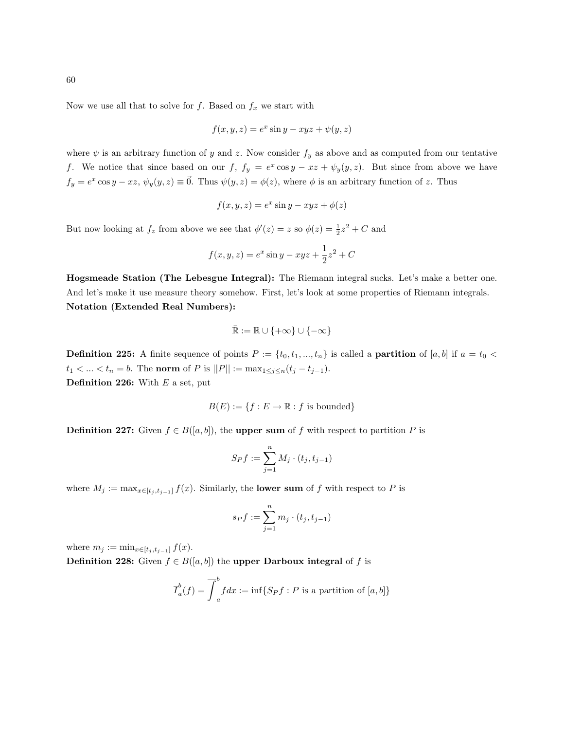Now we use all that to solve for $f$. Based on $f_x$ we start with

$$f(x,y,z) = e^x \sin y - xyz + \psi(y,z)$$

where $\psi$ is an arbitrary function of $y$ and $z$. Now consider $f_y$ as above and as computed from our tentative $f$. We notice that since based on our $f$, $f_y = e^x \cos y - xz + \psi_y(y,z)$. But since from above we have $f_y = e^x \cos y - xz$, $\psi_y(y,z) \equiv \vec{0}$. Thus $\psi(y,z) = \phi(z)$, where $\phi$ is an arbitrary function of $z$. Thus

$$f(x,y,z) = e^x \sin y - xyz + \phi(z)$$

But now looking at $f_z$ from above we see that $\phi'(z) = z$ so $\phi(z) = \frac{1}{2}z^2 + C$ and

$$f(x,y,z) = e^x \sin y - xyz + \frac{1}{2}z^2 + C$$

**Hogsmeade Station (The Lebesgue Integral):** The Riemann integral sucks. Let's make a better one. And let's make it use measure theory somehow. First, let's look at some properties of Riemann integrals.

**Notation (Extended Real Numbers):**

$$\bar{\mathbb{R}} := \mathbb{R} \cup \{+\infty\} \cup \{-\infty\}$$

**Definition 225:** A finite sequence of points $P := \{t_0, t_1, ..., t_n\}$ is called a **partition** of $[a,b]$ if $a = t_0 < t_1 < ... < t_n = b$. The **norm** of $P$ is $||P|| := \max_{1 \le j \le n}(t_j - t_{j-1})$.

**Definition 226:** With $E$ a set, put

$$B(E) := \{f : E \to \mathbb{R} : f \text{ is bounded}\}$$

**Definition 227:** Given $f \in B([a,b])$, the **upper sum** of $f$ with respect to partition $P$ is

$$S_P f := \sum_{j=1}^{n} M_j \cdot (t_j, t_{j-1})$$

where $M_j := \max_{x \in [t_j, t_{j-1}]} f(x)$. Similarly, the **lower sum** of $f$ with respect to $P$ is

$$s_P f := \sum_{j=1}^{n} m_j \cdot (t_j, t_{j-1})$$

where $m_j := \min_{x \in [t_j, t_{j-1}]} f(x)$.

**Definition 228:** Given $f \in B([a,b])$ the **upper Darboux integral** of $f$ is

$$\overline{I}_a^b(f) = \overline{\int_a^b} f dx := \inf\{S_P f : P \text{ is a partition of } [a,b]\}$$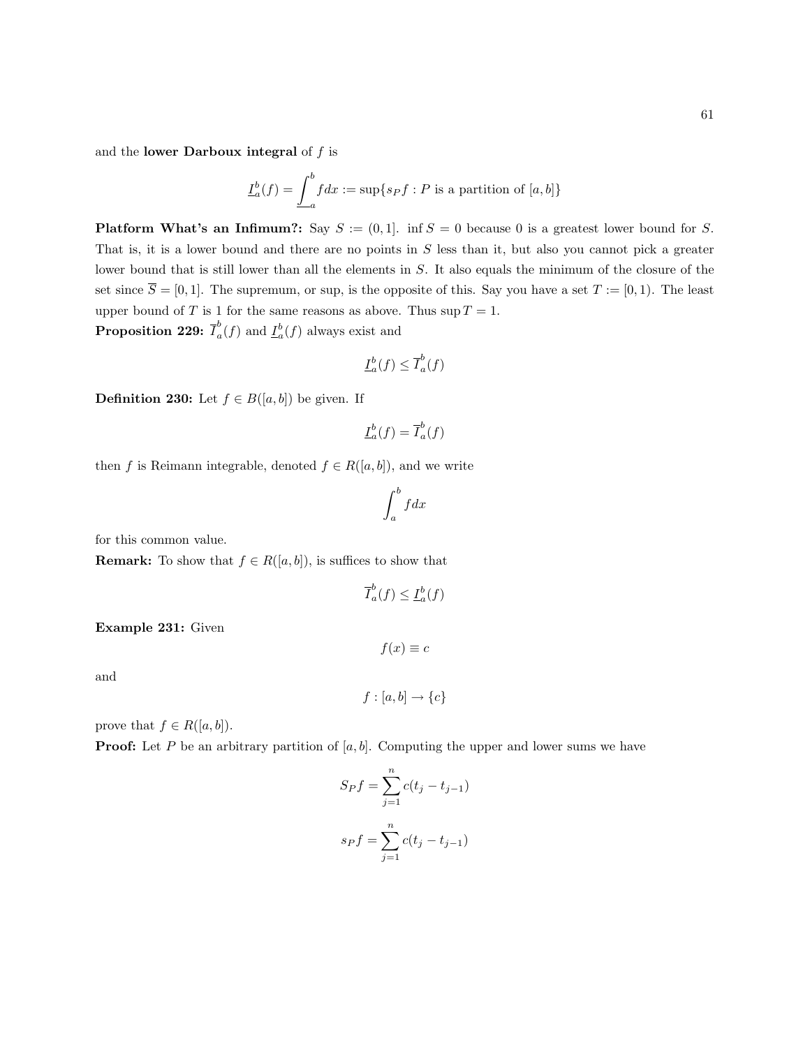and the **lower Darboux integral** of $f$ is

$$\underline{I}_a^b(f) = \underline{\int_a^b} f dx := \sup\{s_P f : P \text{ is a partition of } [a,b]\}$$

**Platform What's an Infimum?:** Say $S := (0,1]$. $\inf S = 0$ because 0 is a greatest lower bound for $S$. That is, it is a lower bound and there are no points in $S$ less than it, but also you cannot pick a greater lower bound that is still lower than all the elements in $S$. It also equals the minimum of the closure of the set since $\overline{S} = [0,1]$. The supremum, or sup, is the opposite of this. Say you have a set $T := [0,1)$. The least upper bound of $T$ is 1 for the same reasons as above. Thus $\sup T = 1$.

**Proposition 229:** $\overline{I}_a^b(f)$ and $\underline{I}_a^b(f)$ always exist and

$$\underline{I}_a^b(f) \leq \overline{I}_a^b(f)$$

**Definition 230:** Let $f \in B([a,b])$ be given. If

$$\underline{I}_a^b(f) = \overline{I}_a^b(f)$$

then $f$ is Reimann integrable, denoted $f \in R([a,b])$, and we write

$$\int_a^b f dx$$

for this common value.

**Remark:** To show that $f \in R([a,b])$, is suffices to show that

$$\overline{I}_a^b(f) \leq \underline{I}_a^b(f)$$

**Example 231:** Given

$$f(x) \equiv c$$

and

$$f : [a,b] \to \{c\}$$

prove that $f \in R([a,b])$.

**Proof:** Let $P$ be an arbitrary partition of $[a,b]$. Computing the upper and lower sums we have

$$S_P f = \sum_{j=1}^{n} c(t_j - t_{j-1})$$

$$s_P f = \sum_{j=1}^{n} c(t_j - t_{j-1})$$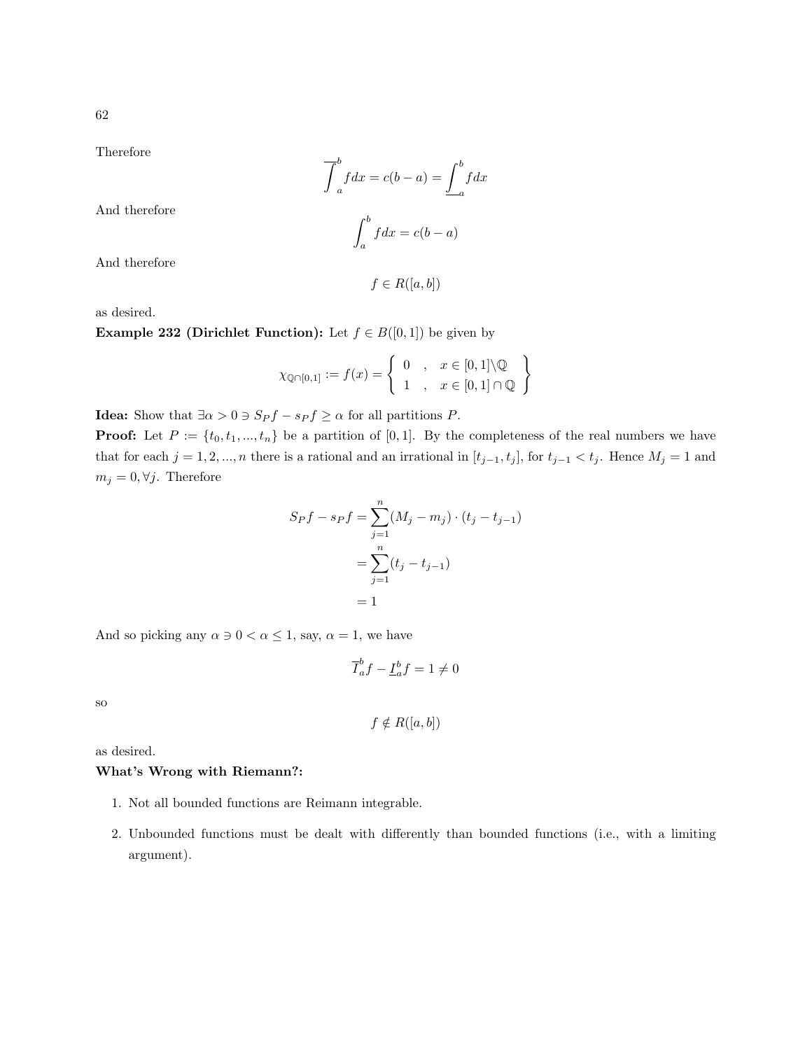Therefore

$$\overline{\int_a^b} f dx = c(b-a) = \underline{\int_a^b} f dx$$

And therefore

$$\int_a^b f dx = c(b-a)$$

And therefore

$$f \in R([a,b])$$

as desired.

**Example 232 (Dirichlet Function):** Let $f \in B([0,1])$ be given by

$$\chi_{\mathbb{Q}\cap[0,1]} := f(x) = \left\{ \begin{array}{ccc} 0 & , & x \in [0,1]\backslash\mathbb{Q} \\ 1 & , & x \in [0,1]\cap\mathbb{Q} \end{array} \right\}$$

**Idea:** Show that $\exists \alpha > 0 \ni S_P f - s_P f \geq \alpha$ for all partitions $P$.

**Proof:** Let $P := \{t_0, t_1, ..., t_n\}$ be a partition of $[0,1]$. By the completeness of the real numbers we have that for each $j = 1, 2, ..., n$ there is a rational and an irrational in $[t_{j-1}, t_j]$, for $t_{j-1} < t_j$. Hence $M_j = 1$ and $m_j = 0, \forall j$. Therefore

$$\begin{aligned} S_P f - s_P f &= \sum_{j=1}^{n} (M_j - m_j) \cdot (t_j - t_{j-1}) \\ &= \sum_{j=1}^{n} (t_j - t_{j-1}) \\ &= 1 \end{aligned}$$

And so picking any $\alpha \ni 0 < \alpha \leq 1$, say, $\alpha = 1$, we have

$$\overline{I}_a^b f - \underline{I}_a^b f = 1 \neq 0$$

so

$$f \notin R([a,b])$$

as desired.

**What's Wrong with Riemann?:**

1. Not all bounded functions are Reimann integrable.
2. Unbounded functions must be dealt with differently than bounded functions (i.e., with a limiting argument).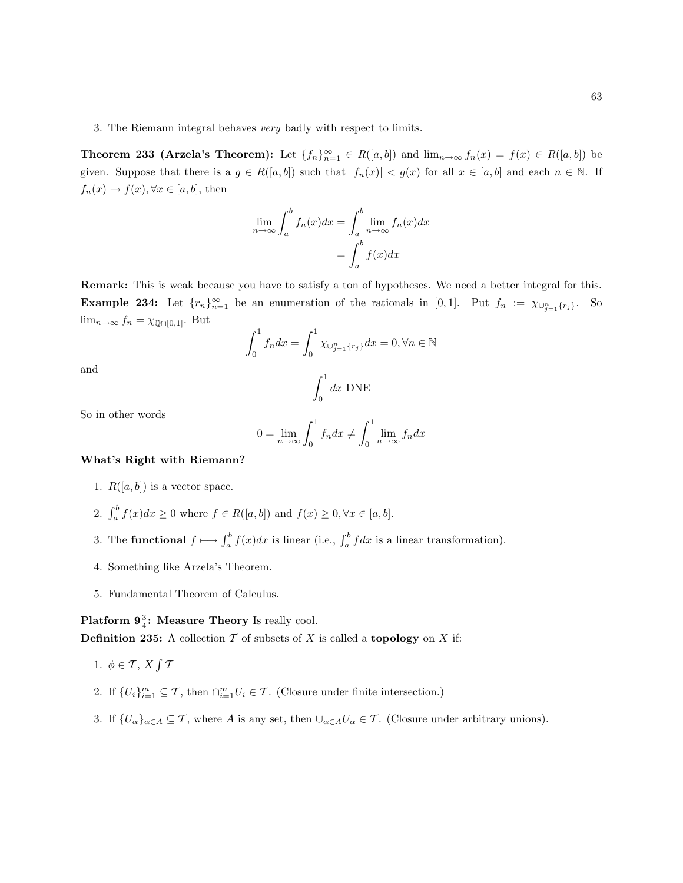3. The Riemann integral behaves *very* badly with respect to limits.

**Theorem 233 (Arzela's Theorem):** Let $\{f_n\}_{n=1}^{\infty} \in R([a,b])$ and $\lim_{n\to\infty} f_n(x) = f(x) \in R([a,b])$ be given. Suppose that there is a $g \in R([a,b])$ such that $|f_n(x)| < g(x)$ for all $x \in [a,b]$ and each $n \in \mathbb{N}$. If $f_n(x) \to f(x), \forall x \in [a,b]$, then

$$\begin{aligned} \lim_{n\to\infty} \int_a^b f_n(x)dx &= \int_a^b \lim_{n\to\infty} f_n(x)dx \\ &= \int_a^b f(x)dx \end{aligned}$$

**Remark:** This is weak because you have to satisfy a ton of hypotheses. We need a better integral for this.

**Example 234:** Let $\{r_n\}_{n=1}^{\infty}$ be an enumeration of the rationals in $[0,1]$. Put $f_n := \chi_{\cup_{j=1}^{n}\{r_j\}}$. So $\lim_{n\to\infty} f_n = \chi_{\mathbb{Q}\cap[0,1]}$. But

$$\int_0^1 f_n dx = \int_0^1 \chi_{\cup_{j=1}^{n}\{r_j\}} dx = 0, \forall n \in \mathbb{N}$$

and

$$\int_0^1 dx \text{ DNE}$$

So in other words

$$0 = \lim_{n\to\infty} \int_0^1 f_n dx \neq \int_0^1 \lim_{n\to\infty} f_n dx$$

**What's Right with Riemann?**

1. $R([a,b])$ is a vector space.
2. $\int_a^b f(x)dx \geq 0$ where $f \in R([a,b])$ and $f(x) \geq 0, \forall x \in [a,b]$.
3. The **functional** $f \longmapsto \int_a^b f(x)dx$ is linear (i.e., $\int_a^b f dx$ is a linear transformation).
4. Something like Arzela's Theorem.
5. Fundamental Theorem of Calculus.

**Platform $9\frac{3}{4}$: Measure Theory** Is really cool.

**Definition 235:** A collection $\mathcal{T}$ of subsets of $X$ is called a **topology** on $X$ if:

1. $\phi \in \mathcal{T}$, $X \int \mathcal{T}$
2. If $\{U_i\}_{i=1}^{m} \subseteq \mathcal{T}$, then $\cap_{i=1}^{m} U_i \in \mathcal{T}$. (Closure under finite intersection.)
3. If $\{U_\alpha\}_{\alpha\in A} \subseteq \mathcal{T}$, where $A$ is any set, then $\cup_{\alpha\in A} U_\alpha \in \mathcal{T}$. (Closure under arbitrary unions).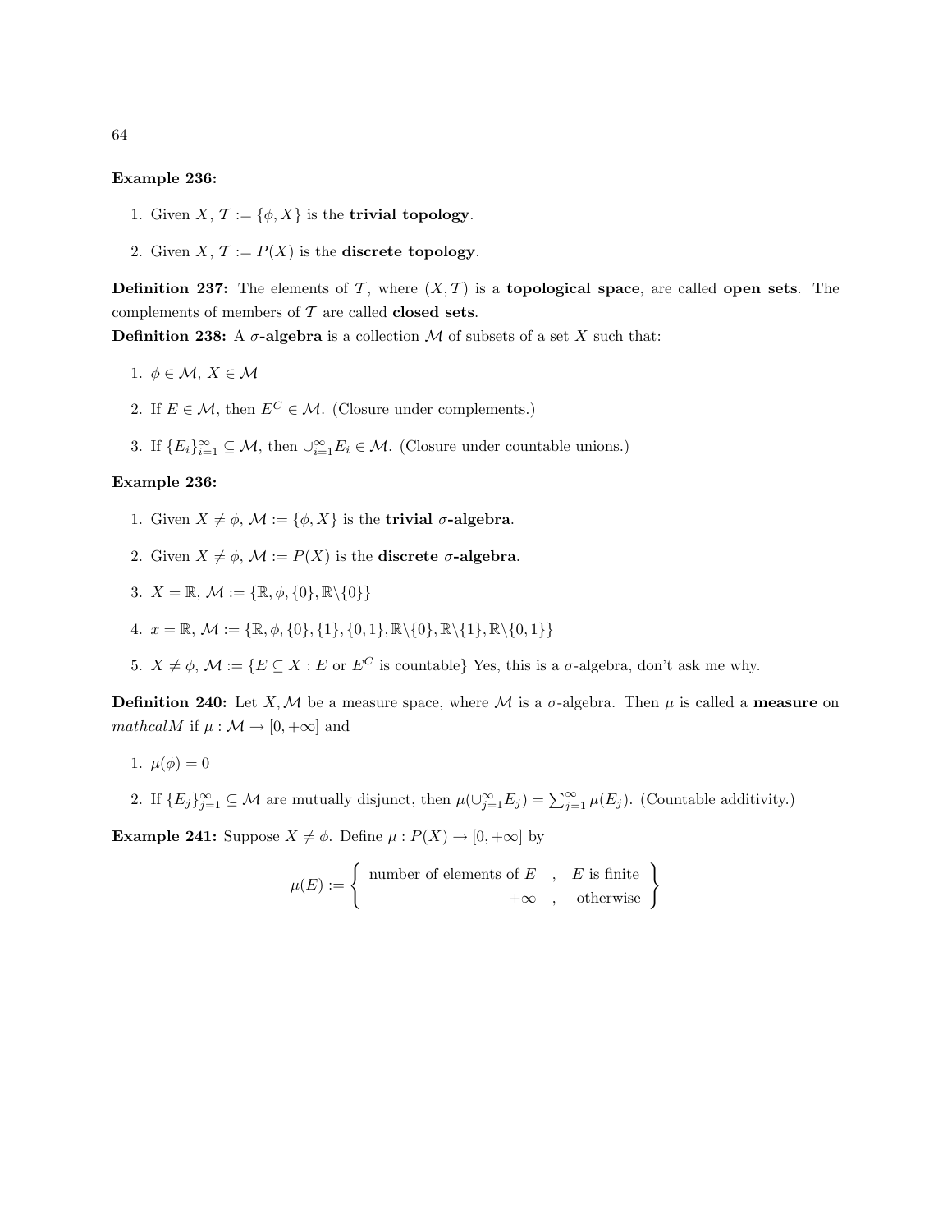**Example 236:**

1. Given $X$, $\mathcal{T} := \{\phi, X\}$ is the **trivial topology**.

2. Given $X$, $\mathcal{T} := P(X)$ is the **discrete topology**.

**Definition 237:** The elements of $\mathcal{T}$, where $(X, \mathcal{T})$ is a **topological space**, are called **open sets**. The complements of members of $\mathcal{T}$ are called **closed sets**.

**Definition 238:** A **$\sigma$-algebra** is a collection $\mathcal{M}$ of subsets of a set $X$ such that:

1. $\phi \in \mathcal{M}$, $X \in \mathcal{M}$

2. If $E \in \mathcal{M}$, then $E^C \in \mathcal{M}$. (Closure under complements.)

3. If $\{E_i\}_{i=1}^{\infty} \subseteq \mathcal{M}$, then $\cup_{i=1}^{\infty} E_i \in \mathcal{M}$. (Closure under countable unions.)

**Example 236:**

1. Given $X \neq \phi$, $\mathcal{M} := \{\phi, X\}$ is the **trivial $\sigma$-algebra**.

2. Given $X \neq \phi$, $\mathcal{M} := P(X)$ is the **discrete $\sigma$-algebra**.

3. $X = \mathbb{R}$, $\mathcal{M} := \{\mathbb{R}, \phi, \{0\}, \mathbb{R}\backslash\{0\}\}$

4. $x = \mathbb{R}$, $\mathcal{M} := \{\mathbb{R}, \phi, \{0\}, \{1\}, \{0, 1\}, \mathbb{R}\backslash\{0\}, \mathbb{R}\backslash\{1\}, \mathbb{R}\backslash\{0, 1\}\}$

5. $X \neq \phi$, $\mathcal{M} := \{E \subseteq X : E \text{ or } E^C \text{ is countable}\}$ Yes, this is a $\sigma$-algebra, don't ask me why.

**Definition 240:** Let $X, \mathcal{M}$ be a measure space, where $\mathcal{M}$ is a $\sigma$-algebra. Then $\mu$ is called a **measure** on $mathcal M$ if $\mu : \mathcal{M} \to [0, +\infty]$ and

1. $\mu(\phi) = 0$

2. If $\{E_j\}_{j=1}^{\infty} \subseteq \mathcal{M}$ are mutually disjunct, then $\mu(\cup_{j=1}^{\infty} E_j) = \sum_{j=1}^{\infty} \mu(E_j)$. (Countable additivity.)

**Example 241:** Suppose $X \neq \phi$. Define $\mu : P(X) \to [0, +\infty]$ by

$$\mu(E) := \left\{ \begin{array}{rcl} \text{number of elements of } E & , & E \text{ is finite} \\ +\infty & , & \text{otherwise} \end{array} \right\}$$